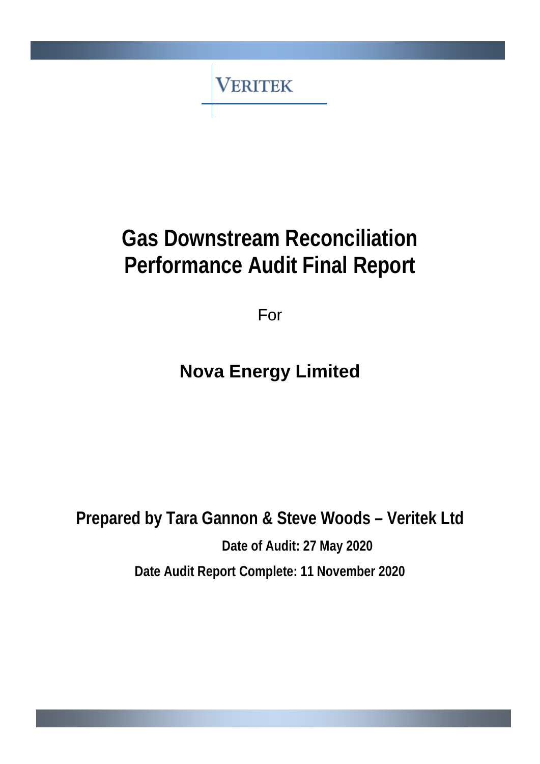VERITEK

# Gas Downstream Reconciliation Performance Audit Final Report

For

## Nova Energy Limited

**Prepared by Tara Gannon & Steve Woods – Veritek Ltd**

**Date of Audit: 27 May 2020**

**Date Audit Report Complete: 11 November 2020**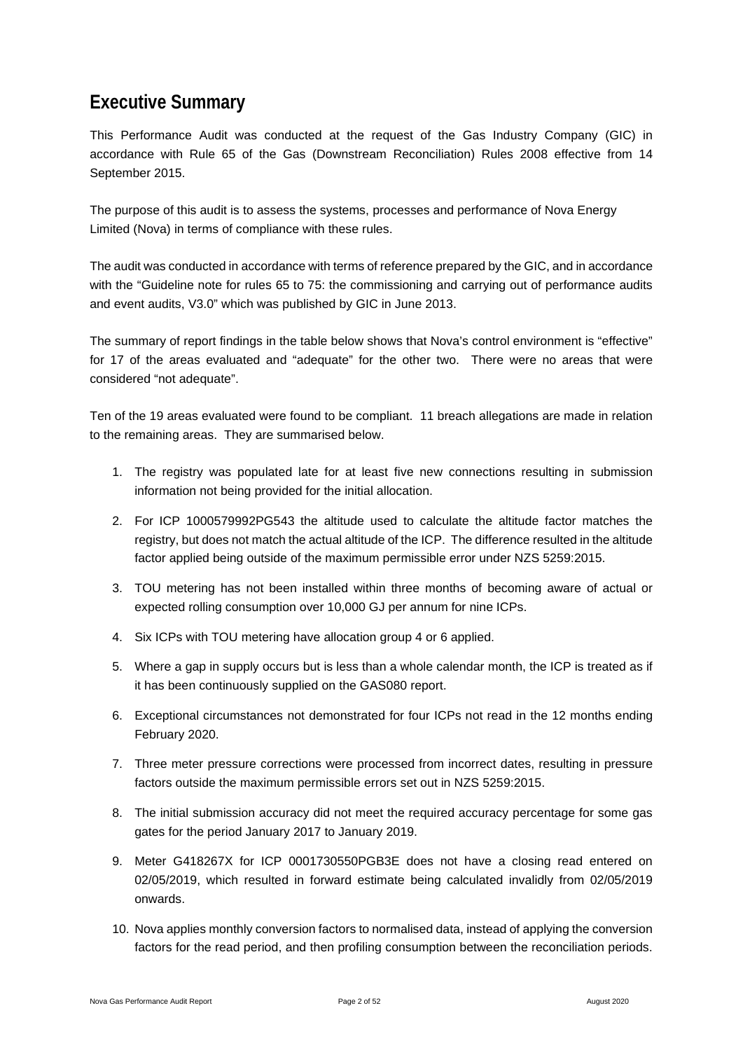## Executive Summary

This Performance Audit was conducted at the request of the Gas Industry Company (GIC) in accordance with Rule 65 of the Gas (Downstream Reconciliation) Rules 2008 effective from 14 September 2015.

The purpose of this audit is to assess the systems, processes and performance of Nova Energy Limited (Nova) in terms of compliance with these rules.

The audit was conducted in accordance with terms of reference prepared by the GIC, and in accordance with the "Guideline note for rules 65 to 75: the commissioning and carrying out of performance audits and event audits, V3.0" which was published by GIC in June 2013.

The summary of report findings in the table below shows that Nova's control environment is "effective" for 17 of the areas evaluated and "adequate" for the other two. There were no areas that were considered "not adequate".

Ten of the 19 areas evaluated were found to be compliant. 11 breach allegations are made in relation to the remaining areas. They are summarised below.

1. The registry was populated late for at least five new connections resulting in submission information not being provided for the initial allocation.
2. For ICP 1000579992PG543 the altitude used to calculate the altitude factor matches the registry, but does not match the actual altitude of the ICP. The difference resulted in the altitude factor applied being outside of the maximum permissible error under NZS 5259:2015.
3. TOU metering has not been installed within three months of becoming aware of actual or expected rolling consumption over 10,000 GJ per annum for nine ICPs.
4. Six ICPs with TOU metering have allocation group 4 or 6 applied.
5. Where a gap in supply occurs but is less than a whole calendar month, the ICP is treated as if it has been continuously supplied on the GAS080 report.
6. Exceptional circumstances not demonstrated for four ICPs not read in the 12 months ending February 2020.
7. Three meter pressure corrections were processed from incorrect dates, resulting in pressure factors outside the maximum permissible errors set out in NZS 5259:2015.
8. The initial submission accuracy did not meet the required accuracy percentage for some gas gates for the period January 2017 to January 2019.
9. Meter G418267X for ICP 0001730550PGB3E does not have a closing read entered on 02/05/2019, which resulted in forward estimate being calculated invalidly from 02/05/2019 onwards.
10. Nova applies monthly conversion factors to normalised data, instead of applying the conversion factors for the read period, and then profiling consumption between the reconciliation periods.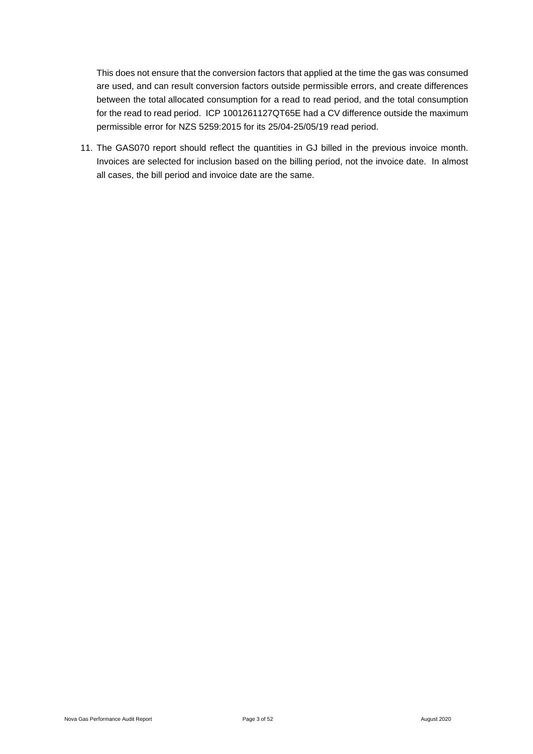This does not ensure that the conversion factors that applied at the time the gas was consumed are used, and can result conversion factors outside permissible errors, and create differences between the total allocated consumption for a read to read period, and the total consumption for the read to read period. ICP 1001261127QT65E had a CV difference outside the maximum permissible error for NZS 5259:2015 for its 25/04-25/05/19 read period.

11. The GAS070 report should reflect the quantities in GJ billed in the previous invoice month. Invoices are selected for inclusion based on the billing period, not the invoice date. In almost all cases, the bill period and invoice date are the same.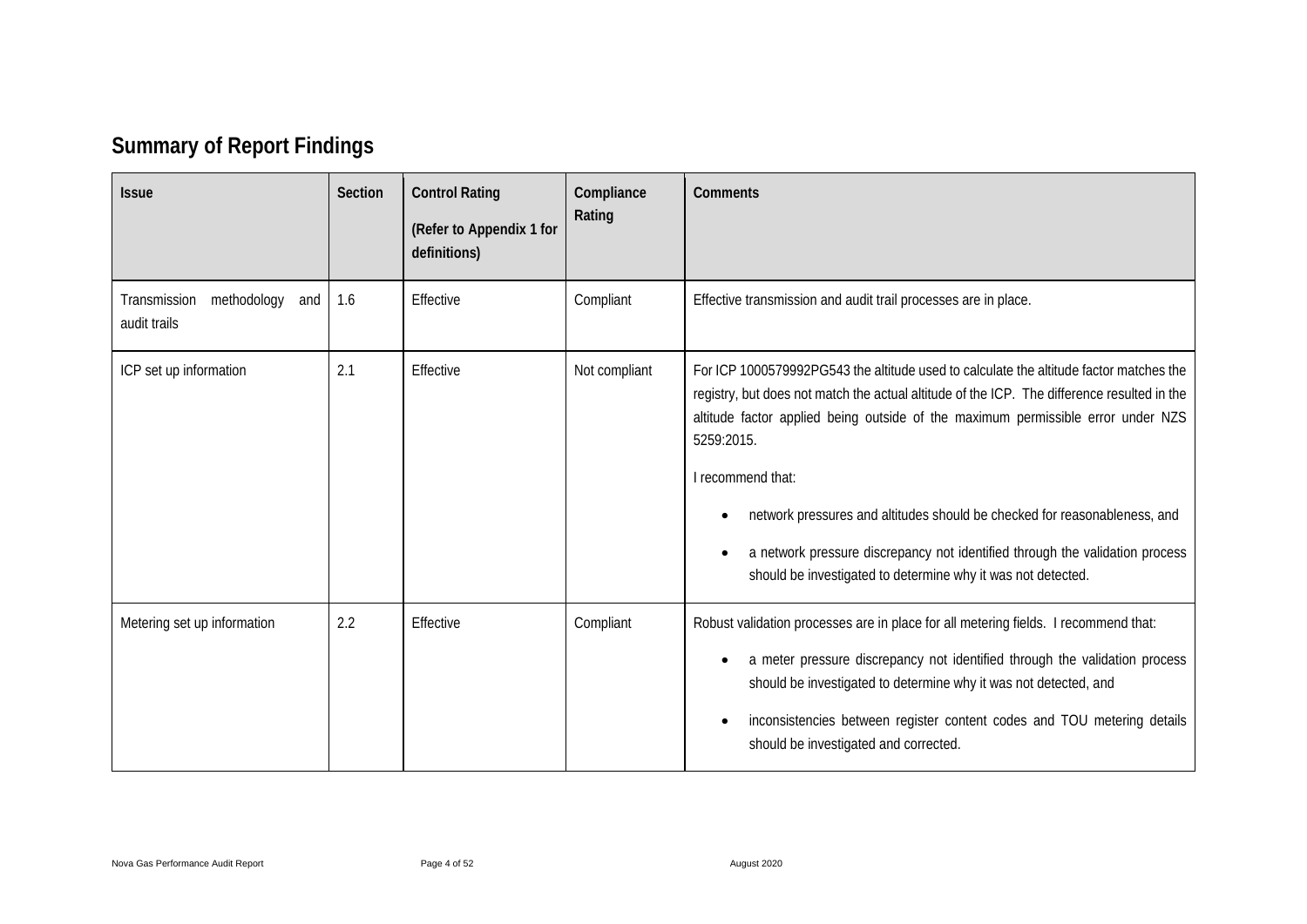## Summary of Report Findings

| Issue | Section | Control Rating (Refer to Appendix 1 for definitions) | Compliance Rating | Comments |
|---|---|---|---|---|
| Transmission methodology and audit trails | 1.6 | Effective | Compliant | Effective transmission and audit trail processes are in place. |
| ICP set up information | 2.1 | Effective | Not compliant | For ICP 1000579992PG543 the altitude used to calculate the altitude factor matches the registry, but does not match the actual altitude of the ICP. The difference resulted in the altitude factor applied being outside of the maximum permissible error under NZS 5259:2015.<br><br>I recommend that:<br><br>• network pressures and altitudes should be checked for reasonableness, and<br><br>• a network pressure discrepancy not identified through the validation process should be investigated to determine why it was not detected. |
| Metering set up information | 2.2 | Effective | Compliant | Robust validation processes are in place for all metering fields. I recommend that:<br><br>• a meter pressure discrepancy not identified through the validation process should be investigated to determine why it was not detected, and<br><br>• inconsistencies between register content codes and TOU metering details should be investigated and corrected. |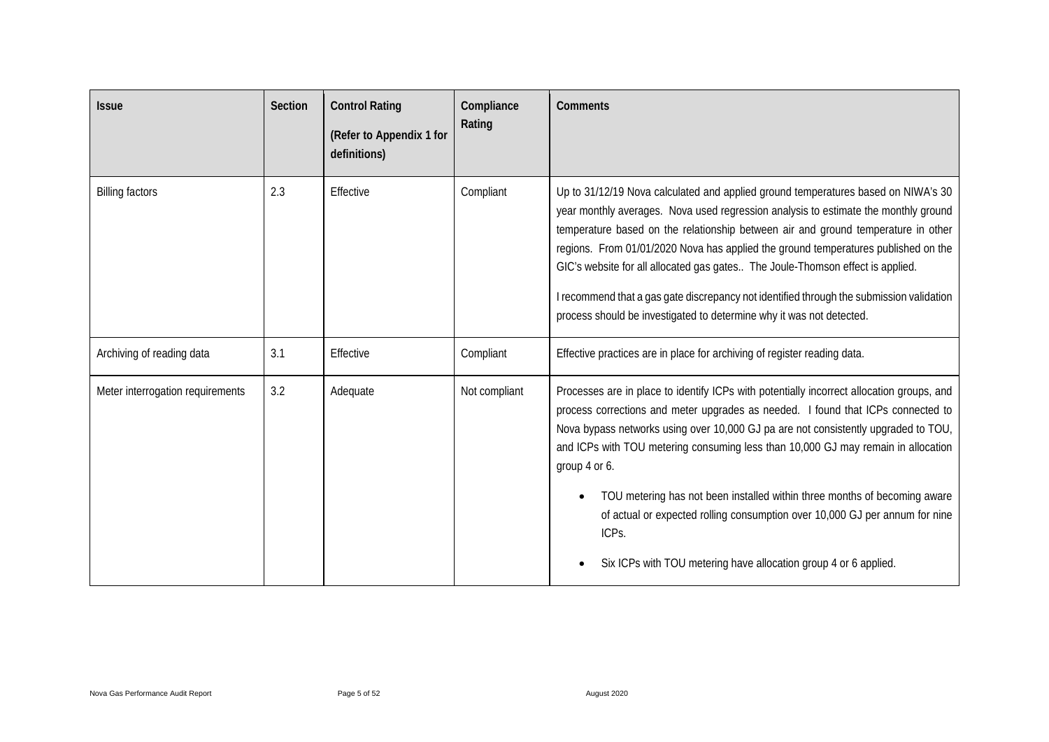| Issue | Section | Control Rating (Refer to Appendix 1 for definitions) | Compliance Rating | Comments |
|---|---|---|---|---|
| Billing factors | 2.3 | Effective | Compliant | Up to 31/12/19 Nova calculated and applied ground temperatures based on NIWA's 30 year monthly averages. Nova used regression analysis to estimate the monthly ground temperature based on the relationship between air and ground temperature in other regions. From 01/01/2020 Nova has applied the ground temperatures published on the GIC's website for all allocated gas gates.. The Joule-Thomson effect is applied.<br><br>I recommend that a gas gate discrepancy not identified through the submission validation process should be investigated to determine why it was not detected. |
| Archiving of reading data | 3.1 | Effective | Compliant | Effective practices are in place for archiving of register reading data. |
| Meter interrogation requirements | 3.2 | Adequate | Not compliant | Processes are in place to identify ICPs with potentially incorrect allocation groups, and process corrections and meter upgrades as needed. I found that ICPs connected to Nova bypass networks using over 10,000 GJ pa are not consistently upgraded to TOU, and ICPs with TOU metering consuming less than 10,000 GJ may remain in allocation group 4 or 6.<br><br>• TOU metering has not been installed within three months of becoming aware of actual or expected rolling consumption over 10,000 GJ per annum for nine ICPs.<br><br>• Six ICPs with TOU metering have allocation group 4 or 6 applied. |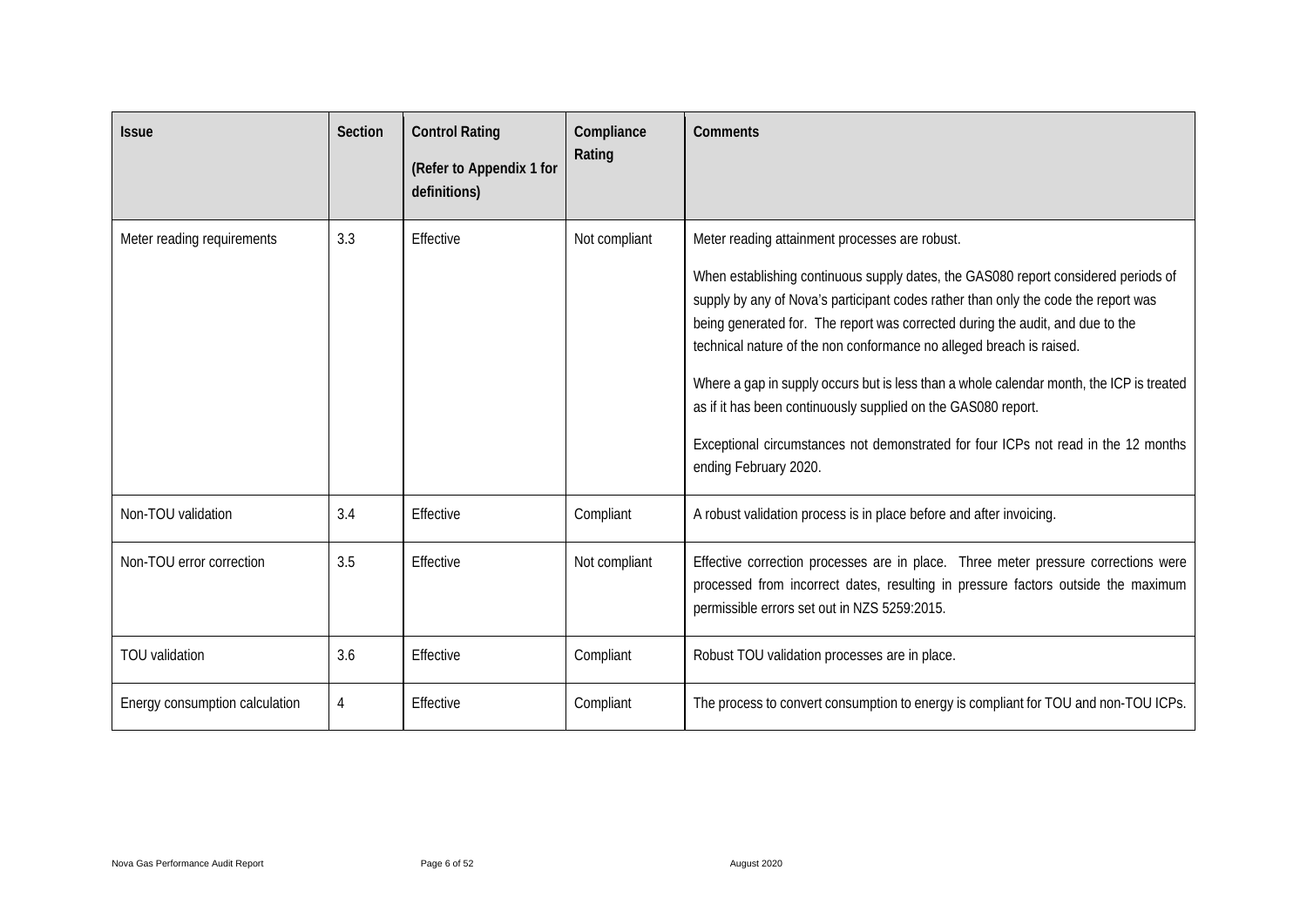| Issue | Section | Control Rating (Refer to Appendix 1 for definitions) | Compliance Rating | Comments |
|---|---|---|---|---|
| Meter reading requirements | 3.3 | Effective | Not compliant | Meter reading attainment processes are robust.<br><br>When establishing continuous supply dates, the GAS080 report considered periods of supply by any of Nova's participant codes rather than only the code the report was being generated for. The report was corrected during the audit, and due to the technical nature of the non conformance no alleged breach is raised.<br><br>Where a gap in supply occurs but is less than a whole calendar month, the ICP is treated as if it has been continuously supplied on the GAS080 report.<br><br>Exceptional circumstances not demonstrated for four ICPs not read in the 12 months ending February 2020. |
| Non-TOU validation | 3.4 | Effective | Compliant | A robust validation process is in place before and after invoicing. |
| Non-TOU error correction | 3.5 | Effective | Not compliant | Effective correction processes are in place. Three meter pressure corrections were processed from incorrect dates, resulting in pressure factors outside the maximum permissible errors set out in NZS 5259:2015. |
| TOU validation | 3.6 | Effective | Compliant | Robust TOU validation processes are in place. |
| Energy consumption calculation | 4 | Effective | Compliant | The process to convert consumption to energy is compliant for TOU and non-TOU ICPs. |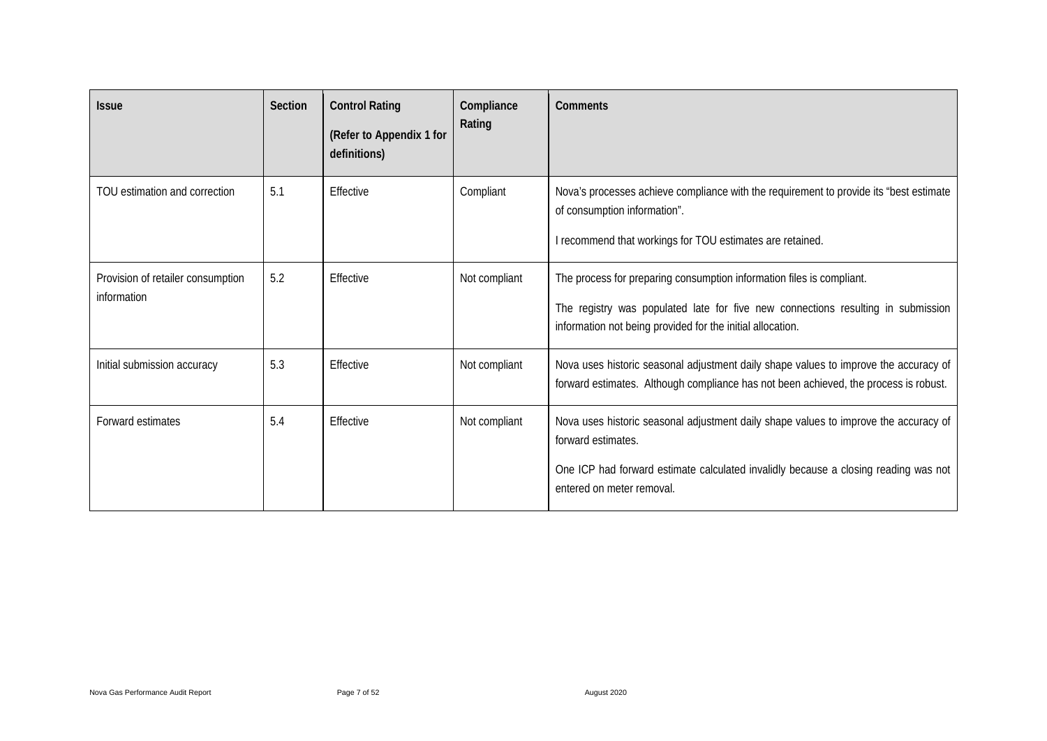| Issue | Section | Control Rating (Refer to Appendix 1 for definitions) | Compliance Rating | Comments |
|---|---|---|---|---|
| TOU estimation and correction | 5.1 | Effective | Compliant | Nova's processes achieve compliance with the requirement to provide its "best estimate of consumption information".<br><br>I recommend that workings for TOU estimates are retained. |
| Provision of retailer consumption information | 5.2 | Effective | Not compliant | The process for preparing consumption information files is compliant.<br><br>The registry was populated late for five new connections resulting in submission information not being provided for the initial allocation. |
| Initial submission accuracy | 5.3 | Effective | Not compliant | Nova uses historic seasonal adjustment daily shape values to improve the accuracy of forward estimates. Although compliance has not been achieved, the process is robust. |
| Forward estimates | 5.4 | Effective | Not compliant | Nova uses historic seasonal adjustment daily shape values to improve the accuracy of forward estimates.<br><br>One ICP had forward estimate calculated invalidly because a closing reading was not entered on meter removal. |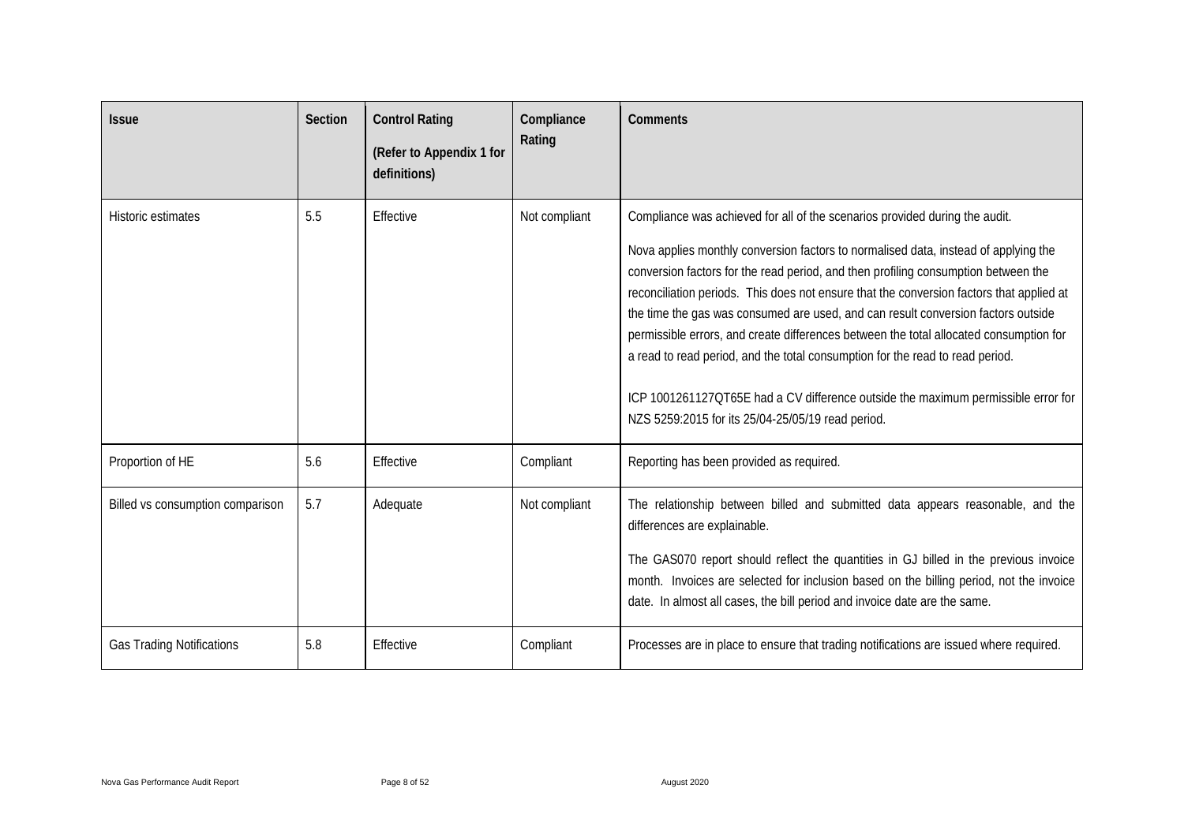| Issue | Section | Control Rating (Refer to Appendix 1 for definitions) | Compliance Rating | Comments |
|---|---|---|---|---|
| Historic estimates | 5.5 | Effective | Not compliant | Compliance was achieved for all of the scenarios provided during the audit.<br><br>Nova applies monthly conversion factors to normalised data, instead of applying the conversion factors for the read period, and then profiling consumption between the reconciliation periods. This does not ensure that the conversion factors that applied at the time the gas was consumed are used, and can result conversion factors outside permissible errors, and create differences between the total allocated consumption for a read to read period, and the total consumption for the read to read period.<br><br>ICP 1001261127QT65E had a CV difference outside the maximum permissible error for NZS 5259:2015 for its 25/04-25/05/19 read period. |
| Proportion of HE | 5.6 | Effective | Compliant | Reporting has been provided as required. |
| Billed vs consumption comparison | 5.7 | Adequate | Not compliant | The relationship between billed and submitted data appears reasonable, and the differences are explainable.<br><br>The GAS070 report should reflect the quantities in GJ billed in the previous invoice month. Invoices are selected for inclusion based on the billing period, not the invoice date. In almost all cases, the bill period and invoice date are the same. |
| Gas Trading Notifications | 5.8 | Effective | Compliant | Processes are in place to ensure that trading notifications are issued where required. |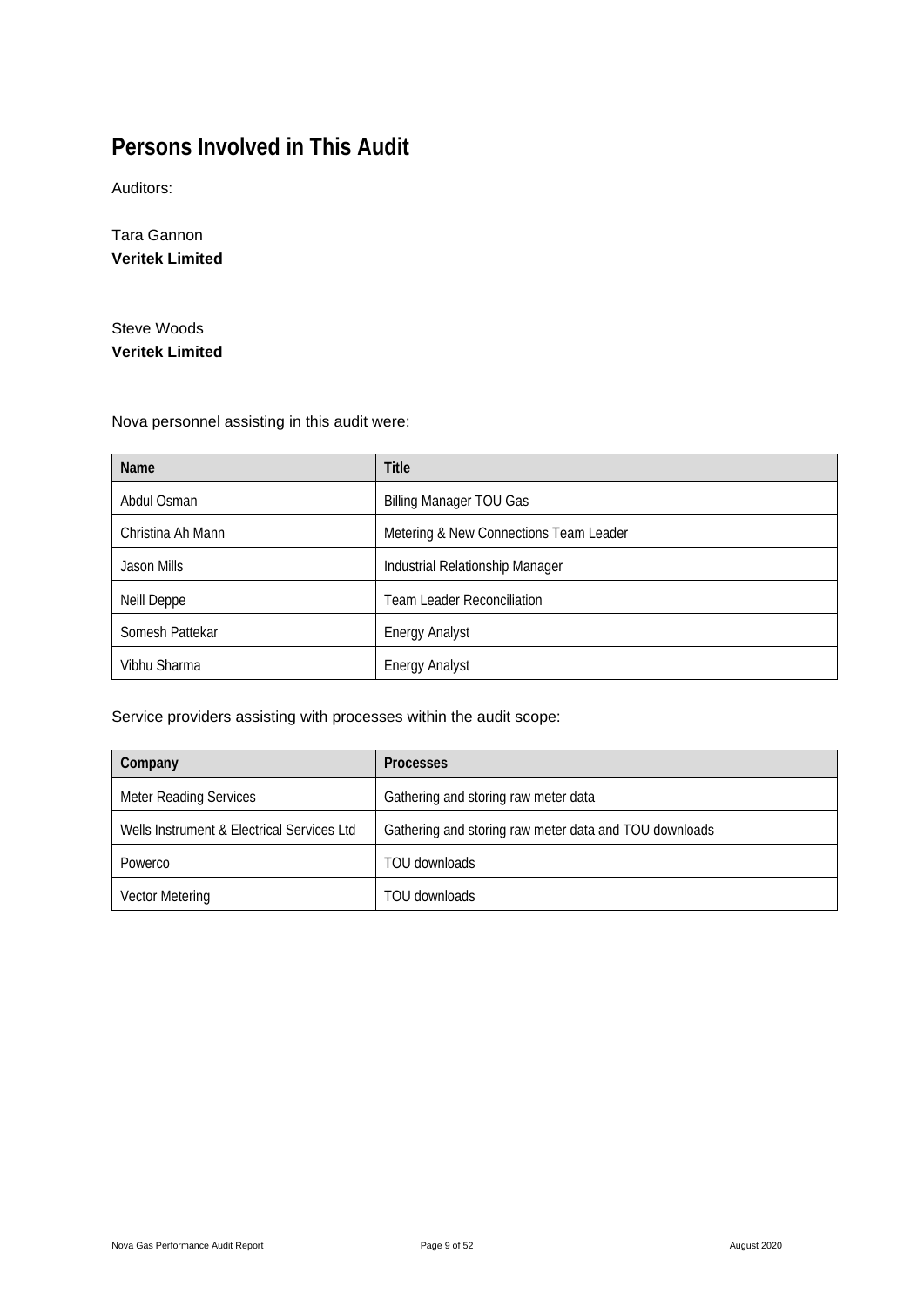# Persons Involved in This Audit

Auditors:

Tara Gannon
**Veritek Limited**

Steve Woods
**Veritek Limited**

Nova personnel assisting in this audit were:

| Name | Title |
|---|---|
| Abdul Osman | Billing Manager TOU Gas |
| Christina Ah Mann | Metering & New Connections Team Leader |
| Jason Mills | Industrial Relationship Manager |
| Neill Deppe | Team Leader Reconciliation |
| Somesh Pattekar | Energy Analyst |
| Vibhu Sharma | Energy Analyst |

Service providers assisting with processes within the audit scope:

| Company | Processes |
|---|---|
| Meter Reading Services | Gathering and storing raw meter data |
| Wells Instrument & Electrical Services Ltd | Gathering and storing raw meter data and TOU downloads |
| Powerco | TOU downloads |
| Vector Metering | TOU downloads |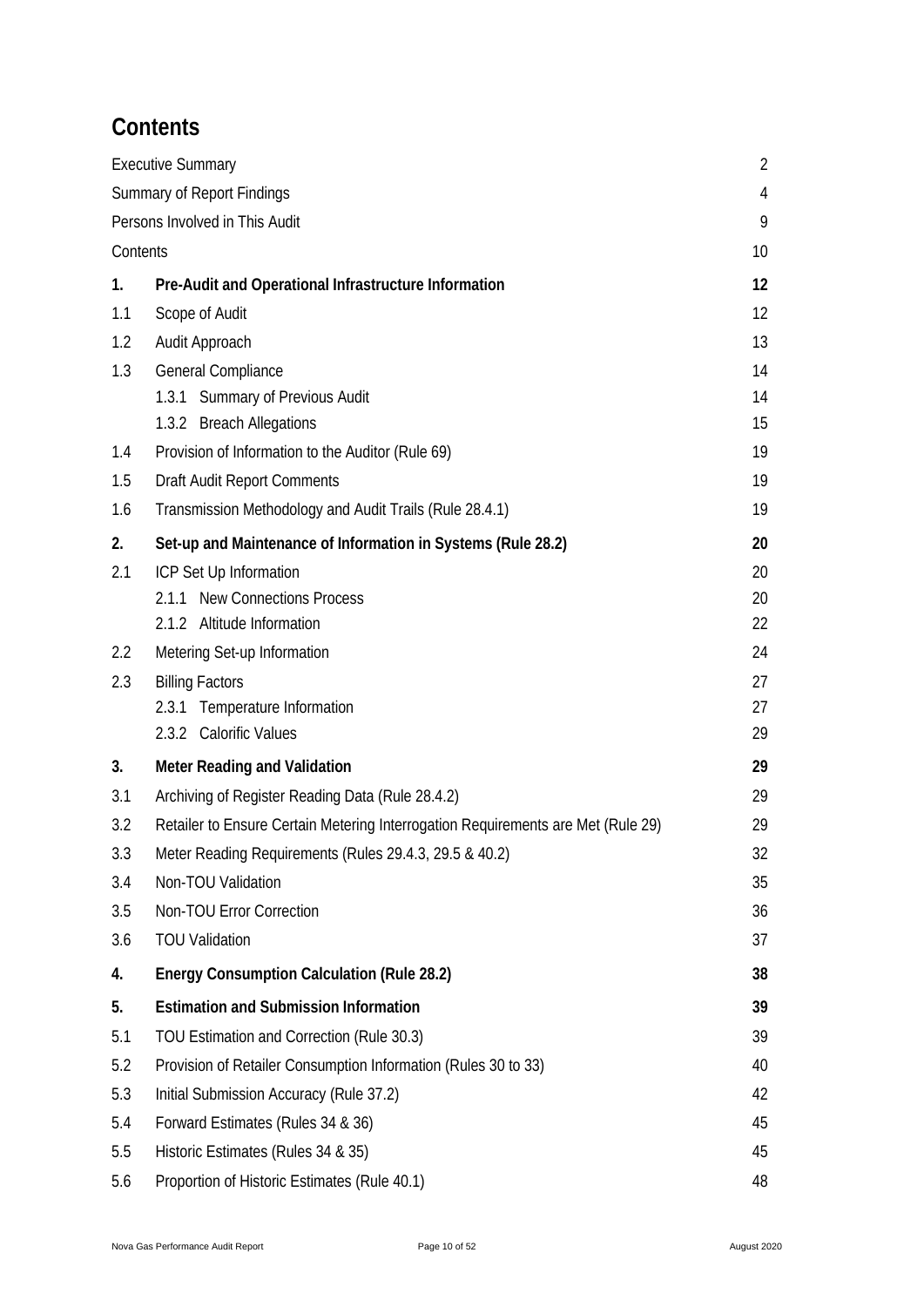# Contents

| | | |
|---|---|---|
| Executive Summary | | 2 |
| Summary of Report Findings | | 4 |
| Persons Involved in This Audit | | 9 |
| Contents | | 10 |
| **1.** | **Pre-Audit and Operational Infrastructure Information** | **12** |
| 1.1 | Scope of Audit | 12 |
| 1.2 | Audit Approach | 13 |
| 1.3 | General Compliance | 14 |
| | 1.3.1 Summary of Previous Audit | 14 |
| | 1.3.2 Breach Allegations | 15 |
| 1.4 | Provision of Information to the Auditor (Rule 69) | 19 |
| 1.5 | Draft Audit Report Comments | 19 |
| 1.6 | Transmission Methodology and Audit Trails (Rule 28.4.1) | 19 |
| **2.** | **Set-up and Maintenance of Information in Systems (Rule 28.2)** | **20** |
| 2.1 | ICP Set Up Information | 20 |
| | 2.1.1 New Connections Process | 20 |
| | 2.1.2 Altitude Information | 22 |
| 2.2 | Metering Set-up Information | 24 |
| 2.3 | Billing Factors | 27 |
| | 2.3.1 Temperature Information | 27 |
| | 2.3.2 Calorific Values | 29 |
| **3.** | **Meter Reading and Validation** | **29** |
| 3.1 | Archiving of Register Reading Data (Rule 28.4.2) | 29 |
| 3.2 | Retailer to Ensure Certain Metering Interrogation Requirements are Met (Rule 29) | 29 |
| 3.3 | Meter Reading Requirements (Rules 29.4.3, 29.5 & 40.2) | 32 |
| 3.4 | Non-TOU Validation | 35 |
| 3.5 | Non-TOU Error Correction | 36 |
| 3.6 | TOU Validation | 37 |
| **4.** | **Energy Consumption Calculation (Rule 28.2)** | **38** |
| **5.** | **Estimation and Submission Information** | **39** |
| 5.1 | TOU Estimation and Correction (Rule 30.3) | 39 |
| 5.2 | Provision of Retailer Consumption Information (Rules 30 to 33) | 40 |
| 5.3 | Initial Submission Accuracy (Rule 37.2) | 42 |
| 5.4 | Forward Estimates (Rules 34 & 36) | 45 |
| 5.5 | Historic Estimates (Rules 34 & 35) | 45 |
| 5.6 | Proportion of Historic Estimates (Rule 40.1) | 48 |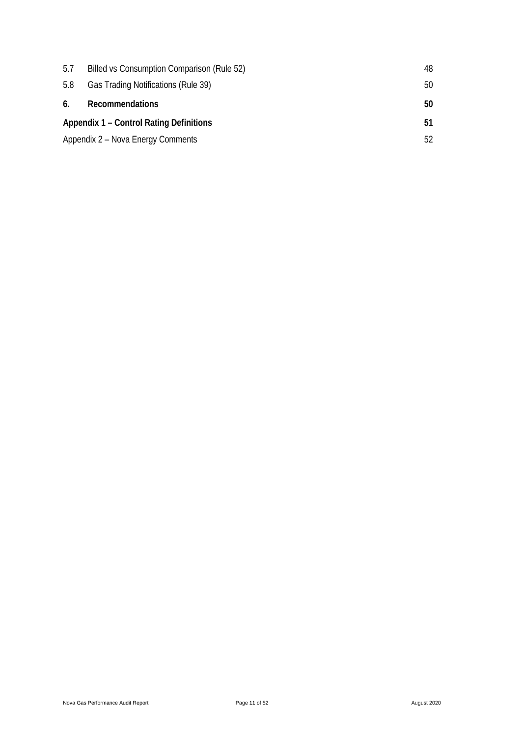| | | |
|---|---|---|
| 5.7 | Billed vs Consumption Comparison (Rule 52) | 48 |
| 5.8 | Gas Trading Notifications (Rule 39) | 50 |
| **6.** | **Recommendations** | **50** |
| **Appendix 1 – Control Rating Definitions** | | **51** |
| Appendix 2 – Nova Energy Comments | | 52 |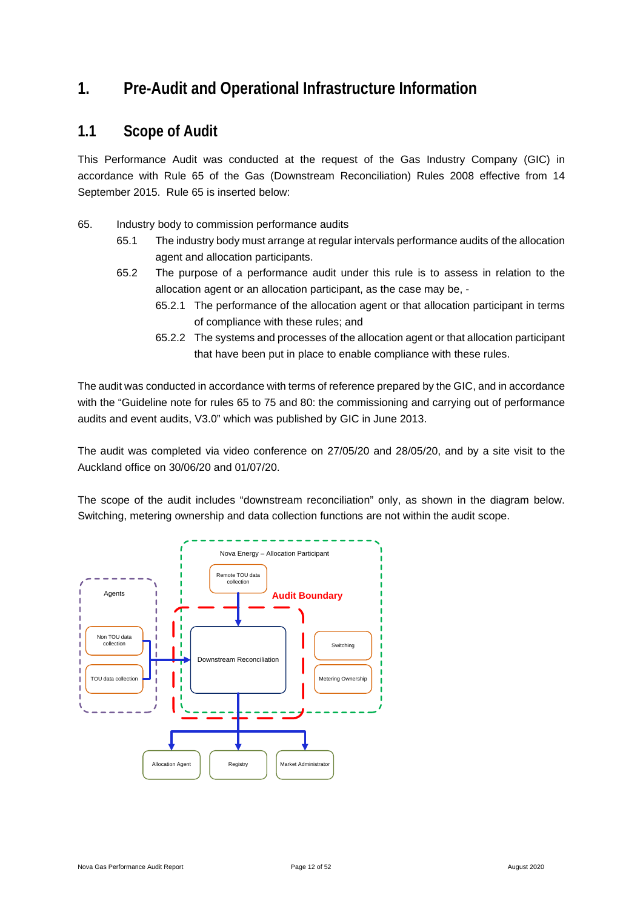# 1. Pre-Audit and Operational Infrastructure Information

## 1.1 Scope of Audit

This Performance Audit was conducted at the request of the Gas Industry Company (GIC) in accordance with Rule 65 of the Gas (Downstream Reconciliation) Rules 2008 effective from 14 September 2015. Rule 65 is inserted below:

65. Industry body to commission performance audits
    - 65.1 The industry body must arrange at regular intervals performance audits of the allocation agent and allocation participants.
    - 65.2 The purpose of a performance audit under this rule is to assess in relation to the allocation agent or an allocation participant, as the case may be, -
        - 65.2.1 The performance of the allocation agent or that allocation participant in terms of compliance with these rules; and
        - 65.2.2 The systems and processes of the allocation agent or that allocation participant that have been put in place to enable compliance with these rules.

The audit was conducted in accordance with terms of reference prepared by the GIC, and in accordance with the "Guideline note for rules 65 to 75 and 80: the commissioning and carrying out of performance audits and event audits, V3.0" which was published by GIC in June 2013.

The audit was completed via video conference on 27/05/20 and 28/05/20, and by a site visit to the Auckland office on 30/06/20 and 01/07/20.

The scope of the audit includes "downstream reconciliation" only, as shown in the diagram below. Switching, metering ownership and data collection functions are not within the audit scope.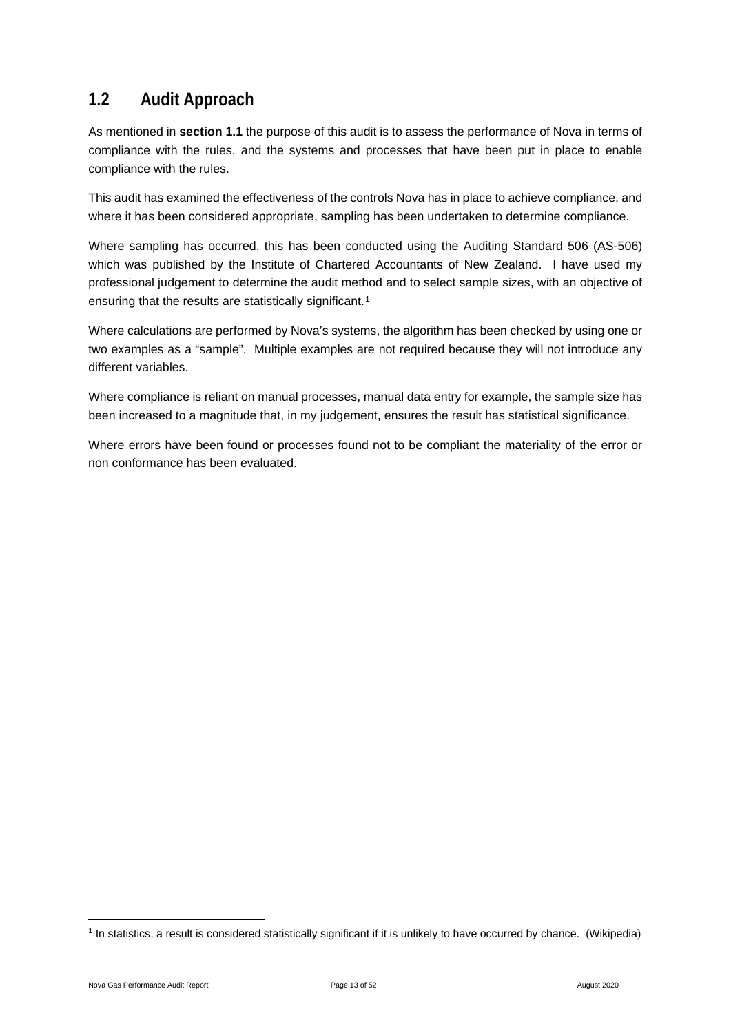## 1.2 Audit Approach

As mentioned in **section 1.1** the purpose of this audit is to assess the performance of Nova in terms of compliance with the rules, and the systems and processes that have been put in place to enable compliance with the rules.

This audit has examined the effectiveness of the controls Nova has in place to achieve compliance, and where it has been considered appropriate, sampling has been undertaken to determine compliance.

Where sampling has occurred, this has been conducted using the Auditing Standard 506 (AS-506) which was published by the Institute of Chartered Accountants of New Zealand. I have used my professional judgement to determine the audit method and to select sample sizes, with an objective of ensuring that the results are statistically significant.[1]

Where calculations are performed by Nova's systems, the algorithm has been checked by using one or two examples as a "sample". Multiple examples are not required because they will not introduce any different variables.

Where compliance is reliant on manual processes, manual data entry for example, the sample size has been increased to a magnitude that, in my judgement, ensures the result has statistical significance.

Where errors have been found or processes found not to be compliant the materiality of the error or non conformance has been evaluated.

---

[1] In statistics, a result is considered statistically significant if it is unlikely to have occurred by chance. (Wikipedia)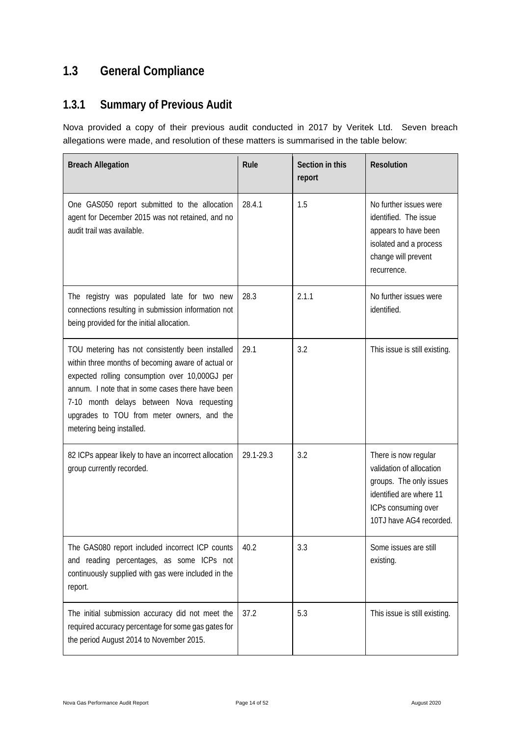## 1.3 General Compliance

### 1.3.1 Summary of Previous Audit

Nova provided a copy of their previous audit conducted in 2017 by Veritek Ltd. Seven breach allegations were made, and resolution of these matters is summarised in the table below:

| Breach Allegation | Rule | Section in this report | Resolution |
|---|---|---|---|
| One GAS050 report submitted to the allocation agent for December 2015 was not retained, and no audit trail was available. | 28.4.1 | 1.5 | No further issues were identified. The issue appears to have been isolated and a process change will prevent recurrence. |
| The registry was populated late for two new connections resulting in submission information not being provided for the initial allocation. | 28.3 | 2.1.1 | No further issues were identified. |
| TOU metering has not consistently been installed within three months of becoming aware of actual or expected rolling consumption over 10,000GJ per annum. I note that in some cases there have been 7-10 month delays between Nova requesting upgrades to TOU from meter owners, and the metering being installed. | 29.1 | 3.2 | This issue is still existing. |
| 82 ICPs appear likely to have an incorrect allocation group currently recorded. | 29.1-29.3 | 3.2 | There is now regular validation of allocation groups. The only issues identified are where 11 ICPs consuming over 10TJ have AG4 recorded. |
| The GAS080 report included incorrect ICP counts and reading percentages, as some ICPs not continuously supplied with gas were included in the report. | 40.2 | 3.3 | Some issues are still existing. |
| The initial submission accuracy did not meet the required accuracy percentage for some gas gates for the period August 2014 to November 2015. | 37.2 | 5.3 | This issue is still existing. |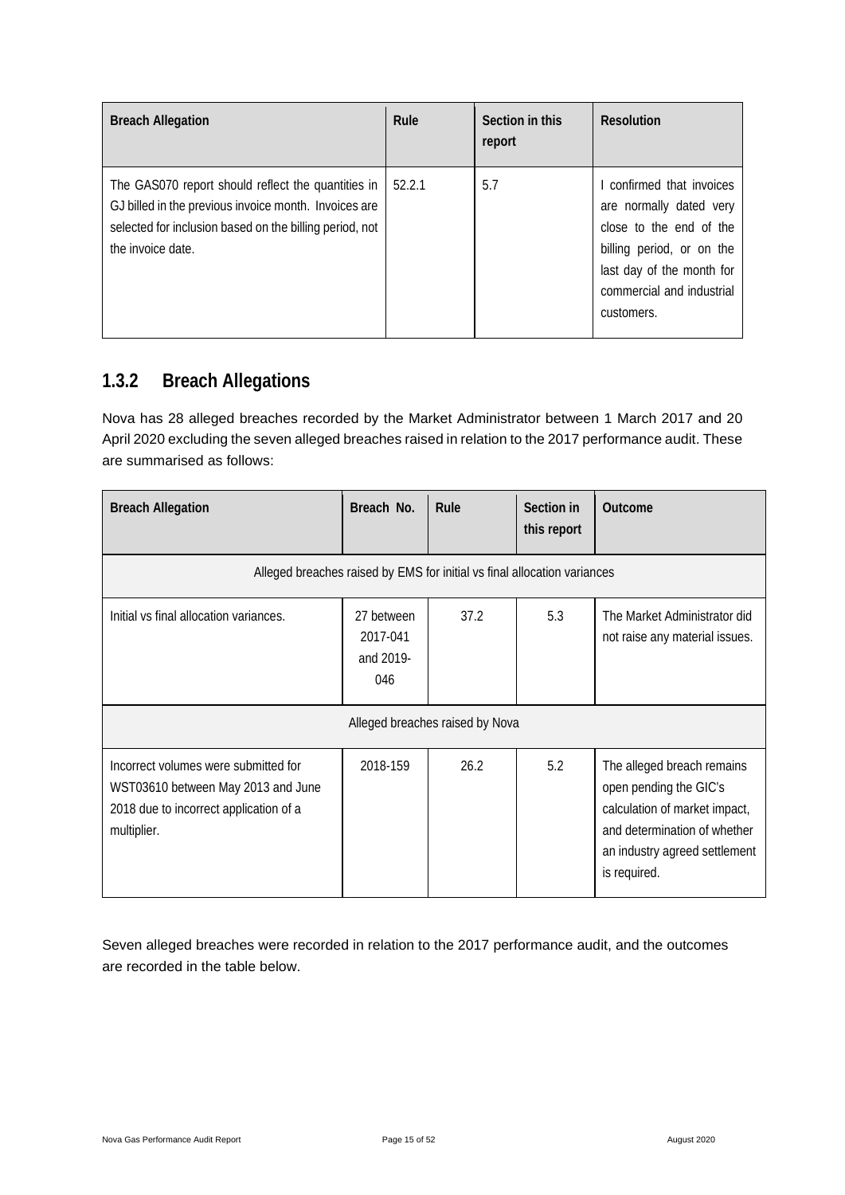| Breach Allegation | Rule | Section in this report | Resolution |
|---|---|---|---|
| The GAS070 report should reflect the quantities in GJ billed in the previous invoice month. Invoices are selected for inclusion based on the billing period, not the invoice date. | 52.2.1 | 5.7 | I confirmed that invoices are normally dated very close to the end of the billing period, or on the last day of the month for commercial and industrial customers. |

### 1.3.2 Breach Allegations

Nova has 28 alleged breaches recorded by the Market Administrator between 1 March 2017 and 20 April 2020 excluding the seven alleged breaches raised in relation to the 2017 performance audit. These are summarised as follows:

| Breach Allegation | Breach No. | Rule | Section in this report | Outcome |
|---|---|---|---|---|
| Alleged breaches raised by EMS for initial vs final allocation variances | | | | |
| Initial vs final allocation variances. | 27 between 2017-041 and 2019-046 | 37.2 | 5.3 | The Market Administrator did not raise any material issues. |
| Alleged breaches raised by Nova | | | | |
| Incorrect volumes were submitted for WST03610 between May 2013 and June 2018 due to incorrect application of a multiplier. | 2018-159 | 26.2 | 5.2 | The alleged breach remains open pending the GIC's calculation of market impact, and determination of whether an industry agreed settlement is required. |

Seven alleged breaches were recorded in relation to the 2017 performance audit, and the outcomes are recorded in the table below.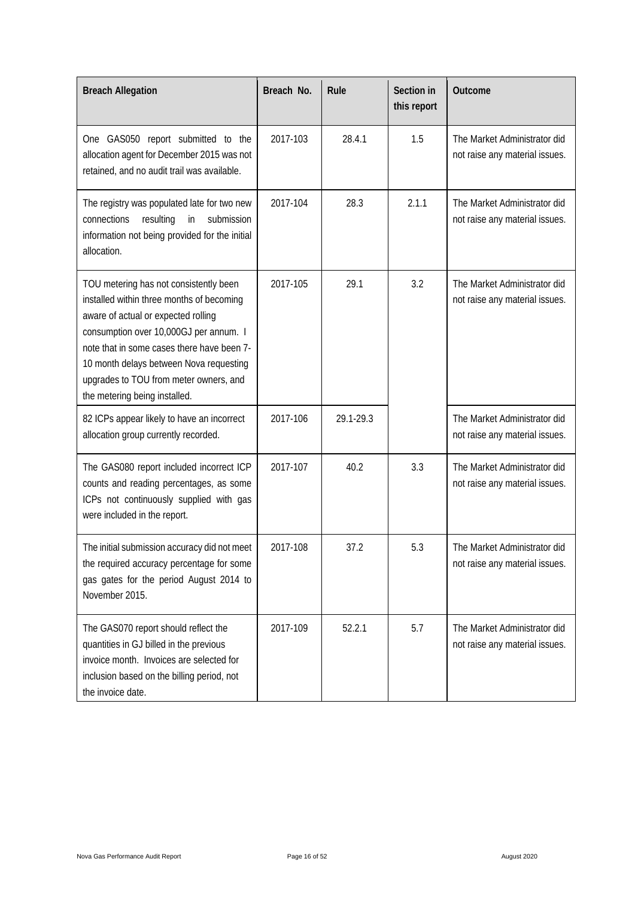| Breach Allegation | Breach No. | Rule | Section in this report | Outcome |
|---|---|---|---|---|
| One GAS050 report submitted to the allocation agent for December 2015 was not retained, and no audit trail was available. | 2017-103 | 28.4.1 | 1.5 | The Market Administrator did not raise any material issues. |
| The registry was populated late for two new connections resulting in submission information not being provided for the initial allocation. | 2017-104 | 28.3 | 2.1.1 | The Market Administrator did not raise any material issues. |
| TOU metering has not consistently been installed within three months of becoming aware of actual or expected rolling consumption over 10,000GJ per annum. I note that in some cases there have been 7-10 month delays between Nova requesting upgrades to TOU from meter owners, and the metering being installed. | 2017-105 | 29.1 | 3.2 | The Market Administrator did not raise any material issues. |
| 82 ICPs appear likely to have an incorrect allocation group currently recorded. | 2017-106 | 29.1-29.3 | | The Market Administrator did not raise any material issues. |
| The GAS080 report included incorrect ICP counts and reading percentages, as some ICPs not continuously supplied with gas were included in the report. | 2017-107 | 40.2 | 3.3 | The Market Administrator did not raise any material issues. |
| The initial submission accuracy did not meet the required accuracy percentage for some gas gates for the period August 2014 to November 2015. | 2017-108 | 37.2 | 5.3 | The Market Administrator did not raise any material issues. |
| The GAS070 report should reflect the quantities in GJ billed in the previous invoice month. Invoices are selected for inclusion based on the billing period, not the invoice date. | 2017-109 | 52.2.1 | 5.7 | The Market Administrator did not raise any material issues. |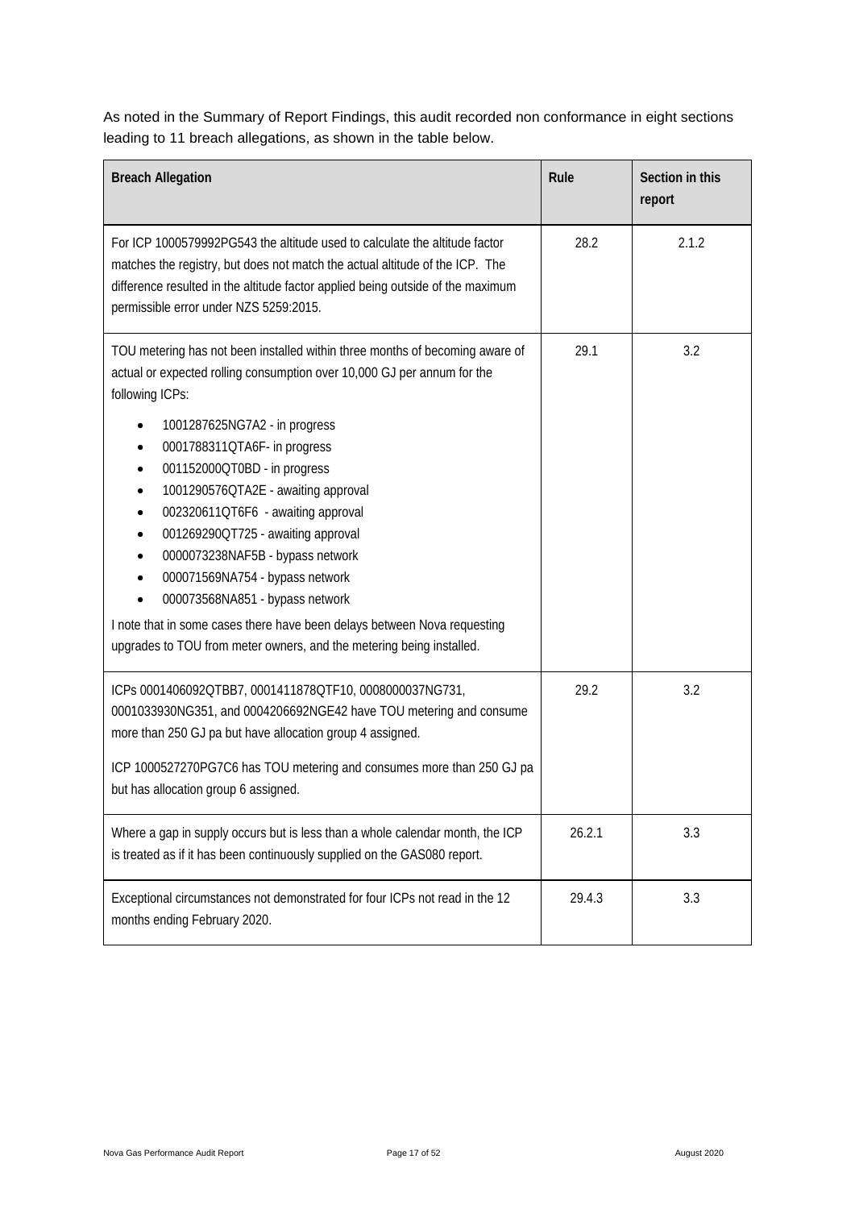As noted in the Summary of Report Findings, this audit recorded non conformance in eight sections leading to 11 breach allegations, as shown in the table below.

| Breach Allegation | Rule | Section in this report |
|---|---|---|
| For ICP 1000579992PG543 the altitude used to calculate the altitude factor matches the registry, but does not match the actual altitude of the ICP. The difference resulted in the altitude factor applied being outside of the maximum permissible error under NZS 5259:2015. | 28.2 | 2.1.2 |
| TOU metering has not been installed within three months of becoming aware of actual or expected rolling consumption over 10,000 GJ per annum for the following ICPs:<br>• 1001287625NG7A2 - in progress<br>• 0001788311QTA6F- in progress<br>• 001152000QT0BD - in progress<br>• 1001290576QTA2E - awaiting approval<br>• 002320611QT6F6 - awaiting approval<br>• 001269290QT725 - awaiting approval<br>• 0000073238NAF5B - bypass network<br>• 000071569NA754 - bypass network<br>• 000073568NA851 - bypass network<br>I note that in some cases there have been delays between Nova requesting upgrades to TOU from meter owners, and the metering being installed. | 29.1 | 3.2 |
| ICPs 0001406092QTBB7, 0001411878QTF10, 0008000037NG731, 0001033930NG351, and 0004206692NGE42 have TOU metering and consume more than 250 GJ pa but have allocation group 4 assigned.<br>ICP 1000527270PG7C6 has TOU metering and consumes more than 250 GJ pa but has allocation group 6 assigned. | 29.2 | 3.2 |
| Where a gap in supply occurs but is less than a whole calendar month, the ICP is treated as if it has been continuously supplied on the GAS080 report. | 26.2.1 | 3.3 |
| Exceptional circumstances not demonstrated for four ICPs not read in the 12 months ending February 2020. | 29.4.3 | 3.3 |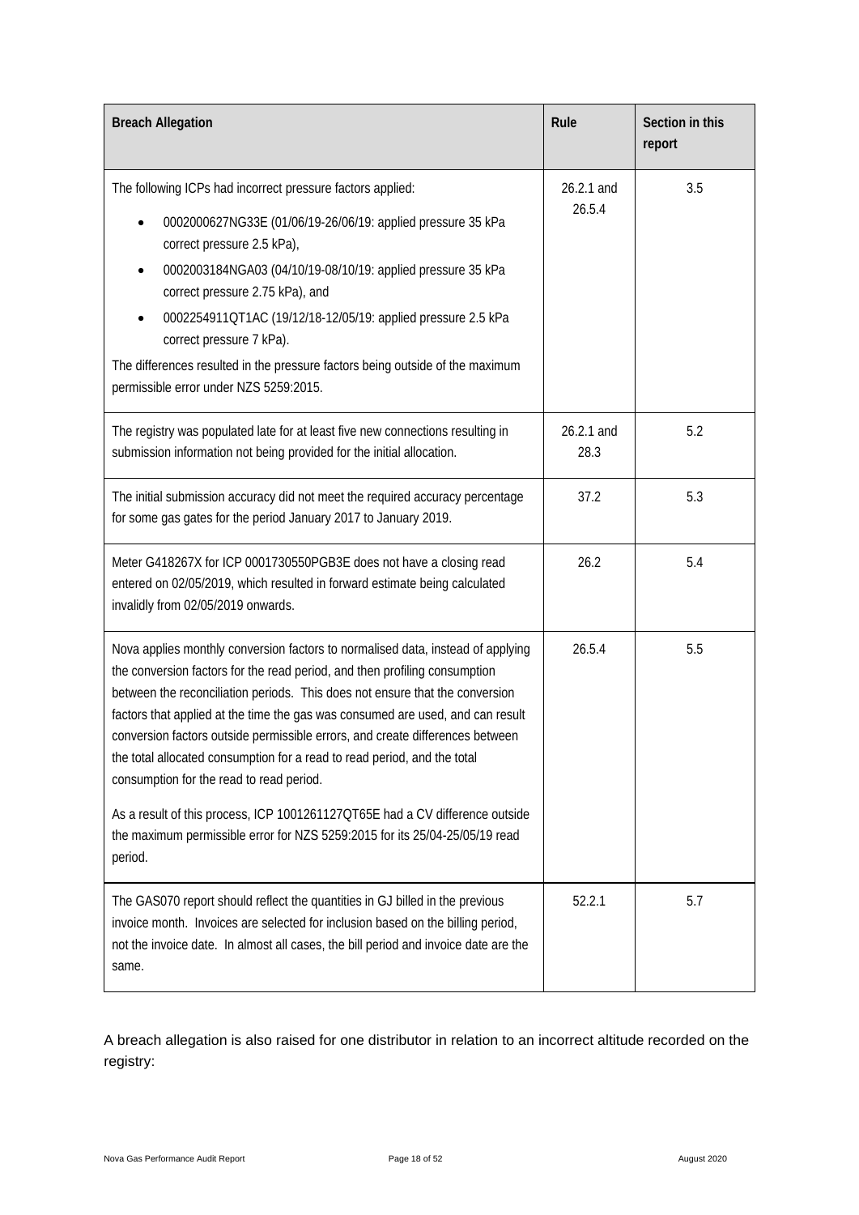| Breach Allegation | Rule | Section in this report |
|---|---|---|
| The following ICPs had incorrect pressure factors applied:<br>• 0002000627NG33E (01/06/19-26/06/19: applied pressure 35 kPa correct pressure 2.5 kPa),<br>• 0002003184NGA03 (04/10/19-08/10/19: applied pressure 35 kPa correct pressure 2.75 kPa), and<br>• 0002254911QT1AC (19/12/18-12/05/19: applied pressure 2.5 kPa correct pressure 7 kPa).<br>The differences resulted in the pressure factors being outside of the maximum permissible error under NZS 5259:2015. | 26.2.1 and 26.5.4 | 3.5 |
| The registry was populated late for at least five new connections resulting in submission information not being provided for the initial allocation. | 26.2.1 and 28.3 | 5.2 |
| The initial submission accuracy did not meet the required accuracy percentage for some gas gates for the period January 2017 to January 2019. | 37.2 | 5.3 |
| Meter G418267X for ICP 0001730550PGB3E does not have a closing read entered on 02/05/2019, which resulted in forward estimate being calculated invalidly from 02/05/2019 onwards. | 26.2 | 5.4 |
| Nova applies monthly conversion factors to normalised data, instead of applying the conversion factors for the read period, and then profiling consumption between the reconciliation periods. This does not ensure that the conversion factors that applied at the time the gas was consumed are used, and can result conversion factors outside permissible errors, and create differences between the total allocated consumption for a read to read period, and the total consumption for the read to read period.<br>As a result of this process, ICP 1001261127QT65E had a CV difference outside the maximum permissible error for NZS 5259:2015 for its 25/04-25/05/19 read period. | 26.5.4 | 5.5 |
| The GAS070 report should reflect the quantities in GJ billed in the previous invoice month. Invoices are selected for inclusion based on the billing period, not the invoice date. In almost all cases, the bill period and invoice date are the same. | 52.2.1 | 5.7 |

A breach allegation is also raised for one distributor in relation to an incorrect altitude recorded on the registry: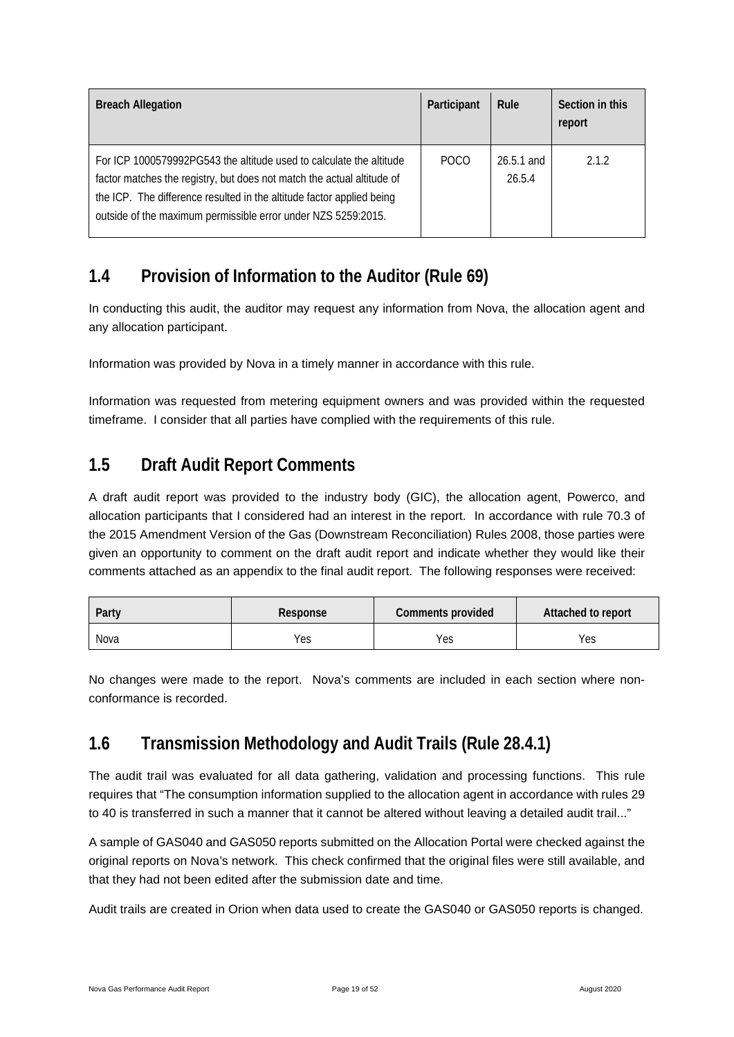| Breach Allegation | Participant | Rule | Section in this report |
| --- | --- | --- | --- |
| For ICP 1000579992PG543 the altitude used to calculate the altitude factor matches the registry, but does not match the actual altitude of the ICP. The difference resulted in the altitude factor applied being outside of the maximum permissible error under NZS 5259:2015. | POCO | 26.5.1 and 26.5.4 | 2.1.2 |

## 1.4 Provision of Information to the Auditor (Rule 69)

In conducting this audit, the auditor may request any information from Nova, the allocation agent and any allocation participant.

Information was provided by Nova in a timely manner in accordance with this rule.

Information was requested from metering equipment owners and was provided within the requested timeframe. I consider that all parties have complied with the requirements of this rule.

## 1.5 Draft Audit Report Comments

A draft audit report was provided to the industry body (GIC), the allocation agent, Powerco, and allocation participants that I considered had an interest in the report. In accordance with rule 70.3 of the 2015 Amendment Version of the Gas (Downstream Reconciliation) Rules 2008, those parties were given an opportunity to comment on the draft audit report and indicate whether they would like their comments attached as an appendix to the final audit report. The following responses were received:

| Party | Response | Comments provided | Attached to report |
| --- | --- | --- | --- |
| Nova | Yes | Yes | Yes |

No changes were made to the report. Nova's comments are included in each section where non-conformance is recorded.

## 1.6 Transmission Methodology and Audit Trails (Rule 28.4.1)

The audit trail was evaluated for all data gathering, validation and processing functions. This rule requires that "The consumption information supplied to the allocation agent in accordance with rules 29 to 40 is transferred in such a manner that it cannot be altered without leaving a detailed audit trail..."

A sample of GAS040 and GAS050 reports submitted on the Allocation Portal were checked against the original reports on Nova's network. This check confirmed that the original files were still available, and that they had not been edited after the submission date and time.

Audit trails are created in Orion when data used to create the GAS040 or GAS050 reports is changed.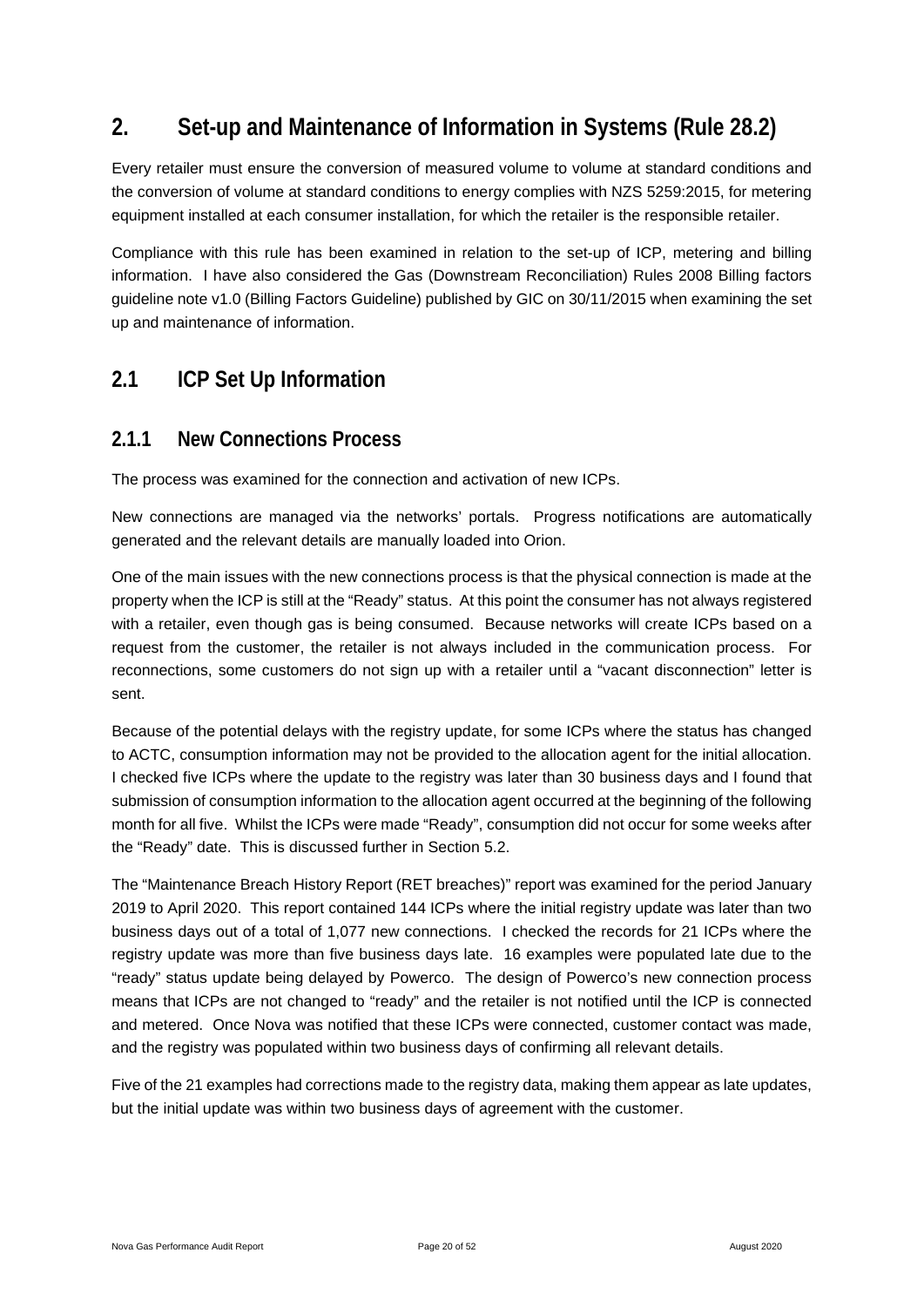# 2. Set-up and Maintenance of Information in Systems (Rule 28.2)

Every retailer must ensure the conversion of measured volume to volume at standard conditions and the conversion of volume at standard conditions to energy complies with NZS 5259:2015, for metering equipment installed at each consumer installation, for which the retailer is the responsible retailer.

Compliance with this rule has been examined in relation to the set-up of ICP, metering and billing information. I have also considered the Gas (Downstream Reconciliation) Rules 2008 Billing factors guideline note v1.0 (Billing Factors Guideline) published by GIC on 30/11/2015 when examining the set up and maintenance of information.

## 2.1 ICP Set Up Information

### 2.1.1 New Connections Process

The process was examined for the connection and activation of new ICPs.

New connections are managed via the networks' portals. Progress notifications are automatically generated and the relevant details are manually loaded into Orion.

One of the main issues with the new connections process is that the physical connection is made at the property when the ICP is still at the "Ready" status. At this point the consumer has not always registered with a retailer, even though gas is being consumed. Because networks will create ICPs based on a request from the customer, the retailer is not always included in the communication process. For reconnections, some customers do not sign up with a retailer until a "vacant disconnection" letter is sent.

Because of the potential delays with the registry update, for some ICPs where the status has changed to ACTC, consumption information may not be provided to the allocation agent for the initial allocation. I checked five ICPs where the update to the registry was later than 30 business days and I found that submission of consumption information to the allocation agent occurred at the beginning of the following month for all five. Whilst the ICPs were made "Ready", consumption did not occur for some weeks after the "Ready" date. This is discussed further in Section 5.2.

The "Maintenance Breach History Report (RET breaches)" report was examined for the period January 2019 to April 2020. This report contained 144 ICPs where the initial registry update was later than two business days out of a total of 1,077 new connections. I checked the records for 21 ICPs where the registry update was more than five business days late. 16 examples were populated late due to the "ready" status update being delayed by Powerco. The design of Powerco's new connection process means that ICPs are not changed to "ready" and the retailer is not notified until the ICP is connected and metered. Once Nova was notified that these ICPs were connected, customer contact was made, and the registry was populated within two business days of confirming all relevant details.

Five of the 21 examples had corrections made to the registry data, making them appear as late updates, but the initial update was within two business days of agreement with the customer.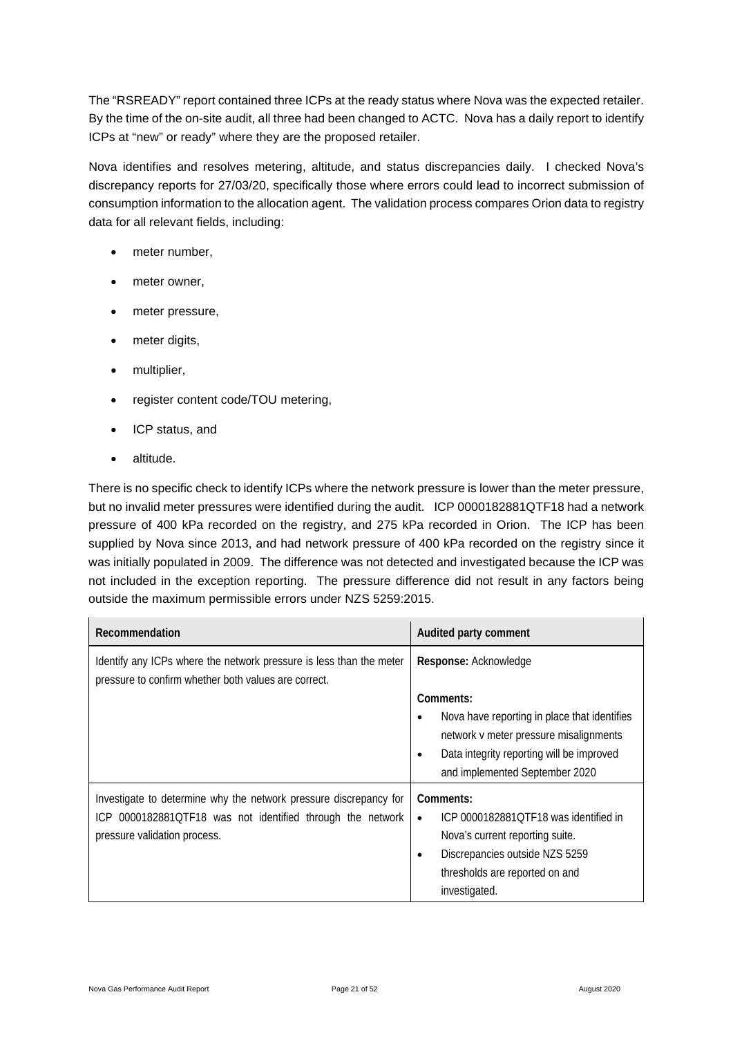The "RSREADY" report contained three ICPs at the ready status where Nova was the expected retailer. By the time of the on-site audit, all three had been changed to ACTC. Nova has a daily report to identify ICPs at "new" or ready" where they are the proposed retailer.

Nova identifies and resolves metering, altitude, and status discrepancies daily. I checked Nova's discrepancy reports for 27/03/20, specifically those where errors could lead to incorrect submission of consumption information to the allocation agent. The validation process compares Orion data to registry data for all relevant fields, including:

- meter number,
- meter owner,
- meter pressure,
- meter digits,
- multiplier,
- register content code/TOU metering,
- ICP status, and
- altitude.

There is no specific check to identify ICPs where the network pressure is lower than the meter pressure, but no invalid meter pressures were identified during the audit. ICP 0000182881QTF18 had a network pressure of 400 kPa recorded on the registry, and 275 kPa recorded in Orion. The ICP has been supplied by Nova since 2013, and had network pressure of 400 kPa recorded on the registry since it was initially populated in 2009. The difference was not detected and investigated because the ICP was not included in the exception reporting. The pressure difference did not result in any factors being outside the maximum permissible errors under NZS 5259:2015.

| Recommendation | Audited party comment |
|---|---|
| Identify any ICPs where the network pressure is less than the meter pressure to confirm whether both values are correct. | **Response:** Acknowledge<br><br>**Comments:**<br>• Nova have reporting in place that identifies network v meter pressure misalignments<br>• Data integrity reporting will be improved and implemented September 2020 |
| Investigate to determine why the network pressure discrepancy for ICP 0000182881QTF18 was not identified through the network pressure validation process. | **Comments:**<br>• ICP 0000182881QTF18 was identified in Nova's current reporting suite.<br>• Discrepancies outside NZS 5259 thresholds are reported on and investigated. |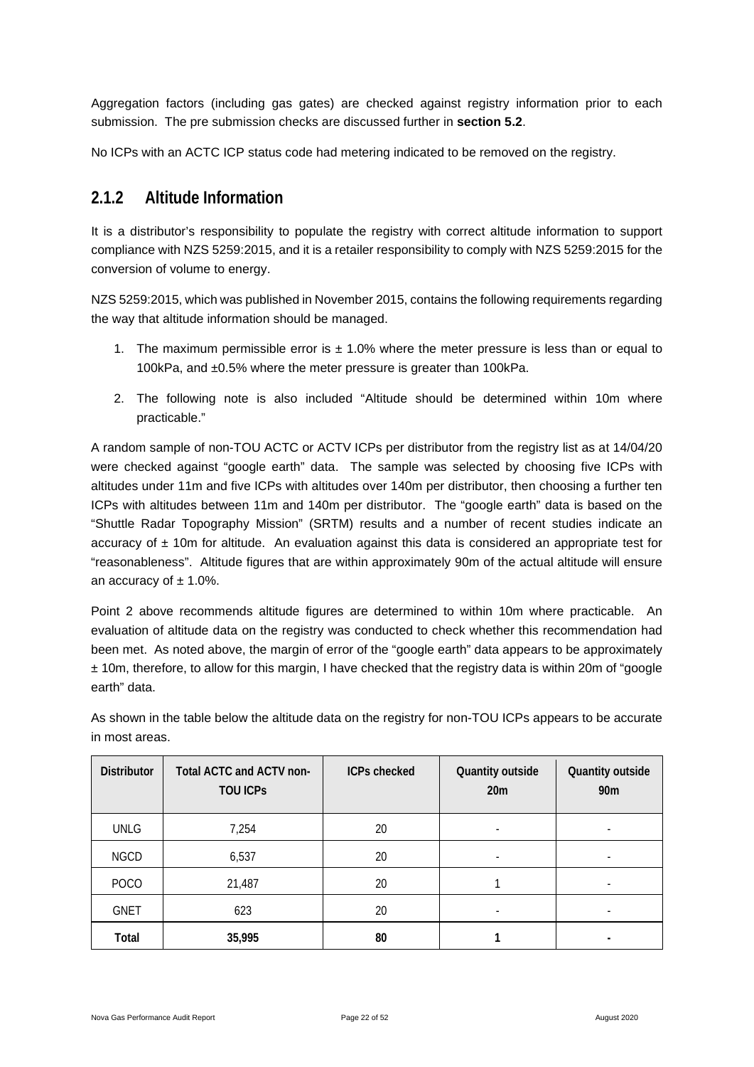Aggregation factors (including gas gates) are checked against registry information prior to each submission. The pre submission checks are discussed further in **section 5.2**.

No ICPs with an ACTC ICP status code had metering indicated to be removed on the registry.

### 2.1.2 Altitude Information

It is a distributor's responsibility to populate the registry with correct altitude information to support compliance with NZS 5259:2015, and it is a retailer responsibility to comply with NZS 5259:2015 for the conversion of volume to energy.

NZS 5259:2015, which was published in November 2015, contains the following requirements regarding the way that altitude information should be managed.

1. The maximum permissible error is ± 1.0% where the meter pressure is less than or equal to 100kPa, and ±0.5% where the meter pressure is greater than 100kPa.
2. The following note is also included "Altitude should be determined within 10m where practicable."

A random sample of non-TOU ACTC or ACTV ICPs per distributor from the registry list as at 14/04/20 were checked against "google earth" data. The sample was selected by choosing five ICPs with altitudes under 11m and five ICPs with altitudes over 140m per distributor, then choosing a further ten ICPs with altitudes between 11m and 140m per distributor. The "google earth" data is based on the "Shuttle Radar Topography Mission" (SRTM) results and a number of recent studies indicate an accuracy of ± 10m for altitude. An evaluation against this data is considered an appropriate test for "reasonableness". Altitude figures that are within approximately 90m of the actual altitude will ensure an accuracy of ± 1.0%.

Point 2 above recommends altitude figures are determined to within 10m where practicable. An evaluation of altitude data on the registry was conducted to check whether this recommendation had been met. As noted above, the margin of error of the "google earth" data appears to be approximately ± 10m, therefore, to allow for this margin, I have checked that the registry data is within 20m of "google earth" data.

As shown in the table below the altitude data on the registry for non-TOU ICPs appears to be accurate in most areas.

| Distributor | Total ACTC and ACTV non-TOU ICPs | ICPs checked | Quantity outside 20m | Quantity outside 90m |
|---|---|---|---|---|
| UNLG | 7,254 | 20 | - | - |
| NGCD | 6,537 | 20 | - | - |
| POCO | 21,487 | 20 | 1 | - |
| GNET | 623 | 20 | - | - |
| **Total** | **35,995** | **80** | **1** | **-** |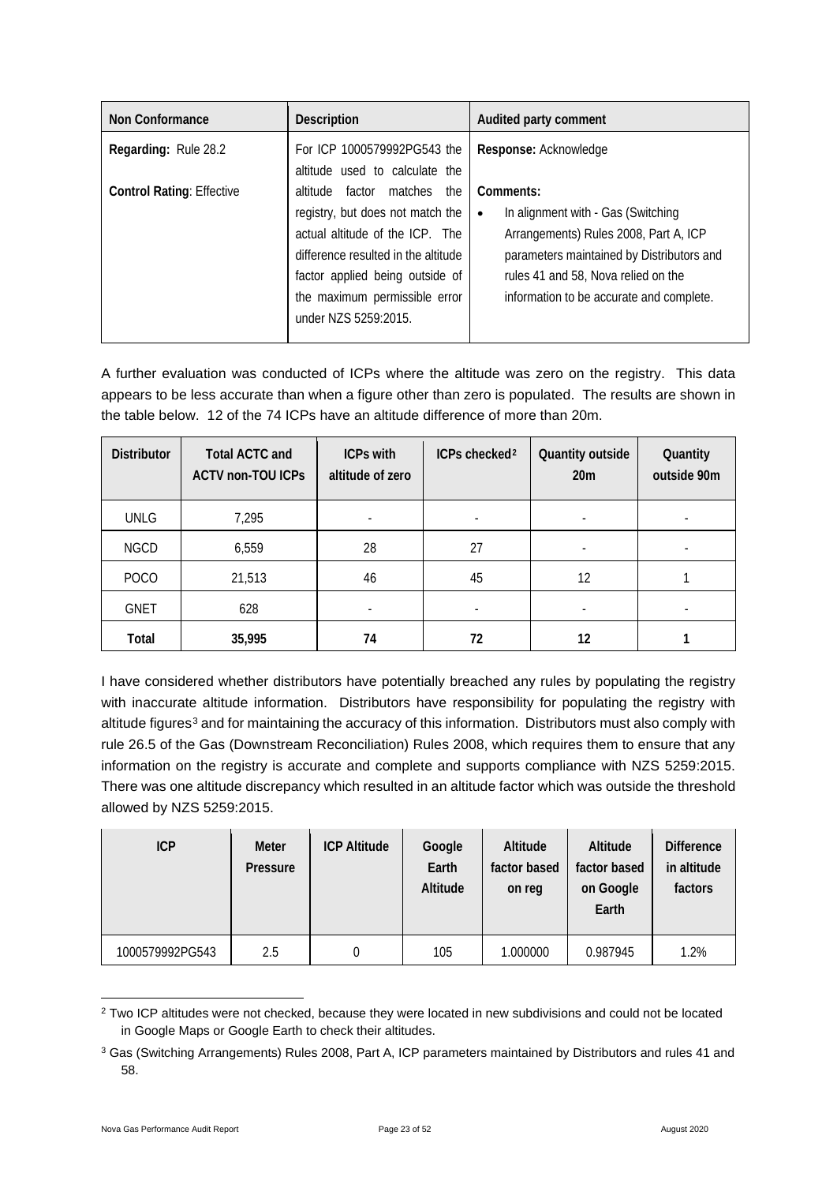| Non Conformance | Description | Audited party comment |
|---|---|---|
| **Regarding:** Rule 28.2<br><br>**Control Rating**: Effective | For ICP 1000579992PG543 the altitude used to calculate the altitude factor matches the registry, but does not match the actual altitude of the ICP. The difference resulted in the altitude factor applied being outside of the maximum permissible error under NZS 5259:2015. | **Response:** Acknowledge<br><br>**Comments:**<br>• In alignment with - Gas (Switching Arrangements) Rules 2008, Part A, ICP parameters maintained by Distributors and rules 41 and 58, Nova relied on the information to be accurate and complete. |

A further evaluation was conducted of ICPs where the altitude was zero on the registry. This data appears to be less accurate than when a figure other than zero is populated. The results are shown in the table below. 12 of the 74 ICPs have an altitude difference of more than 20m.

| Distributor | Total ACTC and ACTV non-TOU ICPs | ICPs with altitude of zero | ICPs checked[2] | Quantity outside 20m | Quantity outside 90m |
|---|---|---|---|---|---|
| UNLG | 7,295 | - | - | - | - |
| NGCD | 6,559 | 28 | 27 | - | - |
| POCO | 21,513 | 46 | 45 | 12 | 1 |
| GNET | 628 | - | - | - | - |
| **Total** | **35,995** | **74** | **72** | **12** | **1** |

I have considered whether distributors have potentially breached any rules by populating the registry with inaccurate altitude information. Distributors have responsibility for populating the registry with altitude figures[3] and for maintaining the accuracy of this information. Distributors must also comply with rule 26.5 of the Gas (Downstream Reconciliation) Rules 2008, which requires them to ensure that any information on the registry is accurate and complete and supports compliance with NZS 5259:2015. There was one altitude discrepancy which resulted in an altitude factor which was outside the threshold allowed by NZS 5259:2015.

| ICP | Meter Pressure | ICP Altitude | Google Earth Altitude | Altitude factor based on reg | Altitude factor based on Google Earth | Difference in altitude factors |
|---|---|---|---|---|---|---|
| 1000579992PG543 | 2.5 | 0 | 105 | 1.000000 | 0.987945 | 1.2% |

[2] Two ICP altitudes were not checked, because they were located in new subdivisions and could not be located in Google Maps or Google Earth to check their altitudes.

[3] Gas (Switching Arrangements) Rules 2008, Part A, ICP parameters maintained by Distributors and rules 41 and 58.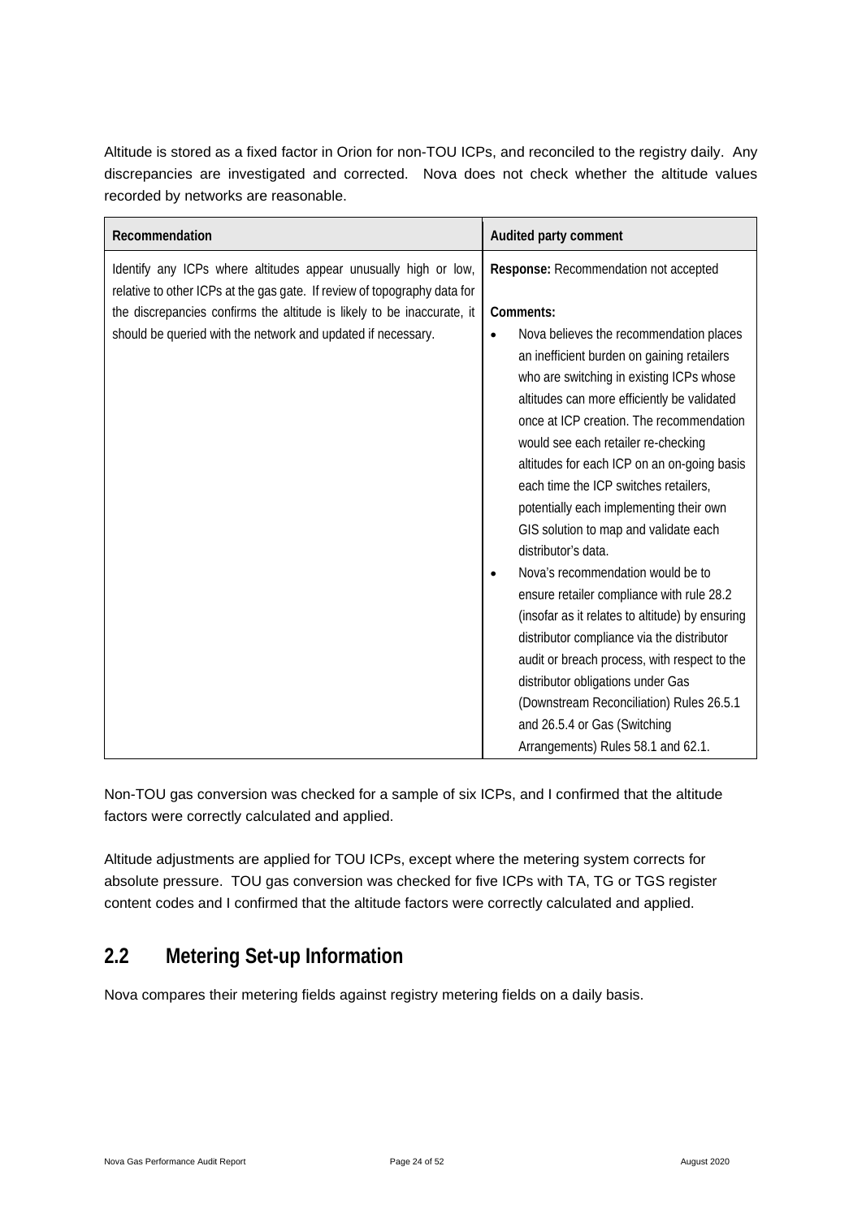Altitude is stored as a fixed factor in Orion for non-TOU ICPs, and reconciled to the registry daily. Any discrepancies are investigated and corrected. Nova does not check whether the altitude values recorded by networks are reasonable.

| Recommendation | Audited party comment |
|---|---|
| Identify any ICPs where altitudes appear unusually high or low, relative to other ICPs at the gas gate. If review of topography data for the discrepancies confirms the altitude is likely to be inaccurate, it should be queried with the network and updated if necessary. | **Response:** Recommendation not accepted<br><br>**Comments:**<br>• Nova believes the recommendation places an inefficient burden on gaining retailers who are switching in existing ICPs whose altitudes can more efficiently be validated once at ICP creation. The recommendation would see each retailer re-checking altitudes for each ICP on an on-going basis each time the ICP switches retailers, potentially each implementing their own GIS solution to map and validate each distributor's data.<br>• Nova's recommendation would be to ensure retailer compliance with rule 28.2 (insofar as it relates to altitude) by ensuring distributor compliance via the distributor audit or breach process, with respect to the distributor obligations under Gas (Downstream Reconciliation) Rules 26.5.1 and 26.5.4 or Gas (Switching Arrangements) Rules 58.1 and 62.1. |

Non-TOU gas conversion was checked for a sample of six ICPs, and I confirmed that the altitude factors were correctly calculated and applied.

Altitude adjustments are applied for TOU ICPs, except where the metering system corrects for absolute pressure. TOU gas conversion was checked for five ICPs with TA, TG or TGS register content codes and I confirmed that the altitude factors were correctly calculated and applied.

## 2.2 Metering Set-up Information

Nova compares their metering fields against registry metering fields on a daily basis.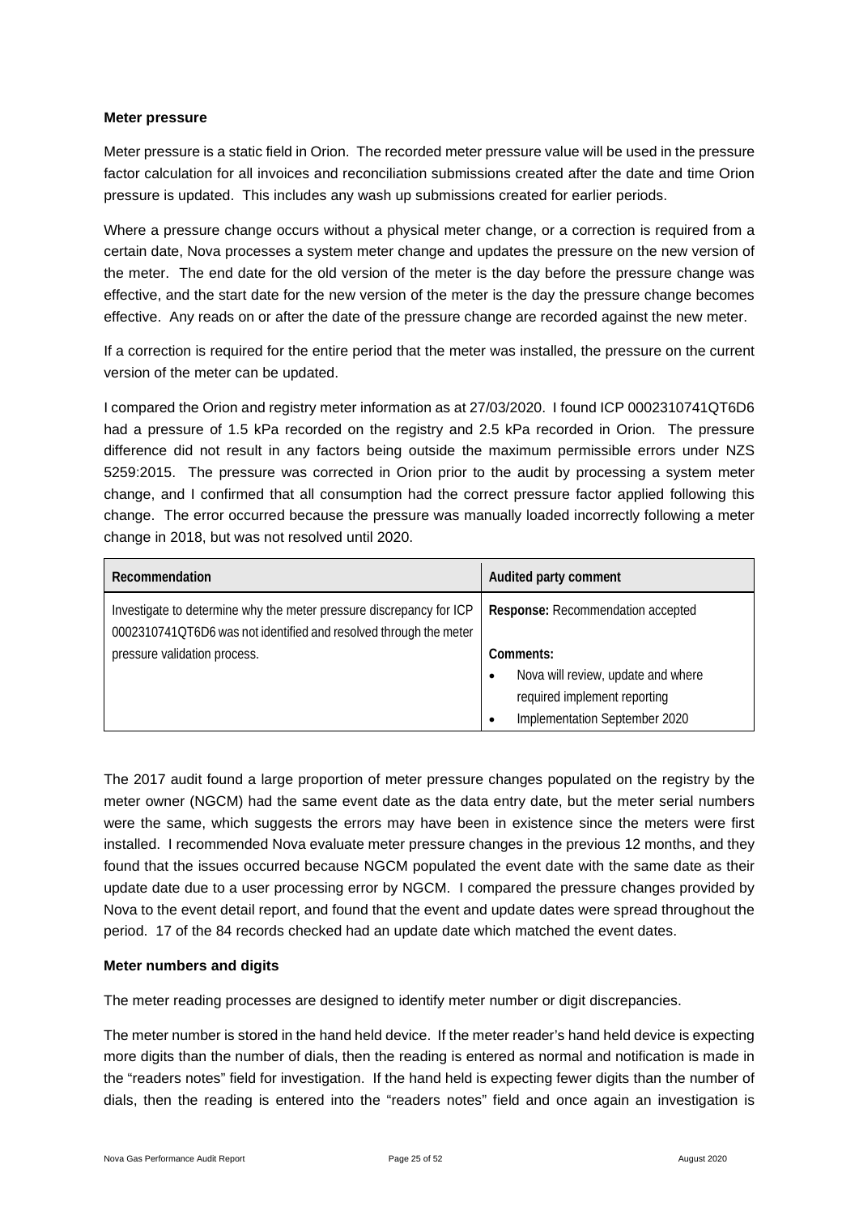**Meter pressure**

Meter pressure is a static field in Orion. The recorded meter pressure value will be used in the pressure factor calculation for all invoices and reconciliation submissions created after the date and time Orion pressure is updated. This includes any wash up submissions created for earlier periods.

Where a pressure change occurs without a physical meter change, or a correction is required from a certain date, Nova processes a system meter change and updates the pressure on the new version of the meter. The end date for the old version of the meter is the day before the pressure change was effective, and the start date for the new version of the meter is the day the pressure change becomes effective. Any reads on or after the date of the pressure change are recorded against the new meter.

If a correction is required for the entire period that the meter was installed, the pressure on the current version of the meter can be updated.

I compared the Orion and registry meter information as at 27/03/2020. I found ICP 0002310741QT6D6 had a pressure of 1.5 kPa recorded on the registry and 2.5 kPa recorded in Orion. The pressure difference did not result in any factors being outside the maximum permissible errors under NZS 5259:2015. The pressure was corrected in Orion prior to the audit by processing a system meter change, and I confirmed that all consumption had the correct pressure factor applied following this change. The error occurred because the pressure was manually loaded incorrectly following a meter change in 2018, but was not resolved until 2020.

| Recommendation | Audited party comment |
|---|---|
| Investigate to determine why the meter pressure discrepancy for ICP 0002310741QT6D6 was not identified and resolved through the meter pressure validation process. | **Response:** Recommendation accepted<br><br>**Comments:**<br>• Nova will review, update and where required implement reporting<br>• Implementation September 2020 |

The 2017 audit found a large proportion of meter pressure changes populated on the registry by the meter owner (NGCM) had the same event date as the data entry date, but the meter serial numbers were the same, which suggests the errors may have been in existence since the meters were first installed. I recommended Nova evaluate meter pressure changes in the previous 12 months, and they found that the issues occurred because NGCM populated the event date with the same date as their update date due to a user processing error by NGCM. I compared the pressure changes provided by Nova to the event detail report, and found that the event and update dates were spread throughout the period. 17 of the 84 records checked had an update date which matched the event dates.

**Meter numbers and digits**

The meter reading processes are designed to identify meter number or digit discrepancies.

The meter number is stored in the hand held device. If the meter reader's hand held device is expecting more digits than the number of dials, then the reading is entered as normal and notification is made in the "readers notes" field for investigation. If the hand held is expecting fewer digits than the number of dials, then the reading is entered into the "readers notes" field and once again an investigation is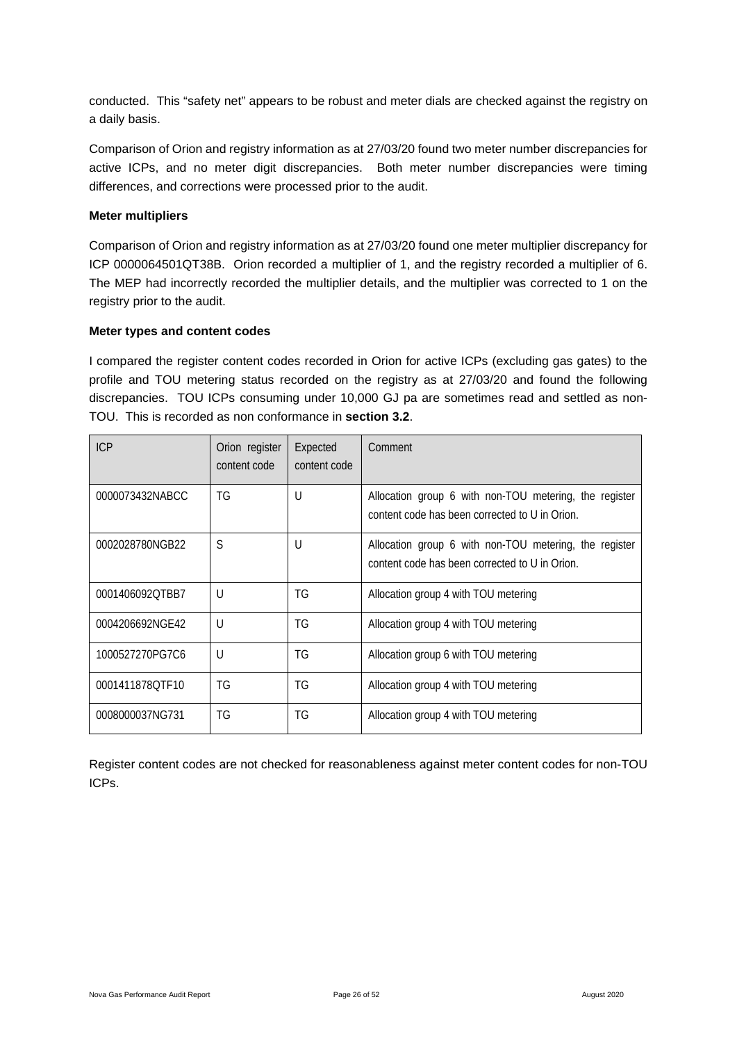conducted. This "safety net" appears to be robust and meter dials are checked against the registry on a daily basis.

Comparison of Orion and registry information as at 27/03/20 found two meter number discrepancies for active ICPs, and no meter digit discrepancies. Both meter number discrepancies were timing differences, and corrections were processed prior to the audit.

**Meter multipliers**

Comparison of Orion and registry information as at 27/03/20 found one meter multiplier discrepancy for ICP 0000064501QT38B. Orion recorded a multiplier of 1, and the registry recorded a multiplier of 6. The MEP had incorrectly recorded the multiplier details, and the multiplier was corrected to 1 on the registry prior to the audit.

**Meter types and content codes**

I compared the register content codes recorded in Orion for active ICPs (excluding gas gates) to the profile and TOU metering status recorded on the registry as at 27/03/20 and found the following discrepancies. TOU ICPs consuming under 10,000 GJ pa are sometimes read and settled as non-TOU. This is recorded as non conformance in **section 3.2**.

| ICP | Orion register content code | Expected content code | Comment |
|---|---|---|---|
| 0000073432NABCC | TG | U | Allocation group 6 with non-TOU metering, the register content code has been corrected to U in Orion. |
| 0002028780NGB22 | S | U | Allocation group 6 with non-TOU metering, the register content code has been corrected to U in Orion. |
| 0001406092QTBB7 | U | TG | Allocation group 4 with TOU metering |
| 0004206692NGE42 | U | TG | Allocation group 4 with TOU metering |
| 1000527270PG7C6 | U | TG | Allocation group 6 with TOU metering |
| 0001411878QTF10 | TG | TG | Allocation group 4 with TOU metering |
| 0008000037NG731 | TG | TG | Allocation group 4 with TOU metering |

Register content codes are not checked for reasonableness against meter content codes for non-TOU ICPs.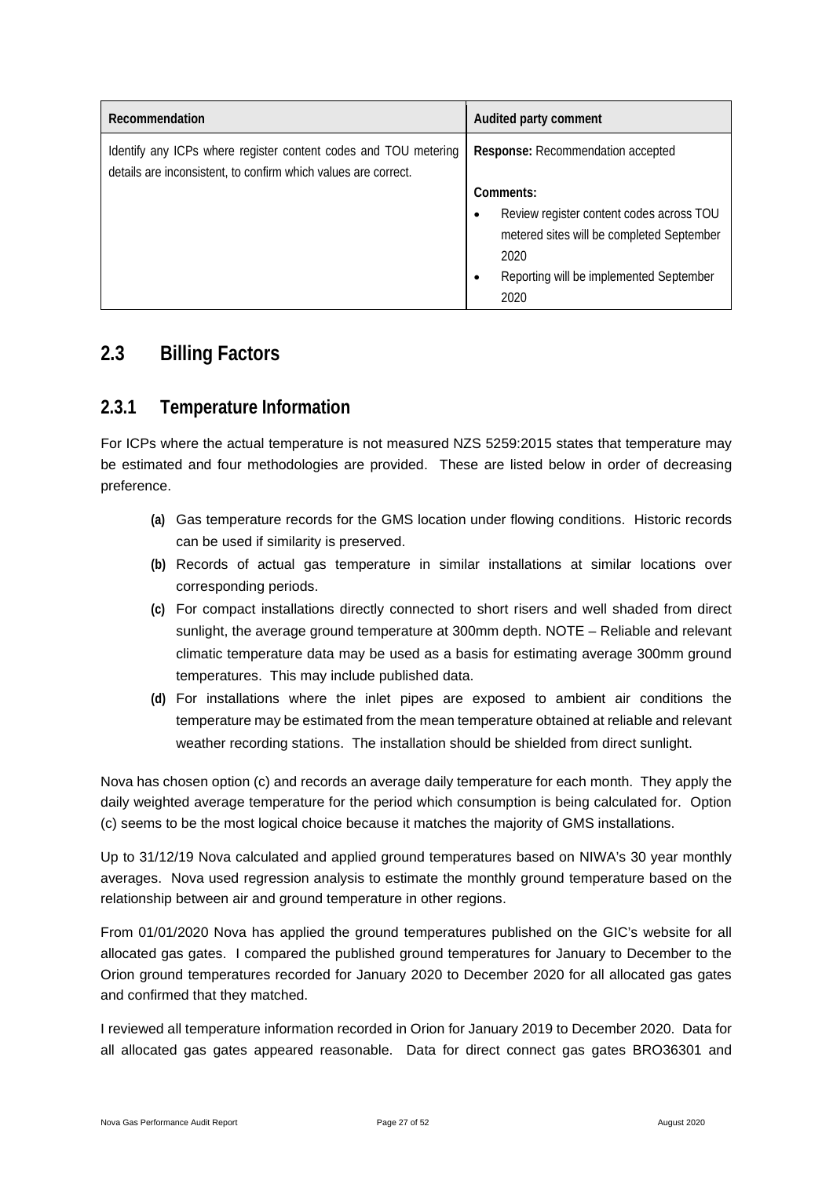| Recommendation | Audited party comment |
|---|---|
| Identify any ICPs where register content codes and TOU metering details are inconsistent, to confirm which values are correct. | **Response:** Recommendation accepted<br><br>**Comments:**<br>• Review register content codes across TOU metered sites will be completed September 2020<br>• Reporting will be implemented September 2020 |

## 2.3 Billing Factors

### 2.3.1 Temperature Information

For ICPs where the actual temperature is not measured NZS 5259:2015 states that temperature may be estimated and four methodologies are provided. These are listed below in order of decreasing preference.

- **(a)** Gas temperature records for the GMS location under flowing conditions. Historic records can be used if similarity is preserved.
- **(b)** Records of actual gas temperature in similar installations at similar locations over corresponding periods.
- **(c)** For compact installations directly connected to short risers and well shaded from direct sunlight, the average ground temperature at 300mm depth. NOTE – Reliable and relevant climatic temperature data may be used as a basis for estimating average 300mm ground temperatures. This may include published data.
- **(d)** For installations where the inlet pipes are exposed to ambient air conditions the temperature may be estimated from the mean temperature obtained at reliable and relevant weather recording stations. The installation should be shielded from direct sunlight.

Nova has chosen option (c) and records an average daily temperature for each month. They apply the daily weighted average temperature for the period which consumption is being calculated for. Option (c) seems to be the most logical choice because it matches the majority of GMS installations.

Up to 31/12/19 Nova calculated and applied ground temperatures based on NIWA's 30 year monthly averages. Nova used regression analysis to estimate the monthly ground temperature based on the relationship between air and ground temperature in other regions.

From 01/01/2020 Nova has applied the ground temperatures published on the GIC's website for all allocated gas gates. I compared the published ground temperatures for January to December to the Orion ground temperatures recorded for January 2020 to December 2020 for all allocated gas gates and confirmed that they matched.

I reviewed all temperature information recorded in Orion for January 2019 to December 2020. Data for all allocated gas gates appeared reasonable. Data for direct connect gas gates BRO36301 and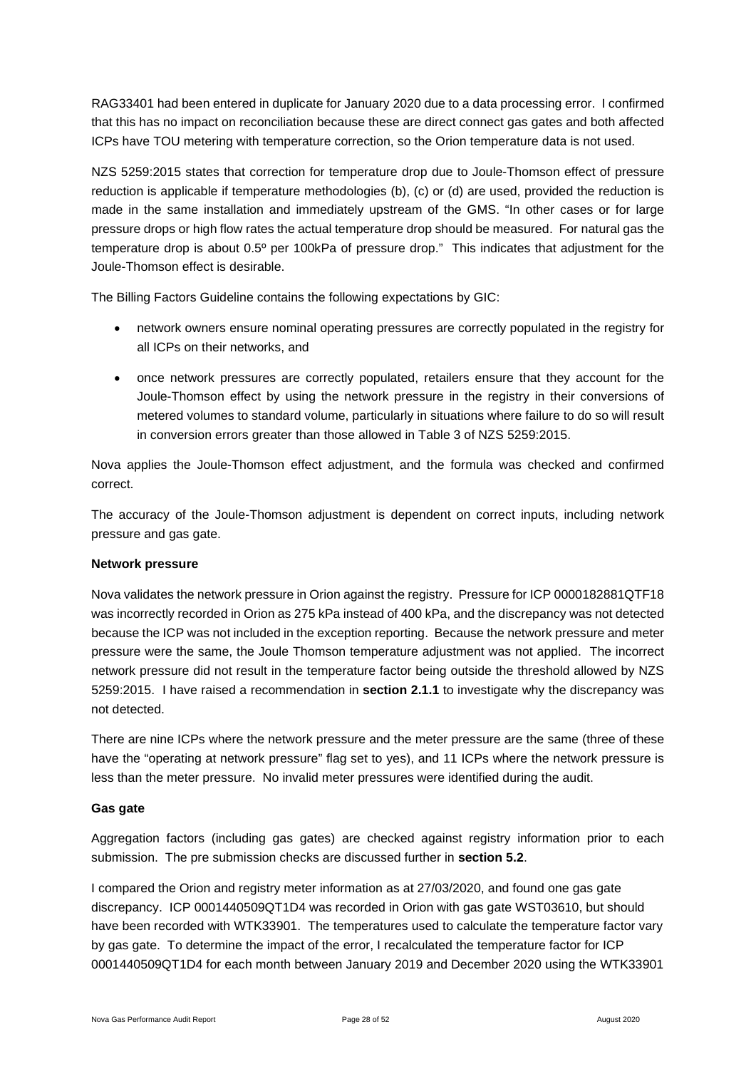RAG33401 had been entered in duplicate for January 2020 due to a data processing error. I confirmed that this has no impact on reconciliation because these are direct connect gas gates and both affected ICPs have TOU metering with temperature correction, so the Orion temperature data is not used.

NZS 5259:2015 states that correction for temperature drop due to Joule-Thomson effect of pressure reduction is applicable if temperature methodologies (b), (c) or (d) are used, provided the reduction is made in the same installation and immediately upstream of the GMS. "In other cases or for large pressure drops or high flow rates the actual temperature drop should be measured. For natural gas the temperature drop is about 0.5º per 100kPa of pressure drop." This indicates that adjustment for the Joule-Thomson effect is desirable.

The Billing Factors Guideline contains the following expectations by GIC:

- network owners ensure nominal operating pressures are correctly populated in the registry for all ICPs on their networks, and
- once network pressures are correctly populated, retailers ensure that they account for the Joule-Thomson effect by using the network pressure in the registry in their conversions of metered volumes to standard volume, particularly in situations where failure to do so will result in conversion errors greater than those allowed in Table 3 of NZS 5259:2015.

Nova applies the Joule-Thomson effect adjustment, and the formula was checked and confirmed correct.

The accuracy of the Joule-Thomson adjustment is dependent on correct inputs, including network pressure and gas gate.

**Network pressure**

Nova validates the network pressure in Orion against the registry. Pressure for ICP 0000182881QTF18 was incorrectly recorded in Orion as 275 kPa instead of 400 kPa, and the discrepancy was not detected because the ICP was not included in the exception reporting. Because the network pressure and meter pressure were the same, the Joule Thomson temperature adjustment was not applied. The incorrect network pressure did not result in the temperature factor being outside the threshold allowed by NZS 5259:2015. I have raised a recommendation in **section 2.1.1** to investigate why the discrepancy was not detected.

There are nine ICPs where the network pressure and the meter pressure are the same (three of these have the "operating at network pressure" flag set to yes), and 11 ICPs where the network pressure is less than the meter pressure. No invalid meter pressures were identified during the audit.

**Gas gate**

Aggregation factors (including gas gates) are checked against registry information prior to each submission. The pre submission checks are discussed further in **section 5.2**.

I compared the Orion and registry meter information as at 27/03/2020, and found one gas gate discrepancy. ICP 0001440509QT1D4 was recorded in Orion with gas gate WST03610, but should have been recorded with WTK33901. The temperatures used to calculate the temperature factor vary by gas gate. To determine the impact of the error, I recalculated the temperature factor for ICP 0001440509QT1D4 for each month between January 2019 and December 2020 using the WTK33901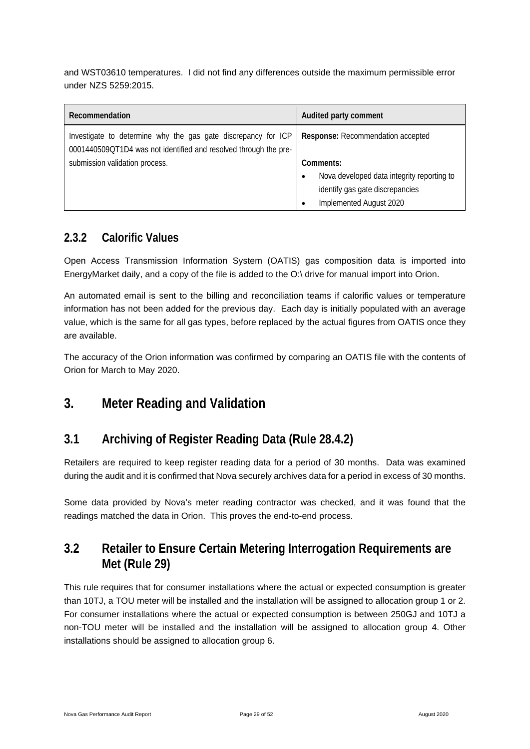and WST03610 temperatures. I did not find any differences outside the maximum permissible error under NZS 5259:2015.

| Recommendation | Audited party comment |
| --- | --- |
| Investigate to determine why the gas gate discrepancy for ICP 0001440509QT1D4 was not identified and resolved through the pre-submission validation process. | **Response:** Recommendation accepted<br><br>**Comments:**<br>• Nova developed data integrity reporting to identify gas gate discrepancies<br>• Implemented August 2020 |

### 2.3.2 Calorific Values

Open Access Transmission Information System (OATIS) gas composition data is imported into EnergyMarket daily, and a copy of the file is added to the O:\ drive for manual import into Orion.

An automated email is sent to the billing and reconciliation teams if calorific values or temperature information has not been added for the previous day. Each day is initially populated with an average value, which is the same for all gas types, before replaced by the actual figures from OATIS once they are available.

The accuracy of the Orion information was confirmed by comparing an OATIS file with the contents of Orion for March to May 2020.

# 3. Meter Reading and Validation

## 3.1 Archiving of Register Reading Data (Rule 28.4.2)

Retailers are required to keep register reading data for a period of 30 months. Data was examined during the audit and it is confirmed that Nova securely archives data for a period in excess of 30 months.

Some data provided by Nova's meter reading contractor was checked, and it was found that the readings matched the data in Orion. This proves the end-to-end process.

## 3.2 Retailer to Ensure Certain Metering Interrogation Requirements are Met (Rule 29)

This rule requires that for consumer installations where the actual or expected consumption is greater than 10TJ, a TOU meter will be installed and the installation will be assigned to allocation group 1 or 2. For consumer installations where the actual or expected consumption is between 250GJ and 10TJ a non-TOU meter will be installed and the installation will be assigned to allocation group 4. Other installations should be assigned to allocation group 6.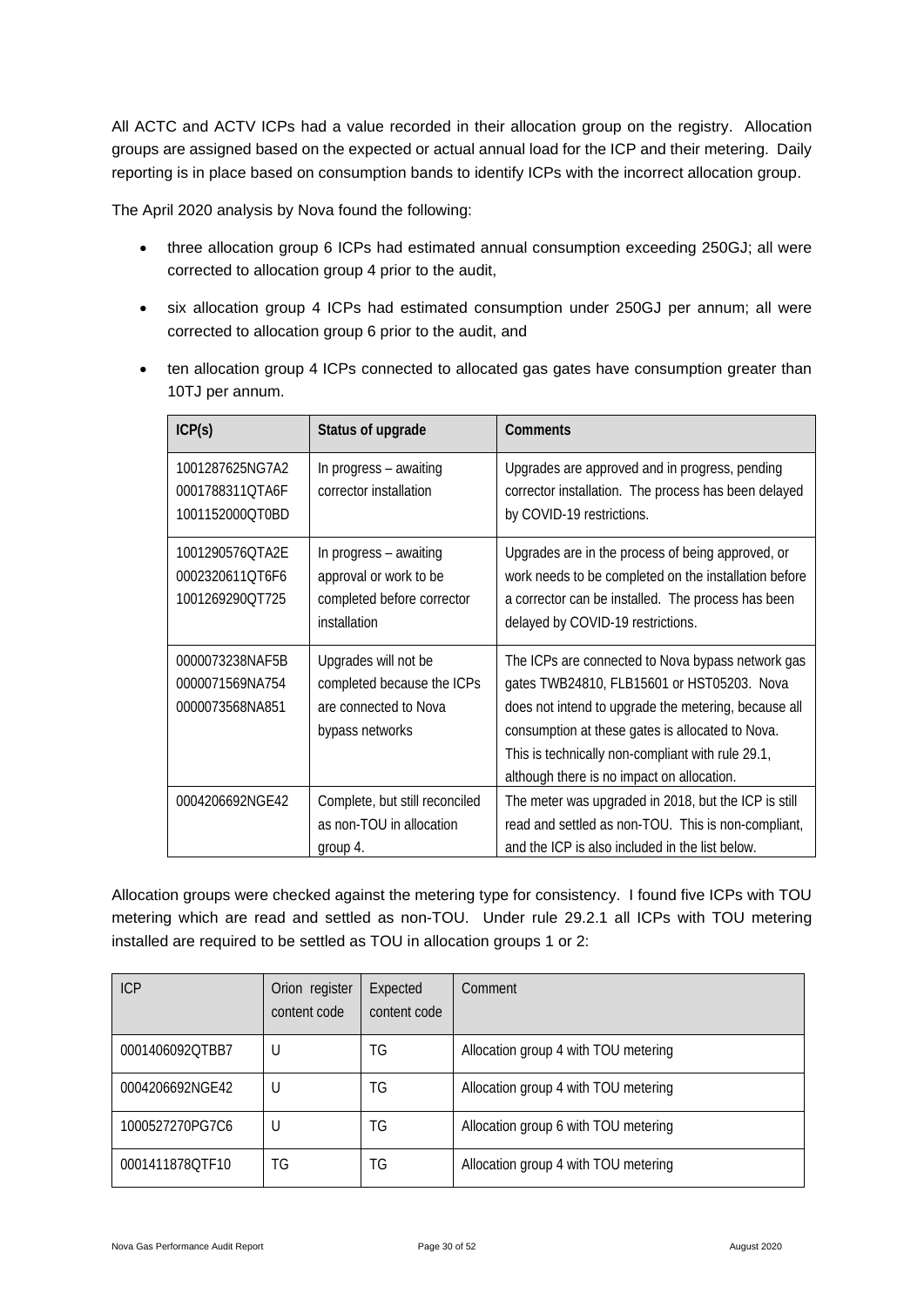All ACTC and ACTV ICPs had a value recorded in their allocation group on the registry. Allocation groups are assigned based on the expected or actual annual load for the ICP and their metering. Daily reporting is in place based on consumption bands to identify ICPs with the incorrect allocation group.

The April 2020 analysis by Nova found the following:

- three allocation group 6 ICPs had estimated annual consumption exceeding 250GJ; all were corrected to allocation group 4 prior to the audit,
- six allocation group 4 ICPs had estimated consumption under 250GJ per annum; all were corrected to allocation group 6 prior to the audit, and
- ten allocation group 4 ICPs connected to allocated gas gates have consumption greater than 10TJ per annum.

| ICP(s) | Status of upgrade | Comments |
|---|---|---|
| 1001287625NG7A2<br>0001788311QTA6F<br>1001152000QT0BD | In progress – awaiting corrector installation | Upgrades are approved and in progress, pending corrector installation. The process has been delayed by COVID-19 restrictions. |
| 1001290576QTA2E<br>0002320611QT6F6<br>1001269290QT725 | In progress – awaiting approval or work to be completed before corrector installation | Upgrades are in the process of being approved, or work needs to be completed on the installation before a corrector can be installed. The process has been delayed by COVID-19 restrictions. |
| 0000073238NAF5B<br>0000071569NA754<br>0000073568NA851 | Upgrades will not be completed because the ICPs are connected to Nova bypass networks | The ICPs are connected to Nova bypass network gas gates TWB24810, FLB15601 or HST05203. Nova does not intend to upgrade the metering, because all consumption at these gates is allocated to Nova. This is technically non-compliant with rule 29.1, although there is no impact on allocation. |
| 0004206692NGE42 | Complete, but still reconciled as non-TOU in allocation group 4. | The meter was upgraded in 2018, but the ICP is still read and settled as non-TOU. This is non-compliant, and the ICP is also included in the list below. |

Allocation groups were checked against the metering type for consistency. I found five ICPs with TOU metering which are read and settled as non-TOU. Under rule 29.2.1 all ICPs with TOU metering installed are required to be settled as TOU in allocation groups 1 or 2:

| ICP | Orion register content code | Expected content code | Comment |
|---|---|---|---|
| 0001406092QTBB7 | U | TG | Allocation group 4 with TOU metering |
| 0004206692NGE42 | U | TG | Allocation group 4 with TOU metering |
| 1000527270PG7C6 | U | TG | Allocation group 6 with TOU metering |
| 0001411878QTF10 | TG | TG | Allocation group 4 with TOU metering |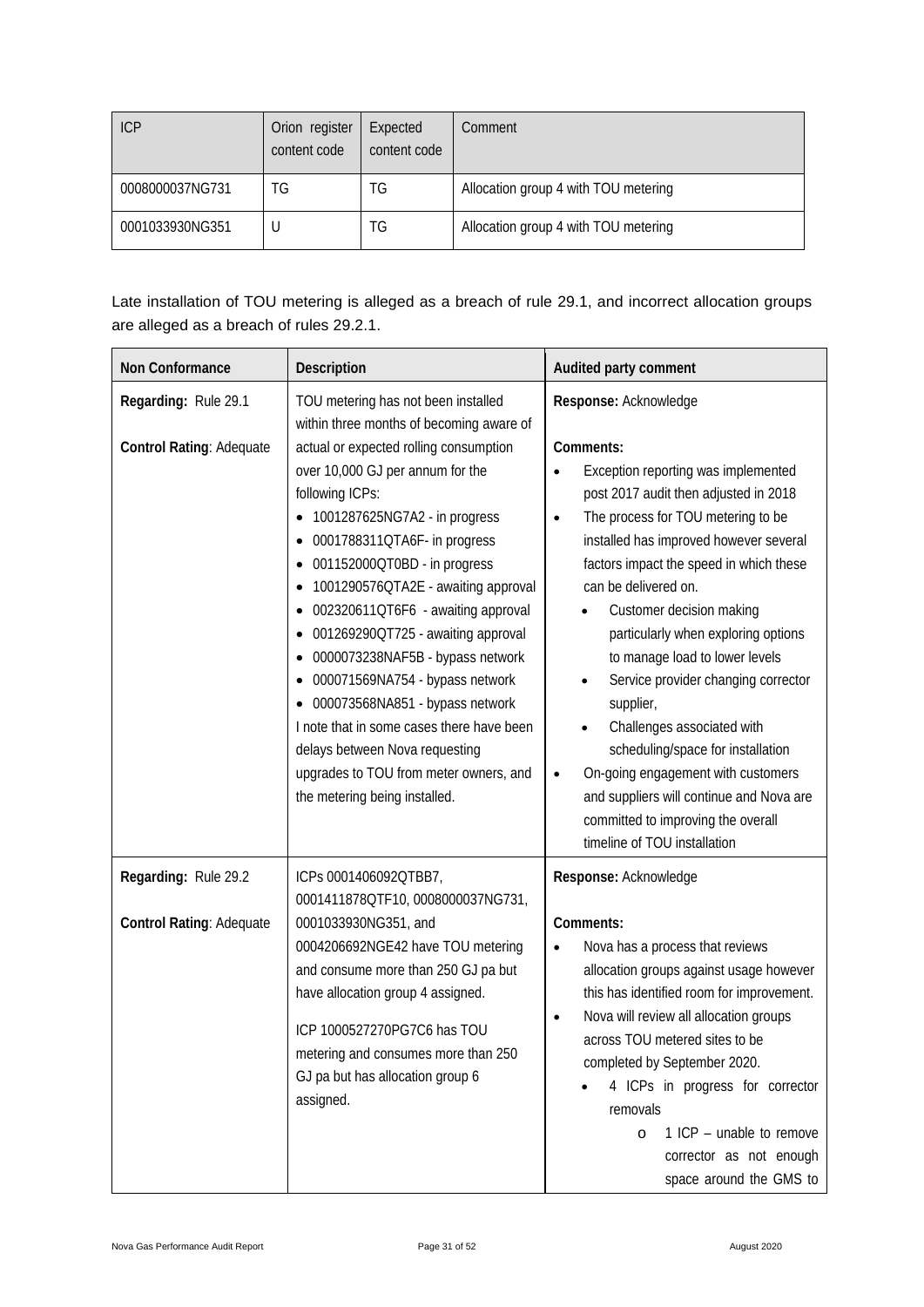| ICP | Orion register content code | Expected content code | Comment |
|---|---|---|---|
| 0008000037NG731 | TG | TG | Allocation group 4 with TOU metering |
| 0001033930NG351 | U | TG | Allocation group 4 with TOU metering |

Late installation of TOU metering is alleged as a breach of rule 29.1, and incorrect allocation groups are alleged as a breach of rules 29.2.1.

| Non Conformance | Description | Audited party comment |
|---|---|---|
| **Regarding:** Rule 29.1<br><br>**Control Rating**: Adequate | TOU metering has not been installed within three months of becoming aware of actual or expected rolling consumption over 10,000 GJ per annum for the following ICPs:<br>• 1001287625NG7A2 - in progress<br>• 0001788311QTA6F- in progress<br>• 001152000QT0BD - in progress<br>• 1001290576QTA2E - awaiting approval<br>• 002320611QT6F6 - awaiting approval<br>• 001269290QT725 - awaiting approval<br>• 0000073238NAF5B - bypass network<br>• 000071569NA754 - bypass network<br>• 000073568NA851 - bypass network<br>I note that in some cases there have been delays between Nova requesting upgrades to TOU from meter owners, and the metering being installed. | **Response:** Acknowledge<br><br>**Comments:**<br>• Exception reporting was implemented post 2017 audit then adjusted in 2018<br>• The process for TOU metering to be installed has improved however several factors impact the speed in which these can be delivered on.<br>  • Customer decision making particularly when exploring options to manage load to lower levels<br>  • Service provider changing corrector supplier,<br>  • Challenges associated with scheduling/space for installation<br>• On-going engagement with customers and suppliers will continue and Nova are committed to improving the overall timeline of TOU installation |
| **Regarding:** Rule 29.2<br><br>**Control Rating**: Adequate | ICPs 0001406092QTBB7, 0001411878QTF10, 0008000037NG731, 0001033930NG351, and 0004206692NGE42 have TOU metering and consume more than 250 GJ pa but have allocation group 4 assigned.<br><br>ICP 1000527270PG7C6 has TOU metering and consumes more than 250 GJ pa but has allocation group 6 assigned. | **Response:** Acknowledge<br><br>**Comments:**<br>• Nova has a process that reviews allocation groups against usage however this has identified room for improvement.<br>• Nova will review all allocation groups across TOU metered sites to be completed by September 2020.<br>  • 4 ICPs in progress for corrector removals<br>    o 1 ICP – unable to remove corrector as not enough space around the GMS to |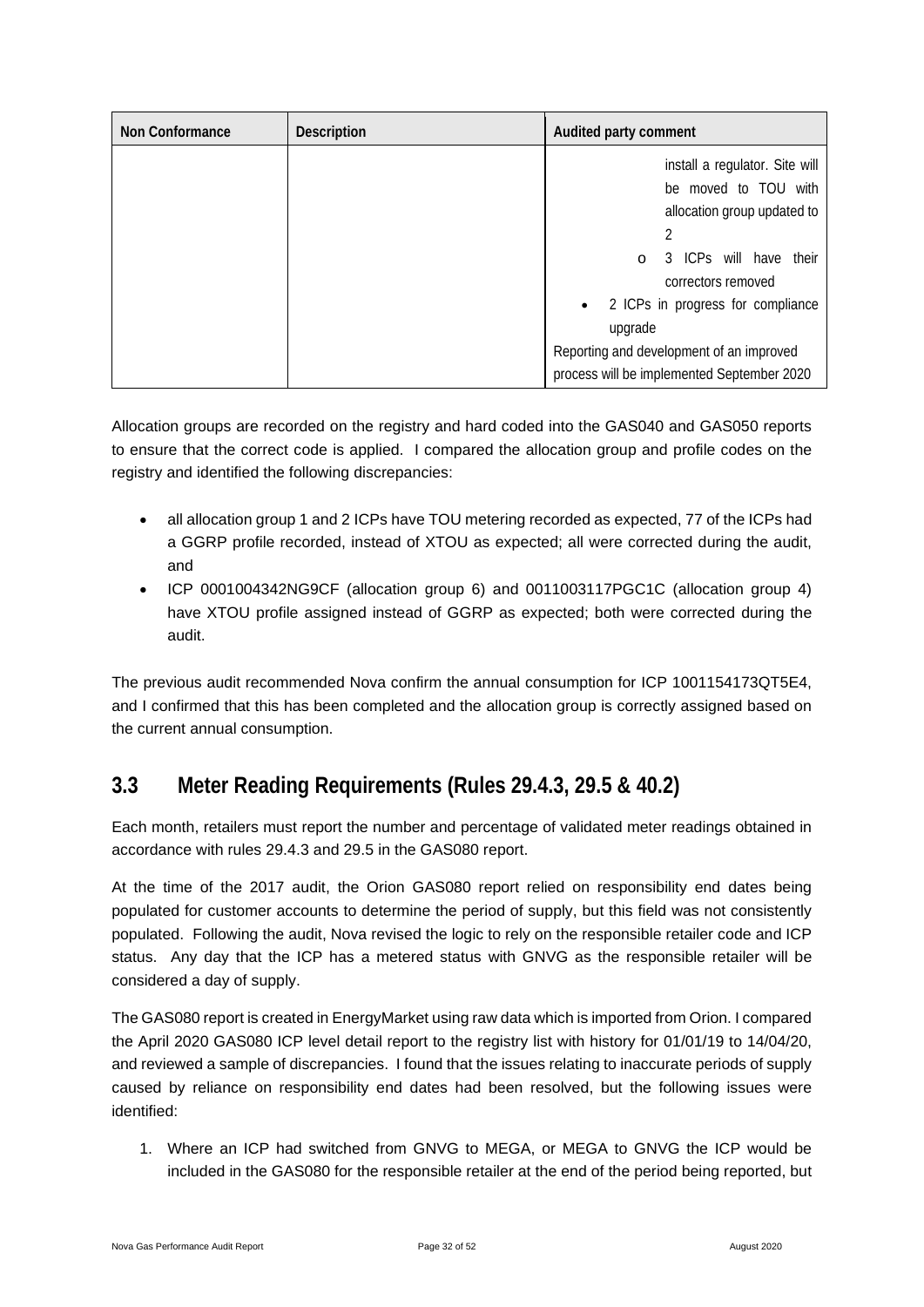| Non Conformance | Description | Audited party comment |
|---|---|---|
| | | install a regulator. Site will be moved to TOU with allocation group updated to 2<br>o 3 ICPs will have their correctors removed<br>• 2 ICPs in progress for compliance upgrade<br>Reporting and development of an improved process will be implemented September 2020 |

Allocation groups are recorded on the registry and hard coded into the GAS040 and GAS050 reports to ensure that the correct code is applied. I compared the allocation group and profile codes on the registry and identified the following discrepancies:

- all allocation group 1 and 2 ICPs have TOU metering recorded as expected, 77 of the ICPs had a GGRP profile recorded, instead of XTOU as expected; all were corrected during the audit, and
- ICP 0001004342NG9CF (allocation group 6) and 0011003117PGC1C (allocation group 4) have XTOU profile assigned instead of GGRP as expected; both were corrected during the audit.

The previous audit recommended Nova confirm the annual consumption for ICP 1001154173QT5E4, and I confirmed that this has been completed and the allocation group is correctly assigned based on the current annual consumption.

## 3.3 Meter Reading Requirements (Rules 29.4.3, 29.5 & 40.2)

Each month, retailers must report the number and percentage of validated meter readings obtained in accordance with rules 29.4.3 and 29.5 in the GAS080 report.

At the time of the 2017 audit, the Orion GAS080 report relied on responsibility end dates being populated for customer accounts to determine the period of supply, but this field was not consistently populated. Following the audit, Nova revised the logic to rely on the responsible retailer code and ICP status. Any day that the ICP has a metered status with GNVG as the responsible retailer will be considered a day of supply.

The GAS080 report is created in EnergyMarket using raw data which is imported from Orion. I compared the April 2020 GAS080 ICP level detail report to the registry list with history for 01/01/19 to 14/04/20, and reviewed a sample of discrepancies. I found that the issues relating to inaccurate periods of supply caused by reliance on responsibility end dates had been resolved, but the following issues were identified:

1. Where an ICP had switched from GNVG to MEGA, or MEGA to GNVG the ICP would be included in the GAS080 for the responsible retailer at the end of the period being reported, but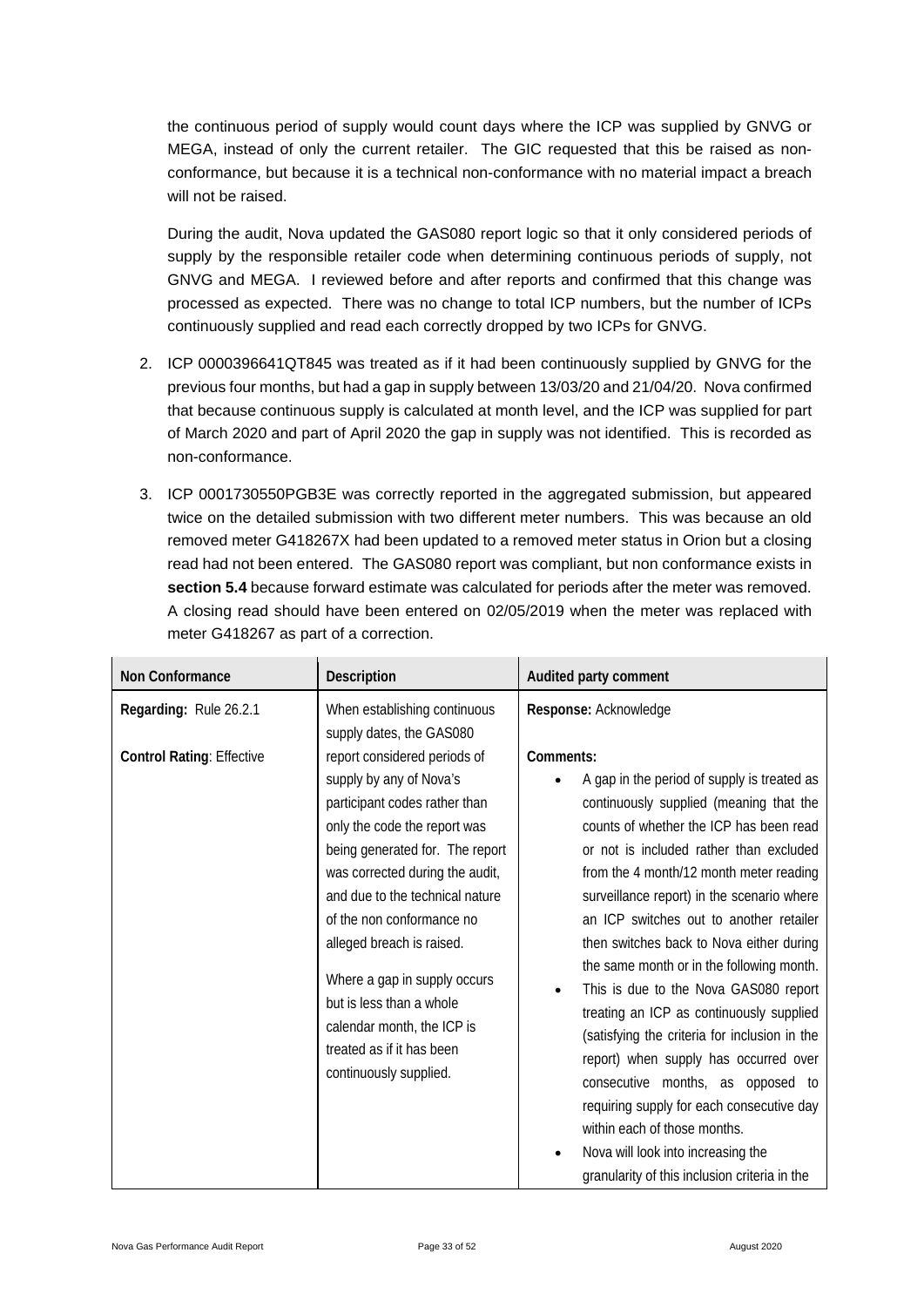the continuous period of supply would count days where the ICP was supplied by GNVG or MEGA, instead of only the current retailer. The GIC requested that this be raised as non-conformance, but because it is a technical non-conformance with no material impact a breach will not be raised.

During the audit, Nova updated the GAS080 report logic so that it only considered periods of supply by the responsible retailer code when determining continuous periods of supply, not GNVG and MEGA. I reviewed before and after reports and confirmed that this change was processed as expected. There was no change to total ICP numbers, but the number of ICPs continuously supplied and read each correctly dropped by two ICPs for GNVG.

2. ICP 0000396641QT845 was treated as if it had been continuously supplied by GNVG for the previous four months, but had a gap in supply between 13/03/20 and 21/04/20. Nova confirmed that because continuous supply is calculated at month level, and the ICP was supplied for part of March 2020 and part of April 2020 the gap in supply was not identified. This is recorded as non-conformance.

3. ICP 0001730550PGB3E was correctly reported in the aggregated submission, but appeared twice on the detailed submission with two different meter numbers. This was because an old removed meter G418267X had been updated to a removed meter status in Orion but a closing read had not been entered. The GAS080 report was compliant, but non conformance exists in **section 5.4** because forward estimate was calculated for periods after the meter was removed. A closing read should have been entered on 02/05/2019 when the meter was replaced with meter G418267 as part of a correction.

| Non Conformance | Description | Audited party comment |
|---|---|---|
| **Regarding:** Rule 26.2.1<br><br>**Control Rating**: Effective | When establishing continuous supply dates, the GAS080 report considered periods of supply by any of Nova's participant codes rather than only the code the report was being generated for. The report was corrected during the audit, and due to the technical nature of the non conformance no alleged breach is raised.<br><br>Where a gap in supply occurs but is less than a whole calendar month, the ICP is treated as if it has been continuously supplied. | **Response:** Acknowledge<br><br>**Comments:**<br>• A gap in the period of supply is treated as continuously supplied (meaning that the counts of whether the ICP has been read or not is included rather than excluded from the 4 month/12 month meter reading surveillance report) in the scenario where an ICP switches out to another retailer then switches back to Nova either during the same month or in the following month.<br>• This is due to the Nova GAS080 report treating an ICP as continuously supplied (satisfying the criteria for inclusion in the report) when supply has occurred over consecutive months, as opposed to requiring supply for each consecutive day within each of those months.<br>• Nova will look into increasing the granularity of this inclusion criteria in the |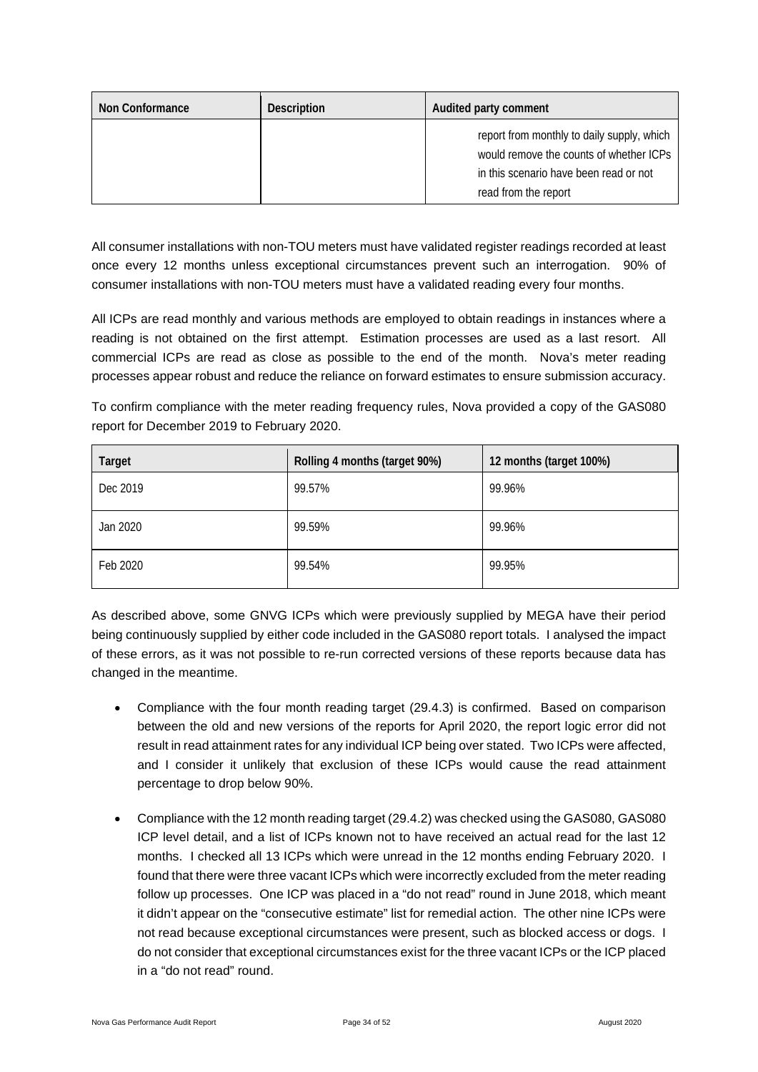| Non Conformance | Description | Audited party comment |
|---|---|---|
| | | report from monthly to daily supply, which would remove the counts of whether ICPs in this scenario have been read or not read from the report |

All consumer installations with non-TOU meters must have validated register readings recorded at least once every 12 months unless exceptional circumstances prevent such an interrogation. 90% of consumer installations with non-TOU meters must have a validated reading every four months.

All ICPs are read monthly and various methods are employed to obtain readings in instances where a reading is not obtained on the first attempt. Estimation processes are used as a last resort. All commercial ICPs are read as close as possible to the end of the month. Nova's meter reading processes appear robust and reduce the reliance on forward estimates to ensure submission accuracy.

To confirm compliance with the meter reading frequency rules, Nova provided a copy of the GAS080 report for December 2019 to February 2020.

| Target | Rolling 4 months (target 90%) | 12 months (target 100%) |
|---|---|---|
| Dec 2019 | 99.57% | 99.96% |
| Jan 2020 | 99.59% | 99.96% |
| Feb 2020 | 99.54% | 99.95% |

As described above, some GNVG ICPs which were previously supplied by MEGA have their period being continuously supplied by either code included in the GAS080 report totals. I analysed the impact of these errors, as it was not possible to re-run corrected versions of these reports because data has changed in the meantime.

- Compliance with the four month reading target (29.4.3) is confirmed. Based on comparison between the old and new versions of the reports for April 2020, the report logic error did not result in read attainment rates for any individual ICP being over stated. Two ICPs were affected, and I consider it unlikely that exclusion of these ICPs would cause the read attainment percentage to drop below 90%.
- Compliance with the 12 month reading target (29.4.2) was checked using the GAS080, GAS080 ICP level detail, and a list of ICPs known not to have received an actual read for the last 12 months. I checked all 13 ICPs which were unread in the 12 months ending February 2020. I found that there were three vacant ICPs which were incorrectly excluded from the meter reading follow up processes. One ICP was placed in a "do not read" round in June 2018, which meant it didn't appear on the "consecutive estimate" list for remedial action. The other nine ICPs were not read because exceptional circumstances were present, such as blocked access or dogs. I do not consider that exceptional circumstances exist for the three vacant ICPs or the ICP placed in a "do not read" round.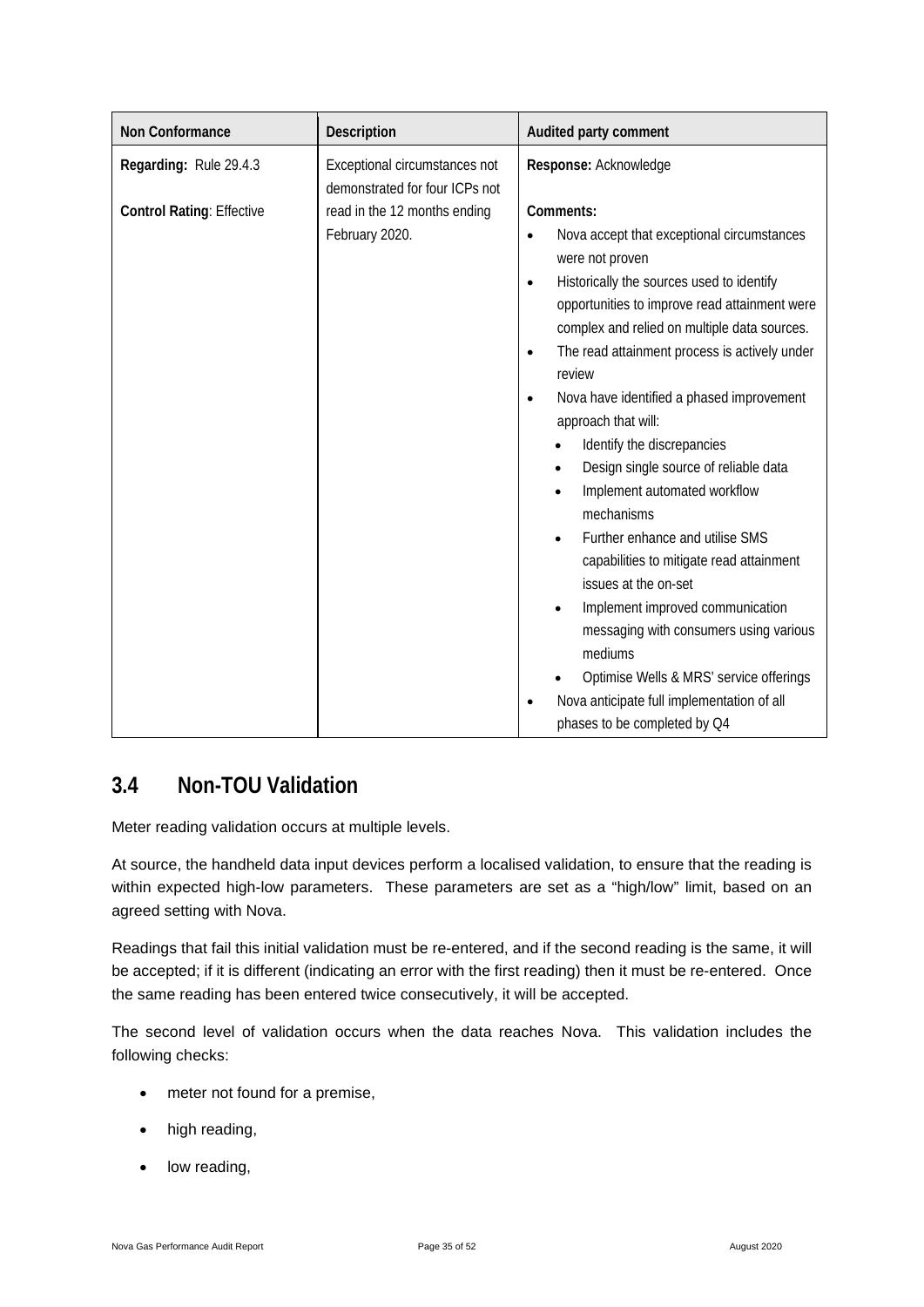| Non Conformance | Description | Audited party comment |
|---|---|---|
| **Regarding:** Rule 29.4.3<br><br>**Control Rating**: Effective | Exceptional circumstances not demonstrated for four ICPs not read in the 12 months ending February 2020. | **Response:** Acknowledge<br><br>**Comments:**<br>• Nova accept that exceptional circumstances were not proven<br>• Historically the sources used to identify opportunities to improve read attainment were complex and relied on multiple data sources.<br>• The read attainment process is actively under review<br>• Nova have identified a phased improvement approach that will:<br>&nbsp;&nbsp;&nbsp;&nbsp;• Identify the discrepancies<br>&nbsp;&nbsp;&nbsp;&nbsp;• Design single source of reliable data<br>&nbsp;&nbsp;&nbsp;&nbsp;• Implement automated workflow mechanisms<br>&nbsp;&nbsp;&nbsp;&nbsp;• Further enhance and utilise SMS capabilities to mitigate read attainment issues at the on-set<br>&nbsp;&nbsp;&nbsp;&nbsp;• Implement improved communication messaging with consumers using various mediums<br>&nbsp;&nbsp;&nbsp;&nbsp;• Optimise Wells & MRS' service offerings<br>• Nova anticipate full implementation of all phases to be completed by Q4 |

## 3.4 Non-TOU Validation

Meter reading validation occurs at multiple levels.

At source, the handheld data input devices perform a localised validation, to ensure that the reading is within expected high-low parameters. These parameters are set as a "high/low" limit, based on an agreed setting with Nova.

Readings that fail this initial validation must be re-entered, and if the second reading is the same, it will be accepted; if it is different (indicating an error with the first reading) then it must be re-entered. Once the same reading has been entered twice consecutively, it will be accepted.

The second level of validation occurs when the data reaches Nova. This validation includes the following checks:

- meter not found for a premise,
- high reading,
- low reading,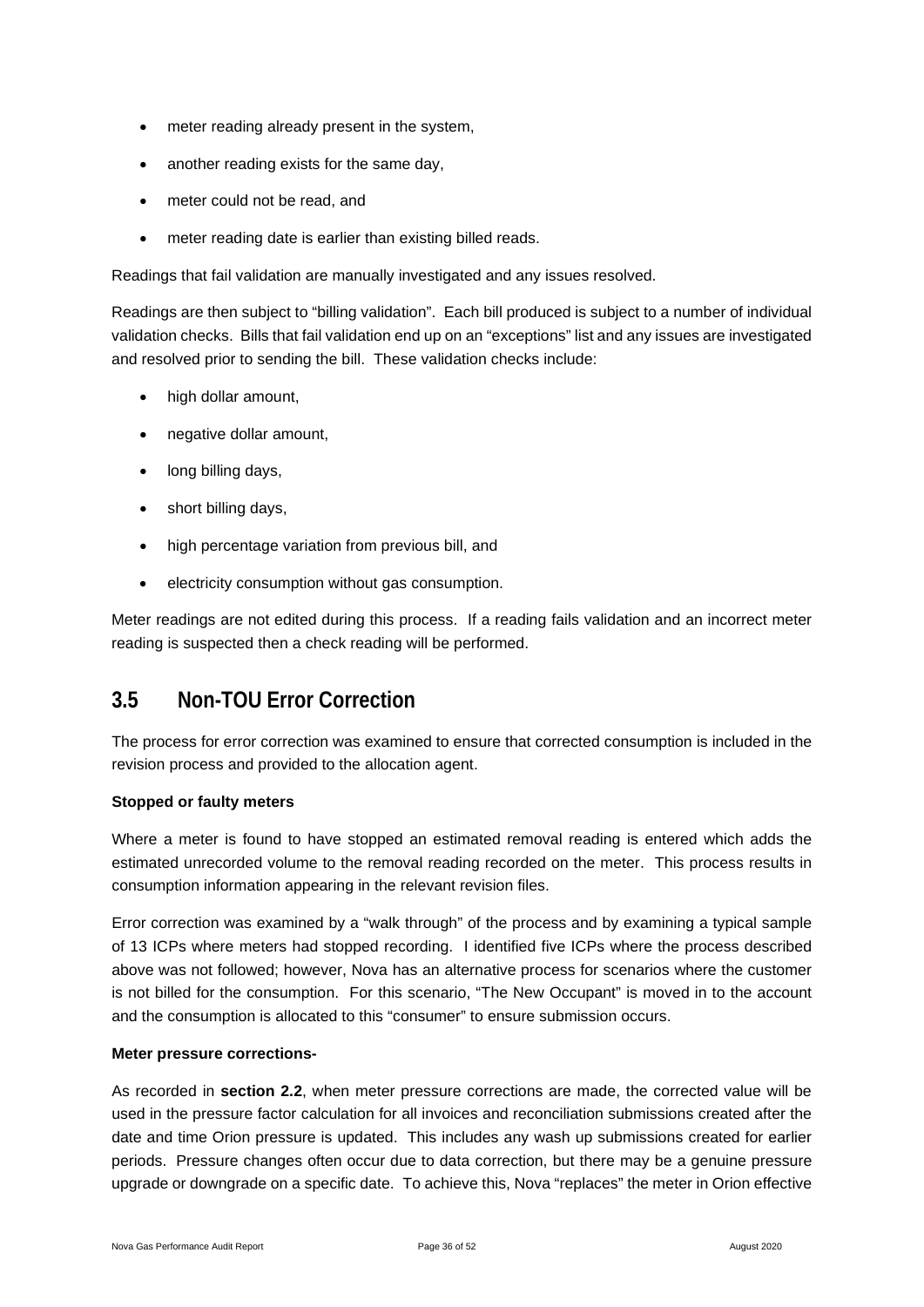- meter reading already present in the system,
- another reading exists for the same day,
- meter could not be read, and
- meter reading date is earlier than existing billed reads.

Readings that fail validation are manually investigated and any issues resolved.

Readings are then subject to "billing validation". Each bill produced is subject to a number of individual validation checks. Bills that fail validation end up on an "exceptions" list and any issues are investigated and resolved prior to sending the bill. These validation checks include:

- high dollar amount,
- negative dollar amount,
- long billing days,
- short billing days,
- high percentage variation from previous bill, and
- electricity consumption without gas consumption.

Meter readings are not edited during this process. If a reading fails validation and an incorrect meter reading is suspected then a check reading will be performed.

## 3.5 Non-TOU Error Correction

The process for error correction was examined to ensure that corrected consumption is included in the revision process and provided to the allocation agent.

**Stopped or faulty meters**

Where a meter is found to have stopped an estimated removal reading is entered which adds the estimated unrecorded volume to the removal reading recorded on the meter. This process results in consumption information appearing in the relevant revision files.

Error correction was examined by a "walk through" of the process and by examining a typical sample of 13 ICPs where meters had stopped recording. I identified five ICPs where the process described above was not followed; however, Nova has an alternative process for scenarios where the customer is not billed for the consumption. For this scenario, "The New Occupant" is moved in to the account and the consumption is allocated to this "consumer" to ensure submission occurs.

**Meter pressure corrections-**

As recorded in **section 2.2**, when meter pressure corrections are made, the corrected value will be used in the pressure factor calculation for all invoices and reconciliation submissions created after the date and time Orion pressure is updated. This includes any wash up submissions created for earlier periods. Pressure changes often occur due to data correction, but there may be a genuine pressure upgrade or downgrade on a specific date. To achieve this, Nova "replaces" the meter in Orion effective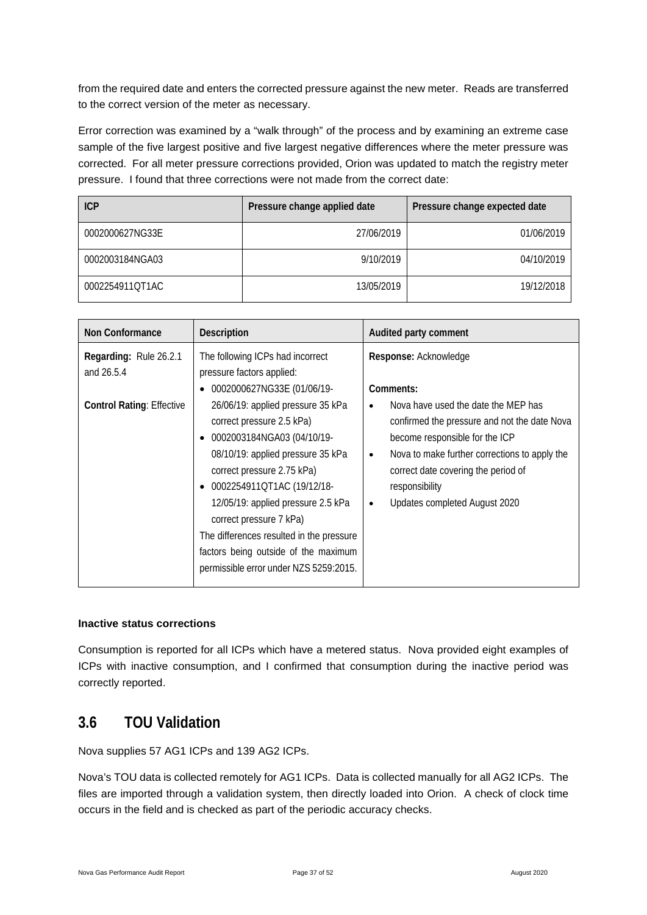from the required date and enters the corrected pressure against the new meter. Reads are transferred to the correct version of the meter as necessary.

Error correction was examined by a "walk through" of the process and by examining an extreme case sample of the five largest positive and five largest negative differences where the meter pressure was corrected. For all meter pressure corrections provided, Orion was updated to match the registry meter pressure. I found that three corrections were not made from the correct date:

| ICP | Pressure change applied date | Pressure change expected date |
|---|---|---|
| 0002000627NG33E | 27/06/2019 | 01/06/2019 |
| 0002003184NGA03 | 9/10/2019 | 04/10/2019 |
| 0002254911QT1AC | 13/05/2019 | 19/12/2018 |

| Non Conformance | Description | Audited party comment |
|---|---|---|
| **Regarding:** Rule 26.2.1 and 26.5.4<br><br>**Control Rating**: Effective | The following ICPs had incorrect pressure factors applied:<br>• 0002000627NG33E (01/06/19-26/06/19: applied pressure 35 kPa correct pressure 2.5 kPa)<br>• 0002003184NGA03 (04/10/19-08/10/19: applied pressure 35 kPa correct pressure 2.75 kPa)<br>• 0002254911QT1AC (19/12/18-12/05/19: applied pressure 2.5 kPa correct pressure 7 kPa)<br>The differences resulted in the pressure factors being outside of the maximum permissible error under NZS 5259:2015. | **Response:** Acknowledge<br><br>**Comments:**<br>• Nova have used the date the MEP has confirmed the pressure and not the date Nova become responsible for the ICP<br>• Nova to make further corrections to apply the correct date covering the period of responsibility<br>• Updates completed August 2020 |

**Inactive status corrections**

Consumption is reported for all ICPs which have a metered status. Nova provided eight examples of ICPs with inactive consumption, and I confirmed that consumption during the inactive period was correctly reported.

## 3.6 TOU Validation

Nova supplies 57 AG1 ICPs and 139 AG2 ICPs.

Nova's TOU data is collected remotely for AG1 ICPs. Data is collected manually for all AG2 ICPs. The files are imported through a validation system, then directly loaded into Orion. A check of clock time occurs in the field and is checked as part of the periodic accuracy checks.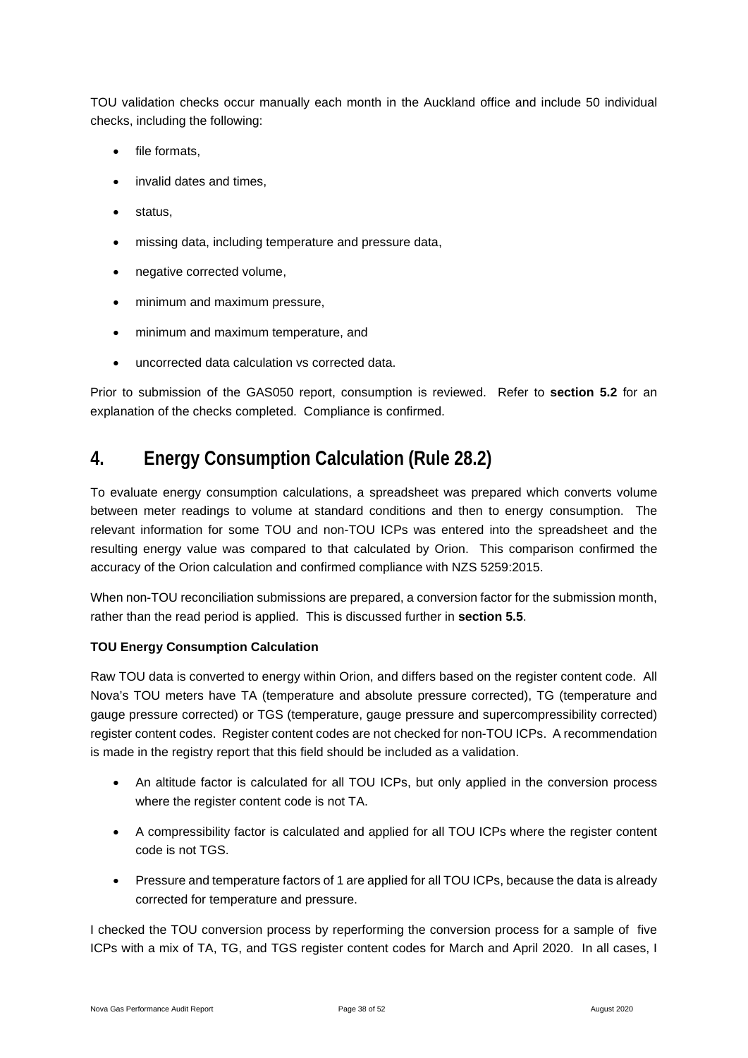TOU validation checks occur manually each month in the Auckland office and include 50 individual checks, including the following:

- file formats,
- invalid dates and times,
- status,
- missing data, including temperature and pressure data,
- negative corrected volume,
- minimum and maximum pressure,
- minimum and maximum temperature, and
- uncorrected data calculation vs corrected data.

Prior to submission of the GAS050 report, consumption is reviewed. Refer to **section 5.2** for an explanation of the checks completed. Compliance is confirmed.

# 4. Energy Consumption Calculation (Rule 28.2)

To evaluate energy consumption calculations, a spreadsheet was prepared which converts volume between meter readings to volume at standard conditions and then to energy consumption. The relevant information for some TOU and non-TOU ICPs was entered into the spreadsheet and the resulting energy value was compared to that calculated by Orion. This comparison confirmed the accuracy of the Orion calculation and confirmed compliance with NZS 5259:2015.

When non-TOU reconciliation submissions are prepared, a conversion factor for the submission month, rather than the read period is applied. This is discussed further in **section 5.5**.

**TOU Energy Consumption Calculation**

Raw TOU data is converted to energy within Orion, and differs based on the register content code. All Nova's TOU meters have TA (temperature and absolute pressure corrected), TG (temperature and gauge pressure corrected) or TGS (temperature, gauge pressure and supercompressibility corrected) register content codes. Register content codes are not checked for non-TOU ICPs. A recommendation is made in the registry report that this field should be included as a validation.

- An altitude factor is calculated for all TOU ICPs, but only applied in the conversion process where the register content code is not TA.
- A compressibility factor is calculated and applied for all TOU ICPs where the register content code is not TGS.
- Pressure and temperature factors of 1 are applied for all TOU ICPs, because the data is already corrected for temperature and pressure.

I checked the TOU conversion process by reperforming the conversion process for a sample of five ICPs with a mix of TA, TG, and TGS register content codes for March and April 2020. In all cases, I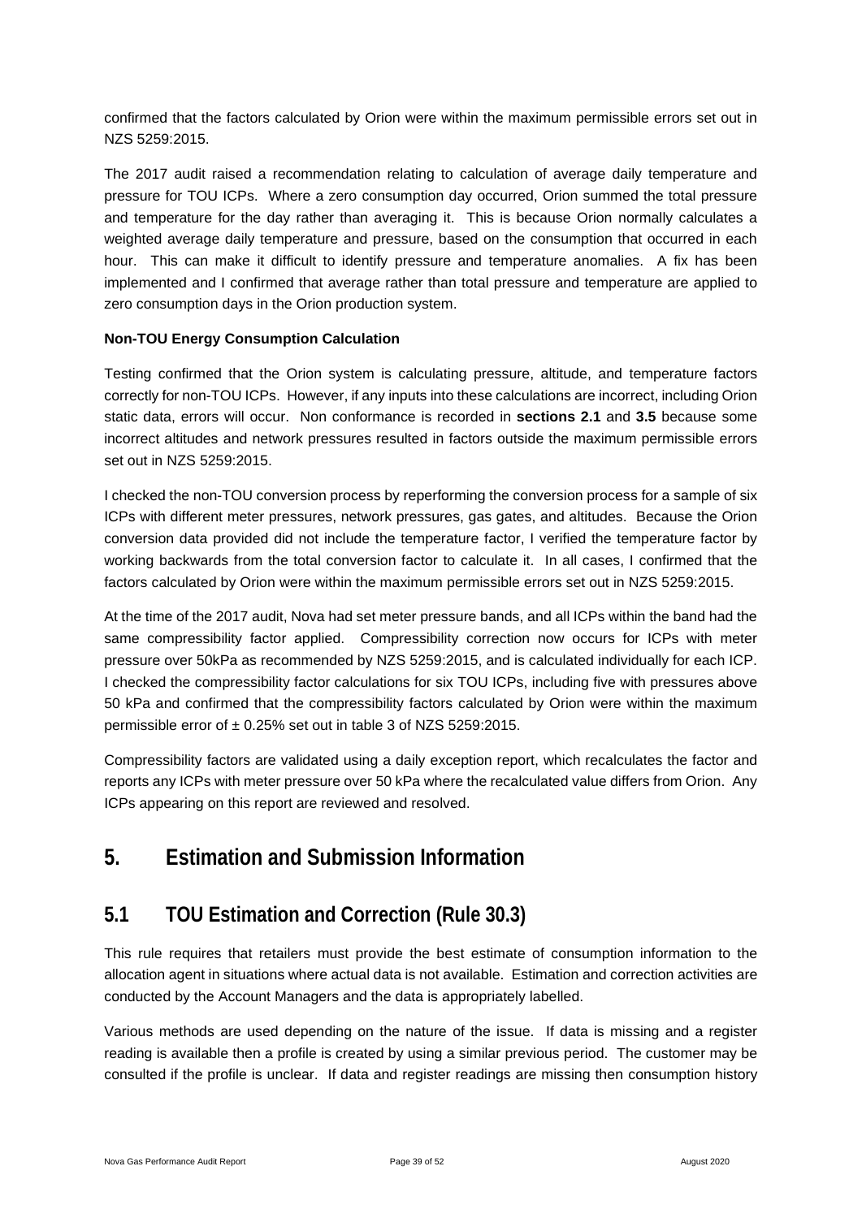confirmed that the factors calculated by Orion were within the maximum permissible errors set out in NZS 5259:2015.

The 2017 audit raised a recommendation relating to calculation of average daily temperature and pressure for TOU ICPs. Where a zero consumption day occurred, Orion summed the total pressure and temperature for the day rather than averaging it. This is because Orion normally calculates a weighted average daily temperature and pressure, based on the consumption that occurred in each hour. This can make it difficult to identify pressure and temperature anomalies. A fix has been implemented and I confirmed that average rather than total pressure and temperature are applied to zero consumption days in the Orion production system.

**Non-TOU Energy Consumption Calculation**

Testing confirmed that the Orion system is calculating pressure, altitude, and temperature factors correctly for non-TOU ICPs. However, if any inputs into these calculations are incorrect, including Orion static data, errors will occur. Non conformance is recorded in **sections 2.1** and **3.5** because some incorrect altitudes and network pressures resulted in factors outside the maximum permissible errors set out in NZS 5259:2015.

I checked the non-TOU conversion process by reperforming the conversion process for a sample of six ICPs with different meter pressures, network pressures, gas gates, and altitudes. Because the Orion conversion data provided did not include the temperature factor, I verified the temperature factor by working backwards from the total conversion factor to calculate it. In all cases, I confirmed that the factors calculated by Orion were within the maximum permissible errors set out in NZS 5259:2015.

At the time of the 2017 audit, Nova had set meter pressure bands, and all ICPs within the band had the same compressibility factor applied. Compressibility correction now occurs for ICPs with meter pressure over 50kPa as recommended by NZS 5259:2015, and is calculated individually for each ICP. I checked the compressibility factor calculations for six TOU ICPs, including five with pressures above 50 kPa and confirmed that the compressibility factors calculated by Orion were within the maximum permissible error of ± 0.25% set out in table 3 of NZS 5259:2015.

Compressibility factors are validated using a daily exception report, which recalculates the factor and reports any ICPs with meter pressure over 50 kPa where the recalculated value differs from Orion. Any ICPs appearing on this report are reviewed and resolved.

# 5. Estimation and Submission Information

## 5.1 TOU Estimation and Correction (Rule 30.3)

This rule requires that retailers must provide the best estimate of consumption information to the allocation agent in situations where actual data is not available. Estimation and correction activities are conducted by the Account Managers and the data is appropriately labelled.

Various methods are used depending on the nature of the issue. If data is missing and a register reading is available then a profile is created by using a similar previous period. The customer may be consulted if the profile is unclear. If data and register readings are missing then consumption history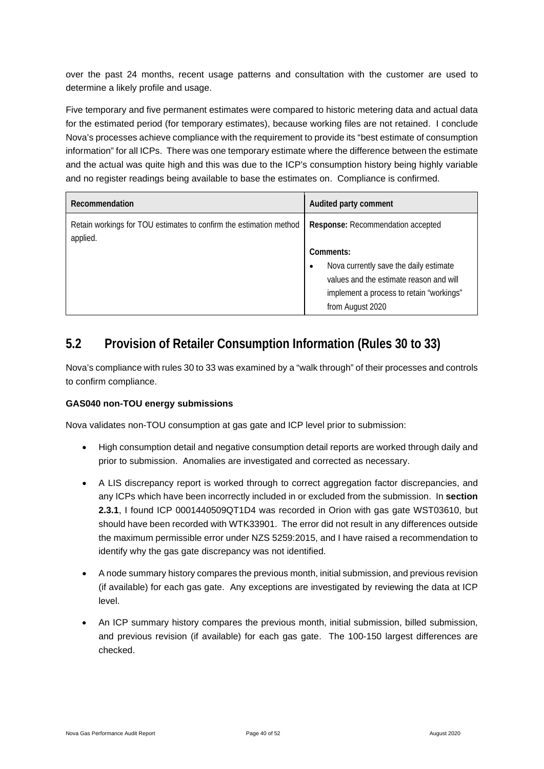over the past 24 months, recent usage patterns and consultation with the customer are used to determine a likely profile and usage.

Five temporary and five permanent estimates were compared to historic metering data and actual data for the estimated period (for temporary estimates), because working files are not retained. I conclude Nova's processes achieve compliance with the requirement to provide its "best estimate of consumption information" for all ICPs. There was one temporary estimate where the difference between the estimate and the actual was quite high and this was due to the ICP's consumption history being highly variable and no register readings being available to base the estimates on. Compliance is confirmed.

| Recommendation | Audited party comment |
|---|---|
| Retain workings for TOU estimates to confirm the estimation method applied. | **Response:** Recommendation accepted<br><br>**Comments:**<br>• Nova currently save the daily estimate values and the estimate reason and will implement a process to retain "workings" from August 2020 |

## 5.2 Provision of Retailer Consumption Information (Rules 30 to 33)

Nova's compliance with rules 30 to 33 was examined by a "walk through" of their processes and controls to confirm compliance.

**GAS040 non-TOU energy submissions**

Nova validates non-TOU consumption at gas gate and ICP level prior to submission:

- High consumption detail and negative consumption detail reports are worked through daily and prior to submission. Anomalies are investigated and corrected as necessary.
- A LIS discrepancy report is worked through to correct aggregation factor discrepancies, and any ICPs which have been incorrectly included in or excluded from the submission. In **section 2.3.1**, I found ICP 0001440509QT1D4 was recorded in Orion with gas gate WST03610, but should have been recorded with WTK33901. The error did not result in any differences outside the maximum permissible error under NZS 5259:2015, and I have raised a recommendation to identify why the gas gate discrepancy was not identified.
- A node summary history compares the previous month, initial submission, and previous revision (if available) for each gas gate. Any exceptions are investigated by reviewing the data at ICP level.
- An ICP summary history compares the previous month, initial submission, billed submission, and previous revision (if available) for each gas gate. The 100-150 largest differences are checked.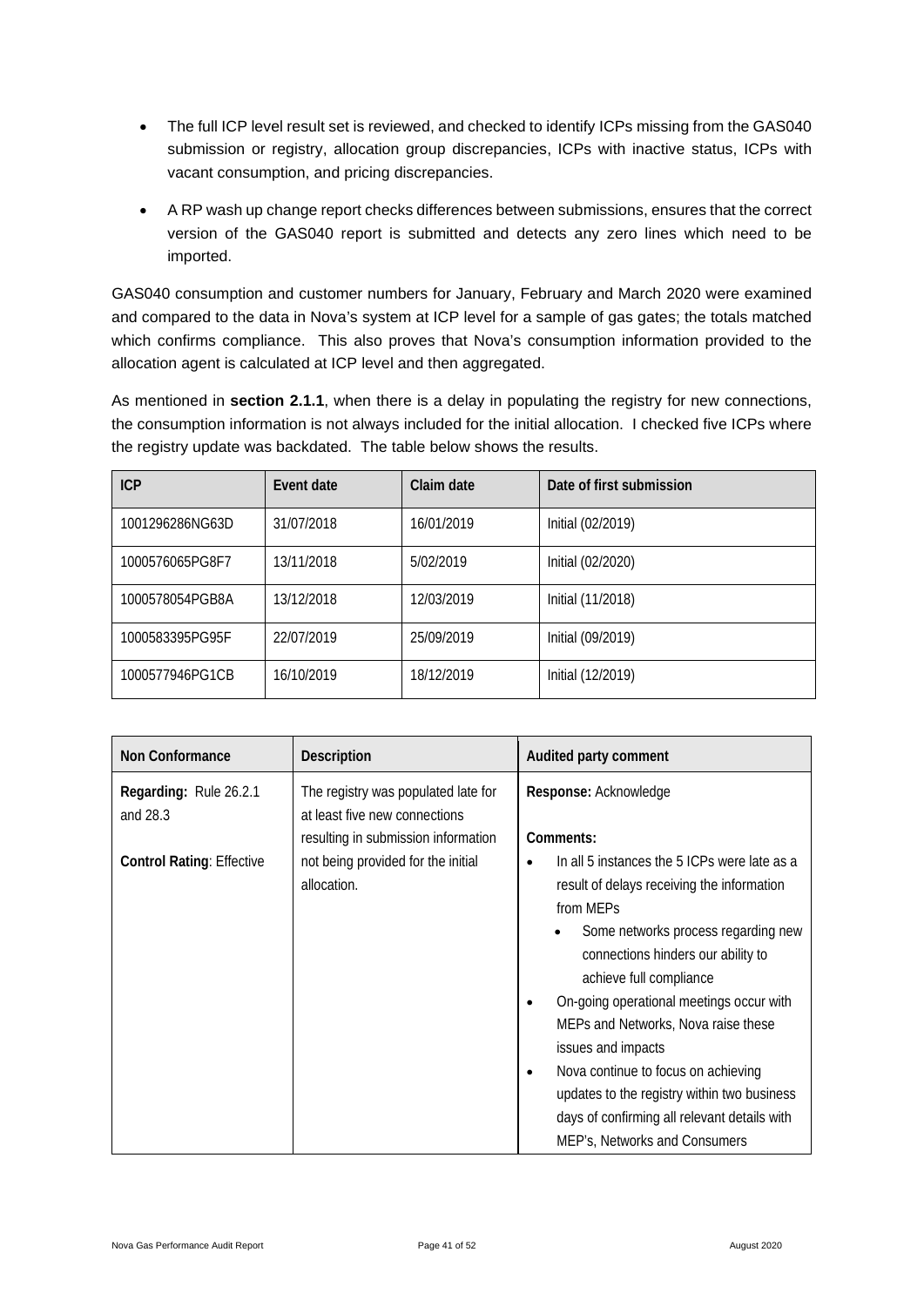- The full ICP level result set is reviewed, and checked to identify ICPs missing from the GAS040 submission or registry, allocation group discrepancies, ICPs with inactive status, ICPs with vacant consumption, and pricing discrepancies.
- A RP wash up change report checks differences between submissions, ensures that the correct version of the GAS040 report is submitted and detects any zero lines which need to be imported.

GAS040 consumption and customer numbers for January, February and March 2020 were examined and compared to the data in Nova's system at ICP level for a sample of gas gates; the totals matched which confirms compliance. This also proves that Nova's consumption information provided to the allocation agent is calculated at ICP level and then aggregated.

As mentioned in **section 2.1.1**, when there is a delay in populating the registry for new connections, the consumption information is not always included for the initial allocation. I checked five ICPs where the registry update was backdated. The table below shows the results.

| ICP | Event date | Claim date | Date of first submission |
|---|---|---|---|
| 1001296286NG63D | 31/07/2018 | 16/01/2019 | Initial (02/2019) |
| 1000576065PG8F7 | 13/11/2018 | 5/02/2019 | Initial (02/2020) |
| 1000578054PGB8A | 13/12/2018 | 12/03/2019 | Initial (11/2018) |
| 1000583395PG95F | 22/07/2019 | 25/09/2019 | Initial (09/2019) |
| 1000577946PG1CB | 16/10/2019 | 18/12/2019 | Initial (12/2019) |

| Non Conformance | Description | Audited party comment |
|---|---|---|
| **Regarding:** Rule 26.2.1 and 28.3<br><br>**Control Rating**: Effective | The registry was populated late for at least five new connections resulting in submission information not being provided for the initial allocation. | **Response:** Acknowledge<br><br>**Comments:**<br>• In all 5 instances the 5 ICPs were late as a result of delays receiving the information from MEPs<br>  ◦ Some networks process regarding new connections hinders our ability to achieve full compliance<br>• On-going operational meetings occur with MEPs and Networks, Nova raise these issues and impacts<br>• Nova continue to focus on achieving updates to the registry within two business days of confirming all relevant details with MEP's, Networks and Consumers |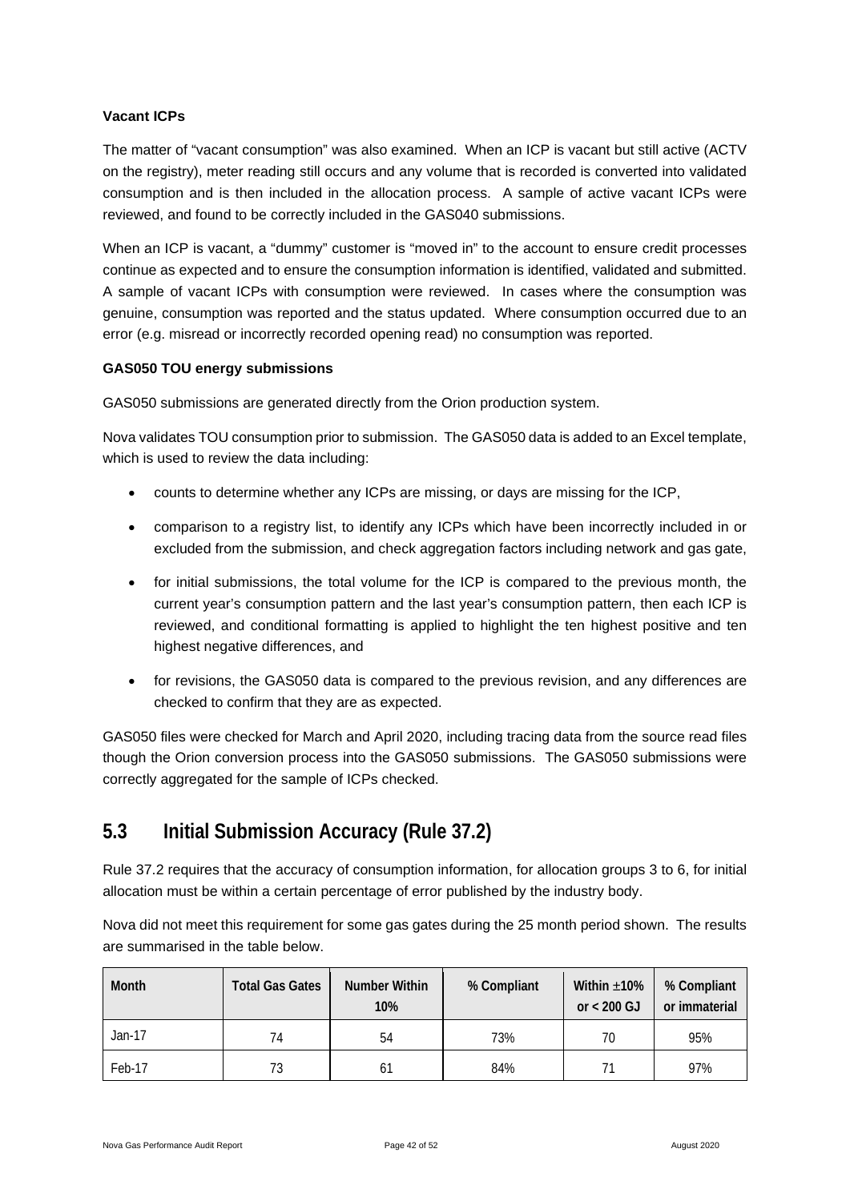**Vacant ICPs**

The matter of "vacant consumption" was also examined. When an ICP is vacant but still active (ACTV on the registry), meter reading still occurs and any volume that is recorded is converted into validated consumption and is then included in the allocation process. A sample of active vacant ICPs were reviewed, and found to be correctly included in the GAS040 submissions.

When an ICP is vacant, a "dummy" customer is "moved in" to the account to ensure credit processes continue as expected and to ensure the consumption information is identified, validated and submitted. A sample of vacant ICPs with consumption were reviewed. In cases where the consumption was genuine, consumption was reported and the status updated. Where consumption occurred due to an error (e.g. misread or incorrectly recorded opening read) no consumption was reported.

**GAS050 TOU energy submissions**

GAS050 submissions are generated directly from the Orion production system.

Nova validates TOU consumption prior to submission. The GAS050 data is added to an Excel template, which is used to review the data including:

- counts to determine whether any ICPs are missing, or days are missing for the ICP,
- comparison to a registry list, to identify any ICPs which have been incorrectly included in or excluded from the submission, and check aggregation factors including network and gas gate,
- for initial submissions, the total volume for the ICP is compared to the previous month, the current year's consumption pattern and the last year's consumption pattern, then each ICP is reviewed, and conditional formatting is applied to highlight the ten highest positive and ten highest negative differences, and
- for revisions, the GAS050 data is compared to the previous revision, and any differences are checked to confirm that they are as expected.

GAS050 files were checked for March and April 2020, including tracing data from the source read files though the Orion conversion process into the GAS050 submissions. The GAS050 submissions were correctly aggregated for the sample of ICPs checked.

## 5.3 Initial Submission Accuracy (Rule 37.2)

Rule 37.2 requires that the accuracy of consumption information, for allocation groups 3 to 6, for initial allocation must be within a certain percentage of error published by the industry body.

Nova did not meet this requirement for some gas gates during the 25 month period shown. The results are summarised in the table below.

| Month | Total Gas Gates | Number Within 10% | % Compliant | Within ±10% or < 200 GJ | % Compliant or immaterial |
|---|---|---|---|---|---|
| Jan-17 | 74 | 54 | 73% | 70 | 95% |
| Feb-17 | 73 | 61 | 84% | 71 | 97% |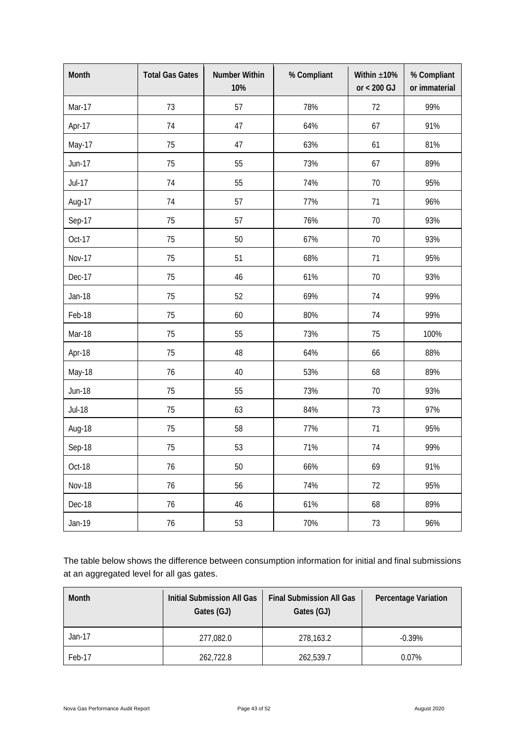| Month | Total Gas Gates | Number Within 10% | % Compliant | Within ±10% or < 200 GJ | % Compliant or immaterial |
|---|---|---|---|---|---|
| Mar-17 | 73 | 57 | 78% | 72 | 99% |
| Apr-17 | 74 | 47 | 64% | 67 | 91% |
| May-17 | 75 | 47 | 63% | 61 | 81% |
| Jun-17 | 75 | 55 | 73% | 67 | 89% |
| Jul-17 | 74 | 55 | 74% | 70 | 95% |
| Aug-17 | 74 | 57 | 77% | 71 | 96% |
| Sep-17 | 75 | 57 | 76% | 70 | 93% |
| Oct-17 | 75 | 50 | 67% | 70 | 93% |
| Nov-17 | 75 | 51 | 68% | 71 | 95% |
| Dec-17 | 75 | 46 | 61% | 70 | 93% |
| Jan-18 | 75 | 52 | 69% | 74 | 99% |
| Feb-18 | 75 | 60 | 80% | 74 | 99% |
| Mar-18 | 75 | 55 | 73% | 75 | 100% |
| Apr-18 | 75 | 48 | 64% | 66 | 88% |
| May-18 | 76 | 40 | 53% | 68 | 89% |
| Jun-18 | 75 | 55 | 73% | 70 | 93% |
| Jul-18 | 75 | 63 | 84% | 73 | 97% |
| Aug-18 | 75 | 58 | 77% | 71 | 95% |
| Sep-18 | 75 | 53 | 71% | 74 | 99% |
| Oct-18 | 76 | 50 | 66% | 69 | 91% |
| Nov-18 | 76 | 56 | 74% | 72 | 95% |
| Dec-18 | 76 | 46 | 61% | 68 | 89% |
| Jan-19 | 76 | 53 | 70% | 73 | 96% |

The table below shows the difference between consumption information for initial and final submissions at an aggregated level for all gas gates.

| Month | Initial Submission All Gas Gates (GJ) | Final Submission All Gas Gates (GJ) | Percentage Variation |
|---|---|---|---|
| Jan-17 | 277,082.0 | 278,163.2 | -0.39% |
| Feb-17 | 262,722.8 | 262,539.7 | 0.07% |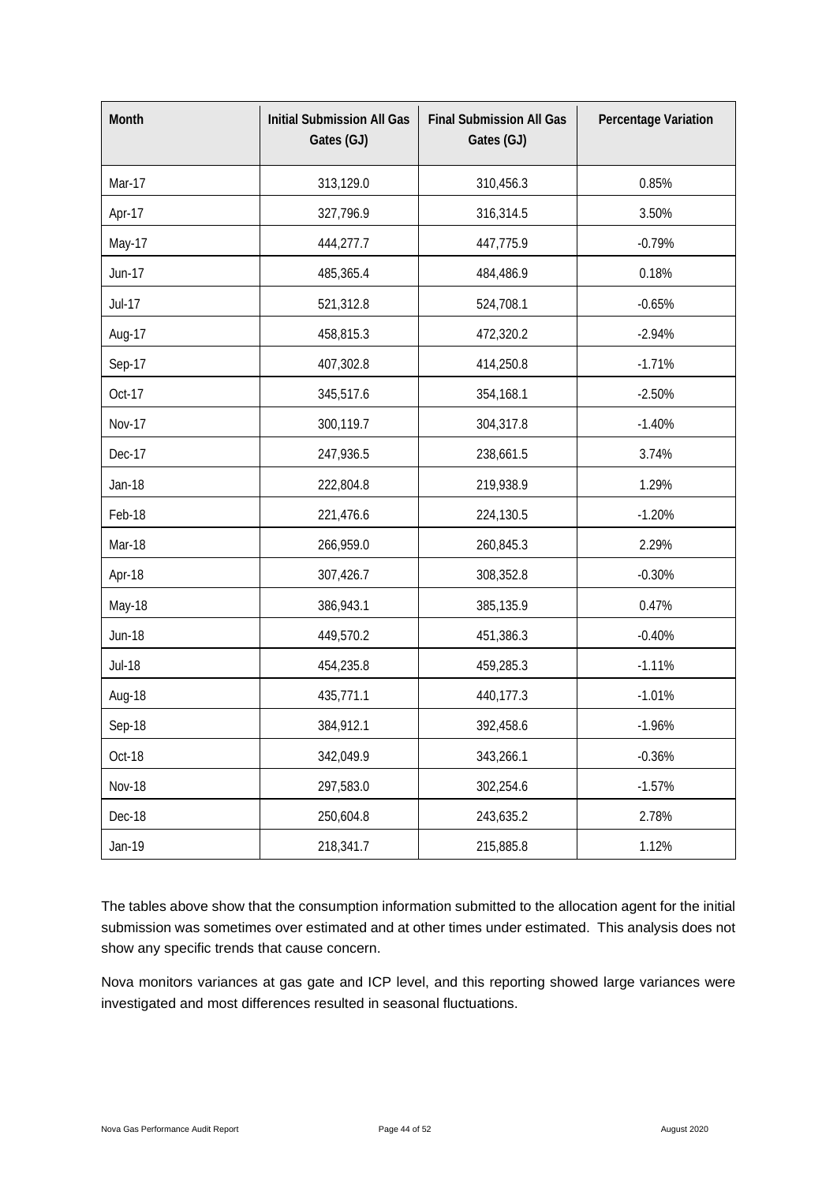| Month | Initial Submission All Gas Gates (GJ) | Final Submission All Gas Gates (GJ) | Percentage Variation |
|---|---|---|---|
| Mar-17 | 313,129.0 | 310,456.3 | 0.85% |
| Apr-17 | 327,796.9 | 316,314.5 | 3.50% |
| May-17 | 444,277.7 | 447,775.9 | -0.79% |
| Jun-17 | 485,365.4 | 484,486.9 | 0.18% |
| Jul-17 | 521,312.8 | 524,708.1 | -0.65% |
| Aug-17 | 458,815.3 | 472,320.2 | -2.94% |
| Sep-17 | 407,302.8 | 414,250.8 | -1.71% |
| Oct-17 | 345,517.6 | 354,168.1 | -2.50% |
| Nov-17 | 300,119.7 | 304,317.8 | -1.40% |
| Dec-17 | 247,936.5 | 238,661.5 | 3.74% |
| Jan-18 | 222,804.8 | 219,938.9 | 1.29% |
| Feb-18 | 221,476.6 | 224,130.5 | -1.20% |
| Mar-18 | 266,959.0 | 260,845.3 | 2.29% |
| Apr-18 | 307,426.7 | 308,352.8 | -0.30% |
| May-18 | 386,943.1 | 385,135.9 | 0.47% |
| Jun-18 | 449,570.2 | 451,386.3 | -0.40% |
| Jul-18 | 454,235.8 | 459,285.3 | -1.11% |
| Aug-18 | 435,771.1 | 440,177.3 | -1.01% |
| Sep-18 | 384,912.1 | 392,458.6 | -1.96% |
| Oct-18 | 342,049.9 | 343,266.1 | -0.36% |
| Nov-18 | 297,583.0 | 302,254.6 | -1.57% |
| Dec-18 | 250,604.8 | 243,635.2 | 2.78% |
| Jan-19 | 218,341.7 | 215,885.8 | 1.12% |

The tables above show that the consumption information submitted to the allocation agent for the initial submission was sometimes over estimated and at other times under estimated. This analysis does not show any specific trends that cause concern.

Nova monitors variances at gas gate and ICP level, and this reporting showed large variances were investigated and most differences resulted in seasonal fluctuations.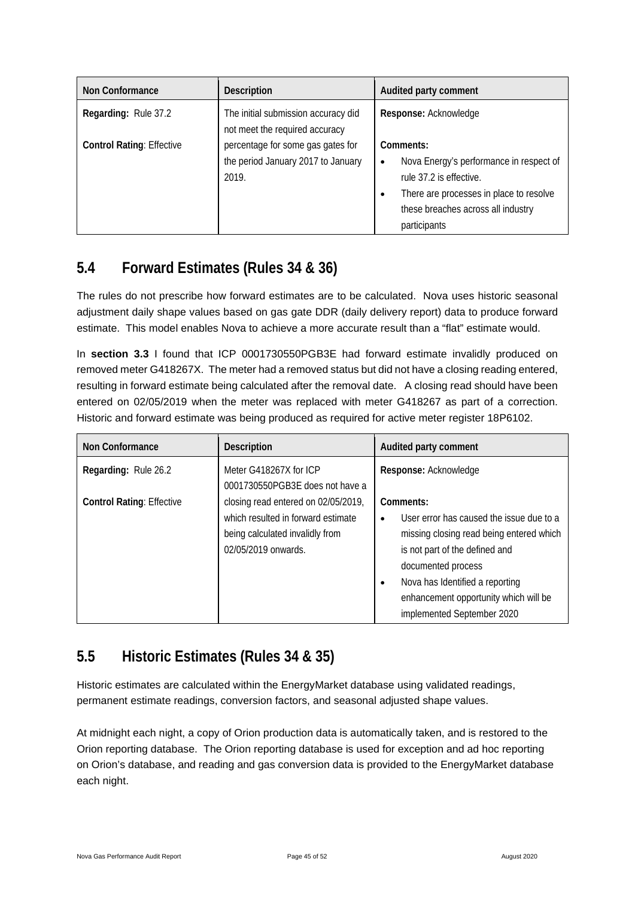| Non Conformance | Description | Audited party comment |
| --- | --- | --- |
| **Regarding:** Rule 37.2<br><br>**Control Rating**: Effective | The initial submission accuracy did not meet the required accuracy percentage for some gas gates for the period January 2017 to January 2019. | **Response:** Acknowledge<br><br>**Comments:**<br>• Nova Energy's performance in respect of rule 37.2 is effective.<br>• There are processes in place to resolve these breaches across all industry participants |

## 5.4 Forward Estimates (Rules 34 & 36)

The rules do not prescribe how forward estimates are to be calculated. Nova uses historic seasonal adjustment daily shape values based on gas gate DDR (daily delivery report) data to produce forward estimate. This model enables Nova to achieve a more accurate result than a "flat" estimate would.

In **section 3.3** I found that ICP 0001730550PGB3E had forward estimate invalidly produced on removed meter G418267X. The meter had a removed status but did not have a closing reading entered, resulting in forward estimate being calculated after the removal date. A closing read should have been entered on 02/05/2019 when the meter was replaced with meter G418267 as part of a correction. Historic and forward estimate was being produced as required for active meter register 18P6102.

| Non Conformance | Description | Audited party comment |
| --- | --- | --- |
| **Regarding:** Rule 26.2<br><br>**Control Rating**: Effective | Meter G418267X for ICP 0001730550PGB3E does not have a closing read entered on 02/05/2019, which resulted in forward estimate being calculated invalidly from 02/05/2019 onwards. | **Response:** Acknowledge<br><br>**Comments:**<br>• User error has caused the issue due to a missing closing read being entered which is not part of the defined and documented process<br>• Nova has Identified a reporting enhancement opportunity which will be implemented September 2020 |

## 5.5 Historic Estimates (Rules 34 & 35)

Historic estimates are calculated within the EnergyMarket database using validated readings, permanent estimate readings, conversion factors, and seasonal adjusted shape values.

At midnight each night, a copy of Orion production data is automatically taken, and is restored to the Orion reporting database. The Orion reporting database is used for exception and ad hoc reporting on Orion's database, and reading and gas conversion data is provided to the EnergyMarket database each night.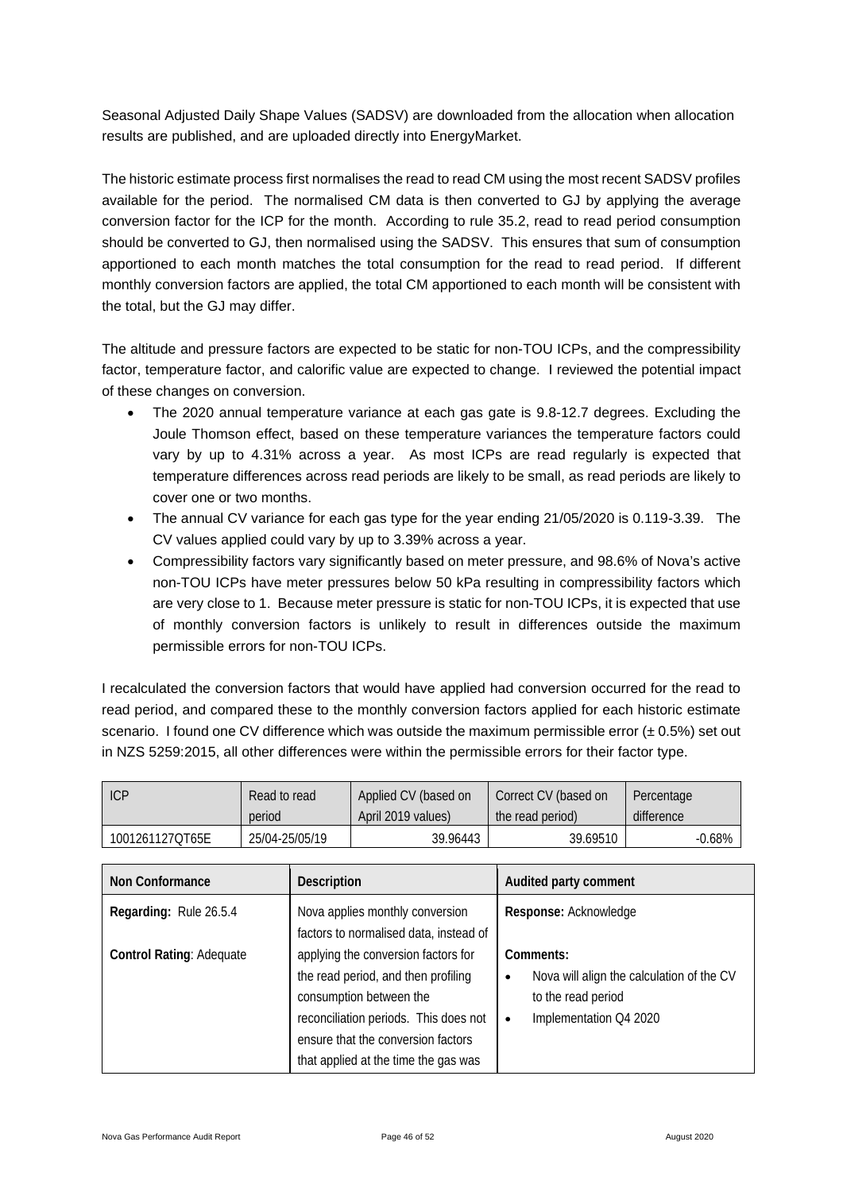Seasonal Adjusted Daily Shape Values (SADSV) are downloaded from the allocation when allocation results are published, and are uploaded directly into EnergyMarket.

The historic estimate process first normalises the read to read CM using the most recent SADSV profiles available for the period. The normalised CM data is then converted to GJ by applying the average conversion factor for the ICP for the month. According to rule 35.2, read to read period consumption should be converted to GJ, then normalised using the SADSV. This ensures that sum of consumption apportioned to each month matches the total consumption for the read to read period. If different monthly conversion factors are applied, the total CM apportioned to each month will be consistent with the total, but the GJ may differ.

The altitude and pressure factors are expected to be static for non-TOU ICPs, and the compressibility factor, temperature factor, and calorific value are expected to change. I reviewed the potential impact of these changes on conversion.

- The 2020 annual temperature variance at each gas gate is 9.8-12.7 degrees. Excluding the Joule Thomson effect, based on these temperature variances the temperature factors could vary by up to 4.31% across a year. As most ICPs are read regularly is expected that temperature differences across read periods are likely to be small, as read periods are likely to cover one or two months.
- The annual CV variance for each gas type for the year ending 21/05/2020 is 0.119-3.39. The CV values applied could vary by up to 3.39% across a year.
- Compressibility factors vary significantly based on meter pressure, and 98.6% of Nova's active non-TOU ICPs have meter pressures below 50 kPa resulting in compressibility factors which are very close to 1. Because meter pressure is static for non-TOU ICPs, it is expected that use of monthly conversion factors is unlikely to result in differences outside the maximum permissible errors for non-TOU ICPs.

I recalculated the conversion factors that would have applied had conversion occurred for the read to read period, and compared these to the monthly conversion factors applied for each historic estimate scenario. I found one CV difference which was outside the maximum permissible error (± 0.5%) set out in NZS 5259:2015, all other differences were within the permissible errors for their factor type.

| ICP | Read to read period | Applied CV (based on April 2019 values) | Correct CV (based on the read period) | Percentage difference |
|---|---|---|---|---|
| 1001261127QT65E | 25/04-25/05/19 | 39.96443 | 39.69510 | -0.68% |

| Non Conformance | Description | Audited party comment |
|---|---|---|
| **Regarding:** Rule 26.5.4<br><br>**Control Rating**: Adequate | Nova applies monthly conversion factors to normalised data, instead of applying the conversion factors for the read period, and then profiling consumption between the reconciliation periods. This does not ensure that the conversion factors that applied at the time the gas was | **Response:** Acknowledge<br><br>**Comments:**<br>• Nova will align the calculation of the CV to the read period<br>• Implementation Q4 2020 |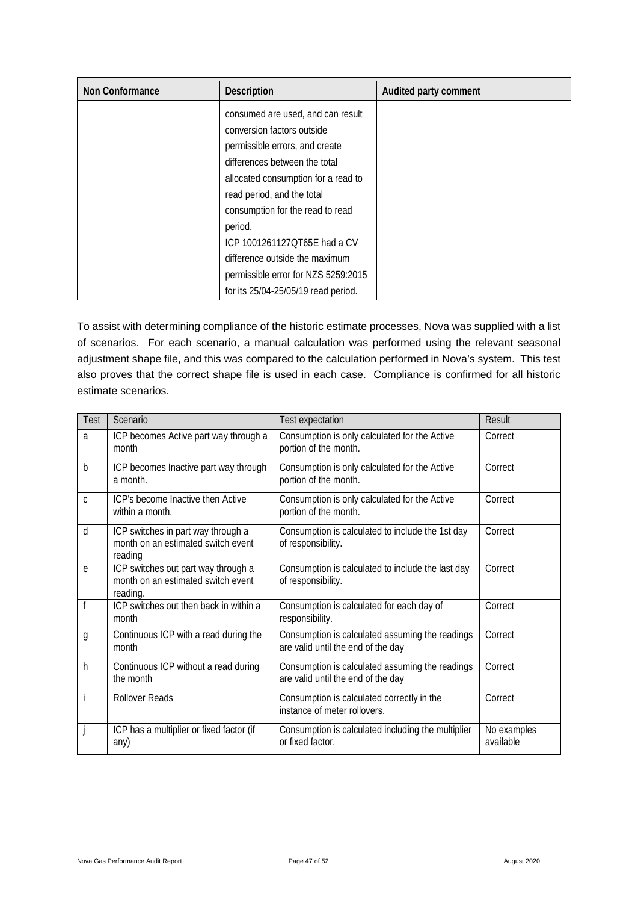| Non Conformance | Description | Audited party comment |
| --- | --- | --- |
| | consumed are used, and can result conversion factors outside permissible errors, and create differences between the total allocated consumption for a read to read period, and the total consumption for the read to read period.<br>ICP 1001261127QT65E had a CV difference outside the maximum permissible error for NZS 5259:2015 for its 25/04-25/05/19 read period. | |

To assist with determining compliance of the historic estimate processes, Nova was supplied with a list of scenarios. For each scenario, a manual calculation was performed using the relevant seasonal adjustment shape file, and this was compared to the calculation performed in Nova's system. This test also proves that the correct shape file is used in each case. Compliance is confirmed for all historic estimate scenarios.

| Test | Scenario | Test expectation | Result |
| --- | --- | --- | --- |
| a | ICP becomes Active part way through a month | Consumption is only calculated for the Active portion of the month. | Correct |
| b | ICP becomes Inactive part way through a month. | Consumption is only calculated for the Active portion of the month. | Correct |
| c | ICP's become Inactive then Active within a month. | Consumption is only calculated for the Active portion of the month. | Correct |
| d | ICP switches in part way through a month on an estimated switch event reading | Consumption is calculated to include the 1st day of responsibility. | Correct |
| e | ICP switches out part way through a month on an estimated switch event reading. | Consumption is calculated to include the last day of responsibility. | Correct |
| f | ICP switches out then back in within a month | Consumption is calculated for each day of responsibility. | Correct |
| g | Continuous ICP with a read during the month | Consumption is calculated assuming the readings are valid until the end of the day | Correct |
| h | Continuous ICP without a read during the month | Consumption is calculated assuming the readings are valid until the end of the day | Correct |
| i | Rollover Reads | Consumption is calculated correctly in the instance of meter rollovers. | Correct |
| j | ICP has a multiplier or fixed factor (if any) | Consumption is calculated including the multiplier or fixed factor. | No examples available |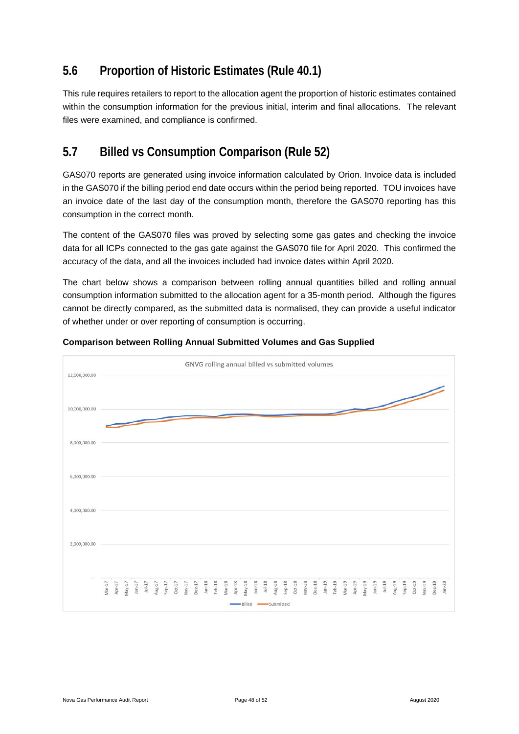## 5.6 Proportion of Historic Estimates (Rule 40.1)

This rule requires retailers to report to the allocation agent the proportion of historic estimates contained within the consumption information for the previous initial, interim and final allocations. The relevant files were examined, and compliance is confirmed.

## 5.7 Billed vs Consumption Comparison (Rule 52)

GAS070 reports are generated using invoice information calculated by Orion. Invoice data is included in the GAS070 if the billing period end date occurs within the period being reported. TOU invoices have an invoice date of the last day of the consumption month, therefore the GAS070 reporting has this consumption in the correct month.

The content of the GAS070 files was proved by selecting some gas gates and checking the invoice data for all ICPs connected to the gas gate against the GAS070 file for April 2020. This confirmed the accuracy of the data, and all the invoices included had invoice dates within April 2020.

The chart below shows a comparison between rolling annual quantities billed and rolling annual consumption information submitted to the allocation agent for a 35-month period. Although the figures cannot be directly compared, as the submitted data is normalised, they can provide a useful indicator of whether under or over reporting of consumption is occurring.

**Comparison between Rolling Annual Submitted Volumes and Gas Supplied**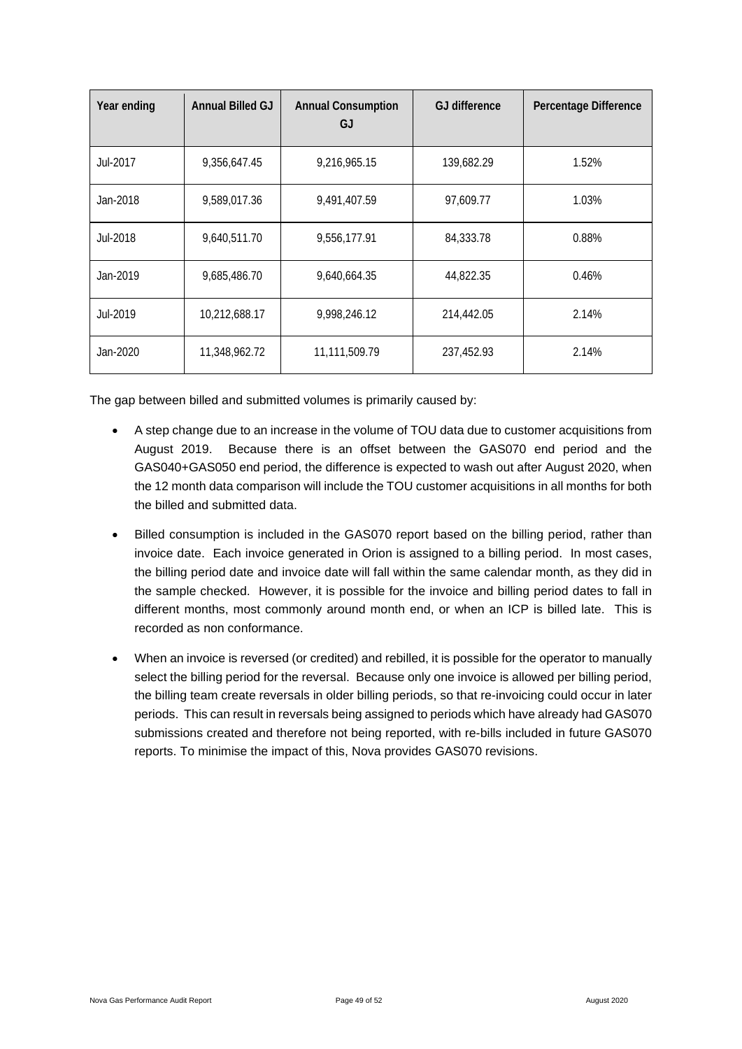| Year ending | Annual Billed GJ | Annual Consumption GJ | GJ difference | Percentage Difference |
|---|---|---|---|---|
| Jul-2017 | 9,356,647.45 | 9,216,965.15 | 139,682.29 | 1.52% |
| Jan-2018 | 9,589,017.36 | 9,491,407.59 | 97,609.77 | 1.03% |
| Jul-2018 | 9,640,511.70 | 9,556,177.91 | 84,333.78 | 0.88% |
| Jan-2019 | 9,685,486.70 | 9,640,664.35 | 44,822.35 | 0.46% |
| Jul-2019 | 10,212,688.17 | 9,998,246.12 | 214,442.05 | 2.14% |
| Jan-2020 | 11,348,962.72 | 11,111,509.79 | 237,452.93 | 2.14% |

The gap between billed and submitted volumes is primarily caused by:

- A step change due to an increase in the volume of TOU data due to customer acquisitions from August 2019. Because there is an offset between the GAS070 end period and the GAS040+GAS050 end period, the difference is expected to wash out after August 2020, when the 12 month data comparison will include the TOU customer acquisitions in all months for both the billed and submitted data.
- Billed consumption is included in the GAS070 report based on the billing period, rather than invoice date. Each invoice generated in Orion is assigned to a billing period. In most cases, the billing period date and invoice date will fall within the same calendar month, as they did in the sample checked. However, it is possible for the invoice and billing period dates to fall in different months, most commonly around month end, or when an ICP is billed late. This is recorded as non conformance.
- When an invoice is reversed (or credited) and rebilled, it is possible for the operator to manually select the billing period for the reversal. Because only one invoice is allowed per billing period, the billing team create reversals in older billing periods, so that re-invoicing could occur in later periods. This can result in reversals being assigned to periods which have already had GAS070 submissions created and therefore not being reported, with re-bills included in future GAS070 reports. To minimise the impact of this, Nova provides GAS070 revisions.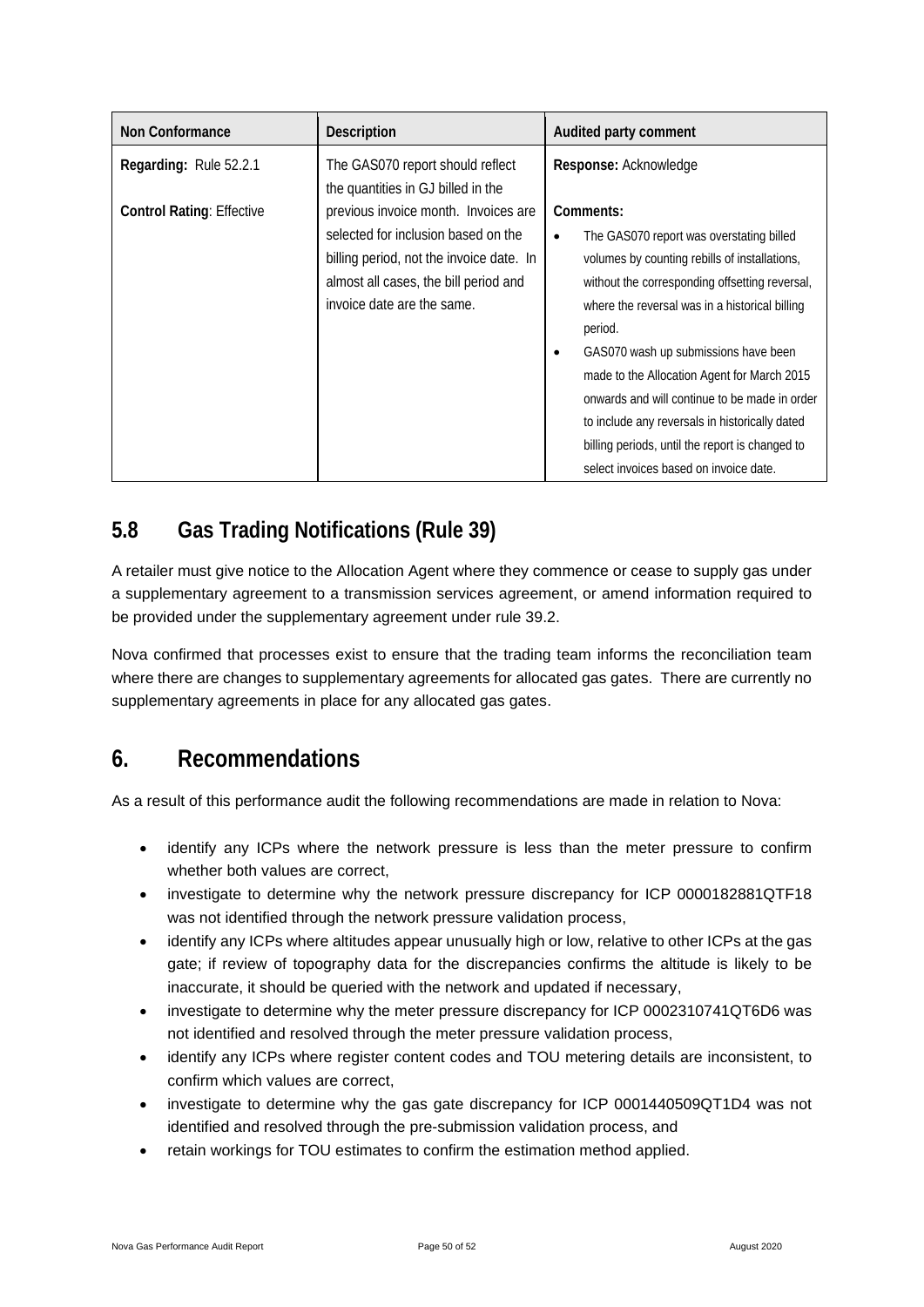| Non Conformance | Description | Audited party comment |
|---|---|---|
| **Regarding:** Rule 52.2.1<br><br>**Control Rating**: Effective | The GAS070 report should reflect the quantities in GJ billed in the previous invoice month. Invoices are selected for inclusion based on the billing period, not the invoice date. In almost all cases, the bill period and invoice date are the same. | **Response:** Acknowledge<br><br>**Comments:**<br>• The GAS070 report was overstating billed volumes by counting rebills of installations, without the corresponding offsetting reversal, where the reversal was in a historical billing period.<br>• GAS070 wash up submissions have been made to the Allocation Agent for March 2015 onwards and will continue to be made in order to include any reversals in historically dated billing periods, until the report is changed to select invoices based on invoice date. |

## 5.8 Gas Trading Notifications (Rule 39)

A retailer must give notice to the Allocation Agent where they commence or cease to supply gas under a supplementary agreement to a transmission services agreement, or amend information required to be provided under the supplementary agreement under rule 39.2.

Nova confirmed that processes exist to ensure that the trading team informs the reconciliation team where there are changes to supplementary agreements for allocated gas gates. There are currently no supplementary agreements in place for any allocated gas gates.

# 6. Recommendations

As a result of this performance audit the following recommendations are made in relation to Nova:

- identify any ICPs where the network pressure is less than the meter pressure to confirm whether both values are correct,
- investigate to determine why the network pressure discrepancy for ICP 0000182881QTF18 was not identified through the network pressure validation process,
- identify any ICPs where altitudes appear unusually high or low, relative to other ICPs at the gas gate; if review of topography data for the discrepancies confirms the altitude is likely to be inaccurate, it should be queried with the network and updated if necessary,
- investigate to determine why the meter pressure discrepancy for ICP 0002310741QT6D6 was not identified and resolved through the meter pressure validation process,
- identify any ICPs where register content codes and TOU metering details are inconsistent, to confirm which values are correct,
- investigate to determine why the gas gate discrepancy for ICP 0001440509QT1D4 was not identified and resolved through the pre-submission validation process, and
- retain workings for TOU estimates to confirm the estimation method applied.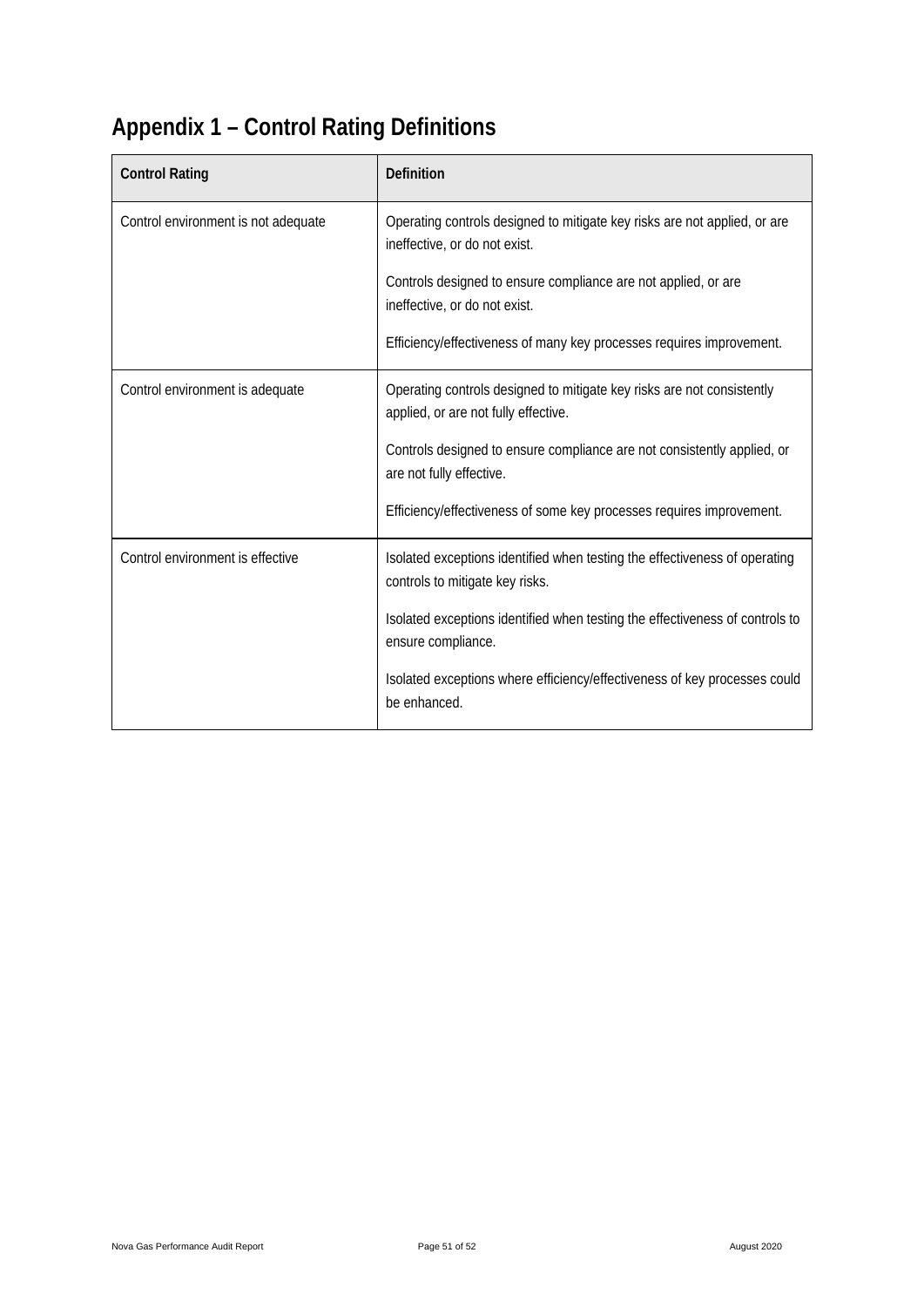# Appendix 1 – Control Rating Definitions

| Control Rating | Definition |
| --- | --- |
| Control environment is not adequate | Operating controls designed to mitigate key risks are not applied, or are ineffective, or do not exist.<br><br>Controls designed to ensure compliance are not applied, or are ineffective, or do not exist.<br><br>Efficiency/effectiveness of many key processes requires improvement. |
| Control environment is adequate | Operating controls designed to mitigate key risks are not consistently applied, or are not fully effective.<br><br>Controls designed to ensure compliance are not consistently applied, or are not fully effective.<br><br>Efficiency/effectiveness of some key processes requires improvement. |
| Control environment is effective | Isolated exceptions identified when testing the effectiveness of operating controls to mitigate key risks.<br><br>Isolated exceptions identified when testing the effectiveness of controls to ensure compliance.<br><br>Isolated exceptions where efficiency/effectiveness of key processes could be enhanced. |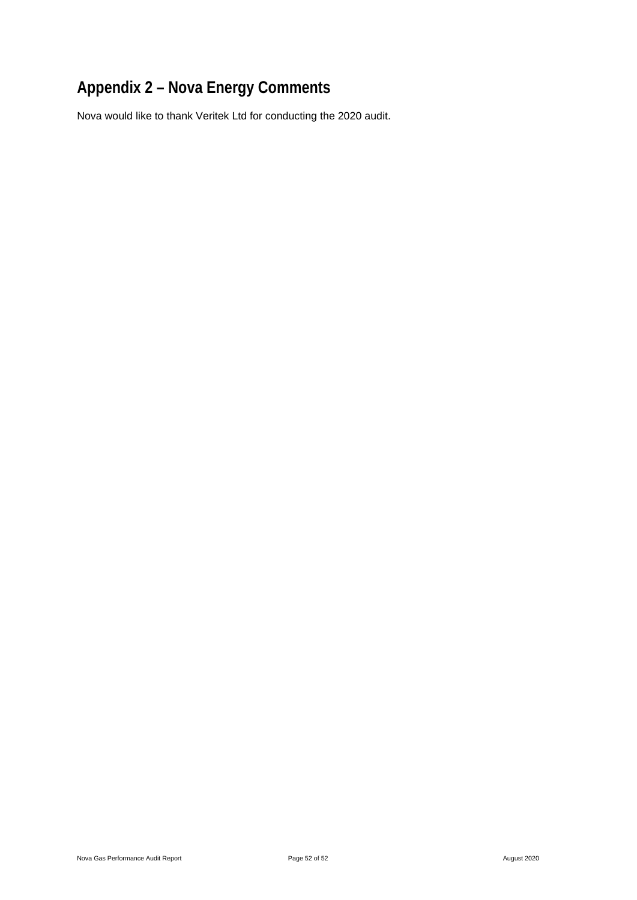# Appendix 2 – Nova Energy Comments

Nova would like to thank Veritek Ltd for conducting the 2020 audit.